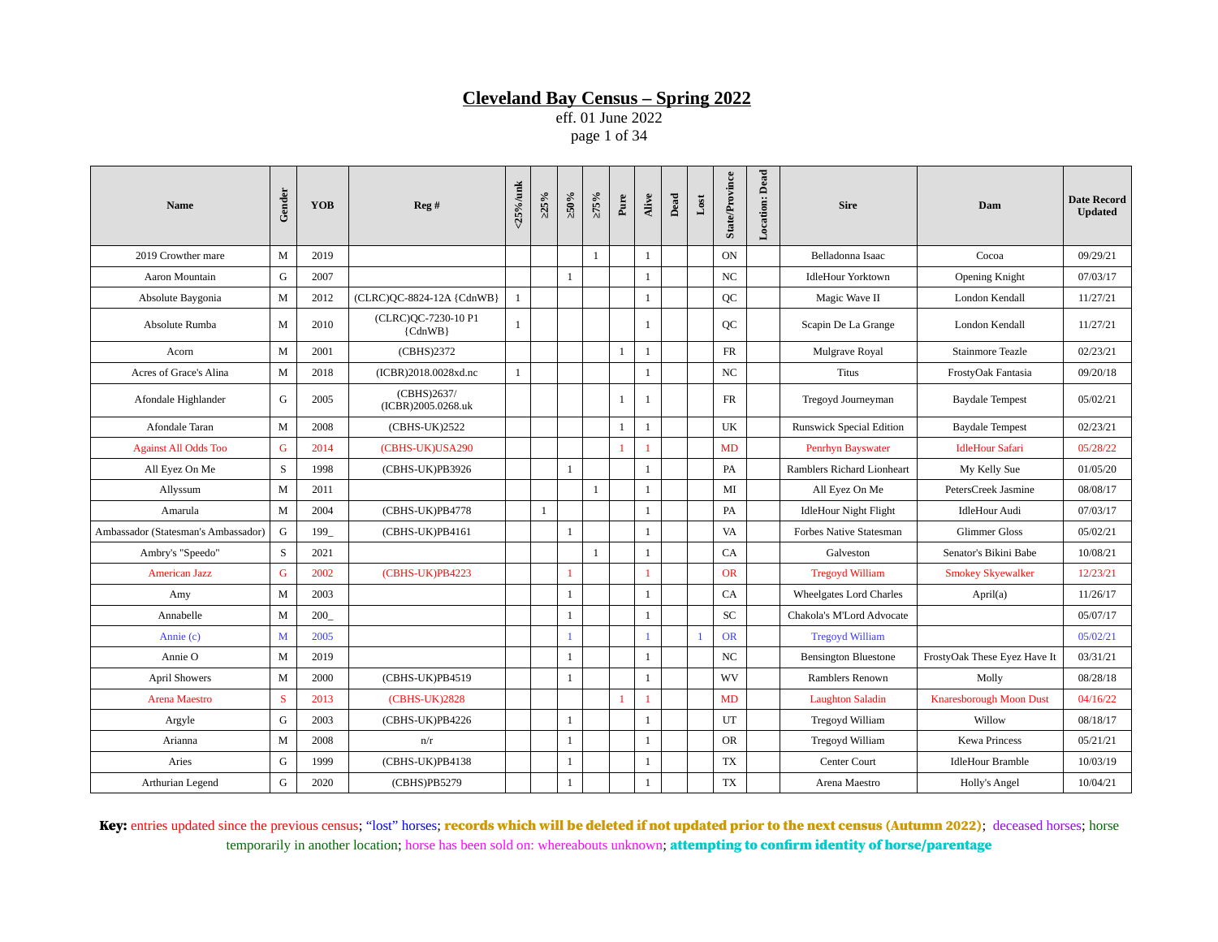# Cleveland Bay Census – Spring 2022

eff. 01 June 2022

| Name | Gender | YOB | Reg # | <25%/unk | ≥25% | ≥50% | ≥75% | Pure | Alive | Dead | Lost | State/Province | Location: Dead | Sire | Dam | Date Record Updated |
|---|---|---|---|---|---|---|---|---|---|---|---|---|---|---|---|---|
| 2019 Crowther mare | M | 2019 | | | | | 1 | | 1 | | | ON | | Belladonna Isaac | Cocoa | 09/29/21 |
| Aaron Mountain | G | 2007 | | | | 1 | | | 1 | | | NC | | IdleHour Yorktown | Opening Knight | 07/03/17 |
| Absolute Baygonia | M | 2012 | (CLRC)QC-8824-12A {CdnWB} | 1 | | | | | 1 | | | QC | | Magic Wave II | London Kendall | 11/27/21 |
| Absolute Rumba | M | 2010 | (CLRC)QC-7230-10 P1 {CdnWB} | 1 | | | | | 1 | | | QC | | Scapin De La Grange | London Kendall | 11/27/21 |
| Acorn | M | 2001 | (CBHS)2372 | | | | | 1 | 1 | | | FR | | Mulgrave Royal | Stainmore Teazle | 02/23/21 |
| Acres of Grace's Alina | M | 2018 | (ICBR)2018.0028xd.nc | 1 | | | | | 1 | | | NC | | Titus | FrostyOak Fantasia | 09/20/18 |
| Afondale Highlander | G | 2005 | (CBHS)2637/ (ICBR)2005.0268.uk | | | | | 1 | 1 | | | FR | | Tregoyd Journeyman | Baydale Tempest | 05/02/21 |
| Afondale Taran | M | 2008 | (CBHS-UK)2522 | | | | | 1 | 1 | | | UK | | Runswick Special Edition | Baydale Tempest | 02/23/21 |
| Against All Odds Too | G | 2014 | (CBHS-UK)USA290 | | | | | 1 | 1 | | | MD | | Penrhyn Bayswater | IdleHour Safari | 05/28/22 |
| All Eyez On Me | S | 1998 | (CBHS-UK)PB3926 | | | 1 | | | 1 | | | PA | | Ramblers Richard Lionheart | My Kelly Sue | 01/05/20 |
| Allyssum | M | 2011 | | | | | 1 | | 1 | | | MI | | All Eyez On Me | PetersCreek Jasmine | 08/08/17 |
| Amarula | M | 2004 | (CBHS-UK)PB4778 | | 1 | | | | 1 | | | PA | | IdleHour Night Flight | IdleHour Audi | 07/03/17 |
| Ambassador (Statesman's Ambassador) | G | 199_ | (CBHS-UK)PB4161 | | | 1 | | | 1 | | | VA | | Forbes Native Statesman | Glimmer Gloss | 05/02/21 |
| Ambry's "Speedo" | S | 2021 | | | | | 1 | | 1 | | | CA | | Galveston | Senator's Bikini Babe | 10/08/21 |
| American Jazz | G | 2002 | (CBHS-UK)PB4223 | | | 1 | | | 1 | | | OR | | Tregoyd William | Smokey Skyewalker | 12/23/21 |
| Amy | M | 2003 | | | | 1 | | | 1 | | | CA | | Wheelgates Lord Charles | April(a) | 11/26/17 |
| Annabelle | M | 200_ | | | | 1 | | | 1 | | | SC | | Chakola's M'Lord Advocate | | 05/07/17 |
| Annie (c) | M | 2005 | | | | 1 | | | 1 | | 1 | OR | | Tregoyd William | | 05/02/21 |
| Annie O | M | 2019 | | | | 1 | | | 1 | | | NC | | Bensington Bluestone | FrostyOak These Eyez Have It | 03/31/21 |
| April Showers | M | 2000 | (CBHS-UK)PB4519 | | | 1 | | | 1 | | | WV | | Ramblers Renown | Molly | 08/28/18 |
| Arena Maestro | S | 2013 | (CBHS-UK)2828 | | | | | 1 | 1 | | | MD | | Laughton Saladin | Knaresborough Moon Dust | 04/16/22 |
| Argyle | G | 2003 | (CBHS-UK)PB4226 | | | 1 | | | 1 | | | UT | | Tregoyd William | Willow | 08/18/17 |
| Arianna | M | 2008 | n/r | | | 1 | | | 1 | | | OR | | Tregoyd William | Kewa Princess | 05/21/21 |
| Aries | G | 1999 | (CBHS-UK)PB4138 | | | 1 | | | 1 | | | TX | | Center Court | IdleHour Bramble | 10/03/19 |
| Arthurian Legend | G | 2020 | (CBHS)PB5279 | | | 1 | | | 1 | | | TX | | Arena Maestro | Holly's Angel | 10/04/21 |

**Key:** entries updated since the previous census; "lost" horses; **records which will be deleted if not updated prior to the next census (Autumn 2022)**; deceased horses; horse temporarily in another location; horse has been sold on: whereabouts unknown; **attempting to confirm identity of horse/parentage**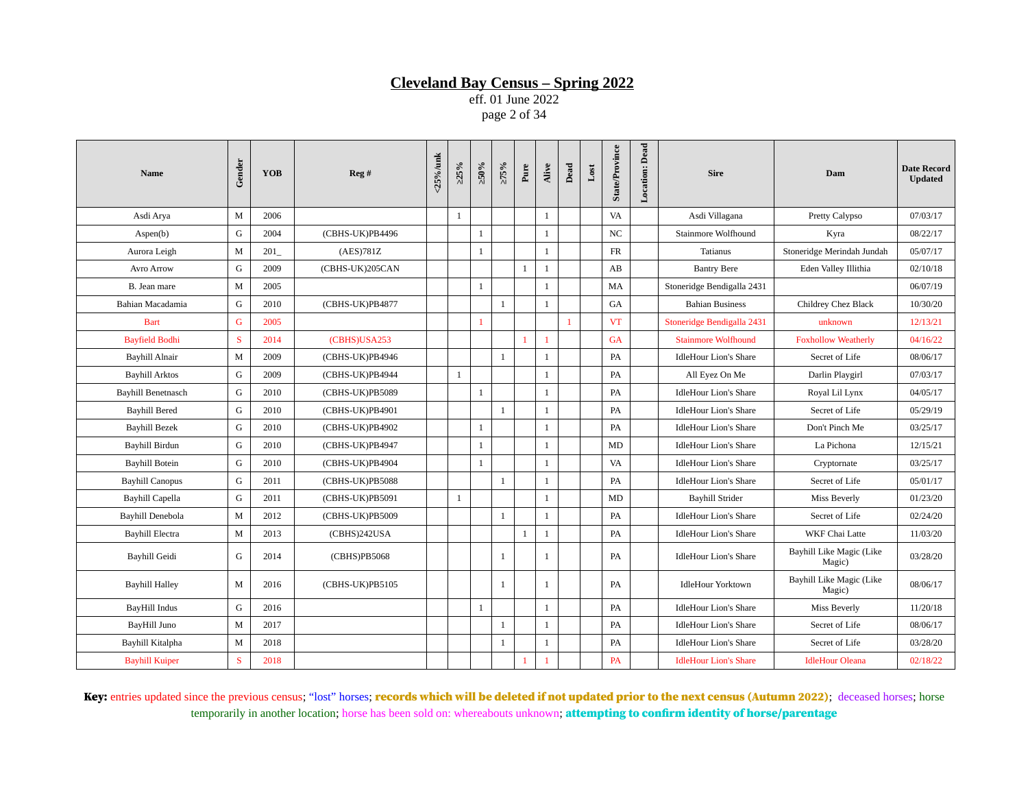# Cleveland Bay Census – Spring 2022

eff. 01 June 2022

| Name | Gender | YOB | Reg # | <25%/unk | ≥25% | ≥50% | ≥75% | Pure | Alive | Dead | Lost | State/Province | Location: Dead | Sire | Dam | Date Record Updated |
|---|---|---|---|---|---|---|---|---|---|---|---|---|---|---|---|---|
| Asdi Arya | M | 2006 | | | 1 | | | | 1 | | | VA | | Asdi Villagana | Pretty Calypso | 07/03/17 |
| Aspen(b) | G | 2004 | (CBHS-UK)PB4496 | | | 1 | | | 1 | | | NC | | Stainmore Wolfhound | Kyra | 08/22/17 |
| Aurora Leigh | M | 201_ | (AES)781Z | | | 1 | | | 1 | | | FR | | Tatianus | Stoneridge Merindah Jundah | 05/07/17 |
| Avro Arrow | G | 2009 | (CBHS-UK)205CAN | | | | | 1 | 1 | | | AB | | Bantry Bere | Eden Valley Illithia | 02/10/18 |
| B. Jean mare | M | 2005 | | | | 1 | | | 1 | | | MA | | Stoneridge Bendigalla 2431 | | 06/07/19 |
| Bahian Macadamia | G | 2010 | (CBHS-UK)PB4877 | | | | 1 | | 1 | | | GA | | Bahian Business | Childrey Chez Black | 10/30/20 |
| Bart | G | 2005 | | | | 1 | | | | 1 | | VT | | Stoneridge Bendigalla 2431 | unknown | 12/13/21 |
| Bayfield Bodhi | S | 2014 | (CBHS)USA253 | | | | | 1 | 1 | | | GA | | Stainmore Wolfhound | Foxhollow Weatherly | 04/16/22 |
| Bayhill Alnair | M | 2009 | (CBHS-UK)PB4946 | | | | 1 | | 1 | | | PA | | IdleHour Lion's Share | Secret of Life | 08/06/17 |
| Bayhill Arktos | G | 2009 | (CBHS-UK)PB4944 | | 1 | | | | 1 | | | PA | | All Eyez On Me | Darlin Playgirl | 07/03/17 |
| Bayhill Benetnasch | G | 2010 | (CBHS-UK)PB5089 | | | 1 | | | 1 | | | PA | | IdleHour Lion's Share | Royal Lil Lynx | 04/05/17 |
| Bayhill Bered | G | 2010 | (CBHS-UK)PB4901 | | | | 1 | | 1 | | | PA | | IdleHour Lion's Share | Secret of Life | 05/29/19 |
| Bayhill Bezek | G | 2010 | (CBHS-UK)PB4902 | | | 1 | | | 1 | | | PA | | IdleHour Lion's Share | Don't Pinch Me | 03/25/17 |
| Bayhill Birdun | G | 2010 | (CBHS-UK)PB4947 | | | 1 | | | 1 | | | MD | | IdleHour Lion's Share | La Pichona | 12/15/21 |
| Bayhill Botein | G | 2010 | (CBHS-UK)PB4904 | | | 1 | | | 1 | | | VA | | IdleHour Lion's Share | Cryptornate | 03/25/17 |
| Bayhill Canopus | G | 2011 | (CBHS-UK)PB5088 | | | | 1 | | 1 | | | PA | | IdleHour Lion's Share | Secret of Life | 05/01/17 |
| Bayhill Capella | G | 2011 | (CBHS-UK)PB5091 | | 1 | | | | 1 | | | MD | | Bayhill Strider | Miss Beverly | 01/23/20 |
| Bayhill Denebola | M | 2012 | (CBHS-UK)PB5009 | | | | 1 | | 1 | | | PA | | IdleHour Lion's Share | Secret of Life | 02/24/20 |
| Bayhill Electra | M | 2013 | (CBHS)242USA | | | | | 1 | 1 | | | PA | | IdleHour Lion's Share | WKF Chai Latte | 11/03/20 |
| Bayhill Geidi | G | 2014 | (CBHS)PB5068 | | | | 1 | | 1 | | | PA | | IdleHour Lion's Share | Bayhill Like Magic (Like Magic) | 03/28/20 |
| Bayhill Halley | M | 2016 | (CBHS-UK)PB5105 | | | | 1 | | 1 | | | PA | | IdleHour Yorktown | Bayhill Like Magic (Like Magic) | 08/06/17 |
| BayHill Indus | G | 2016 | | | | 1 | | | 1 | | | PA | | IdleHour Lion's Share | Miss Beverly | 11/20/18 |
| BayHill Juno | M | 2017 | | | | | 1 | | 1 | | | PA | | IdleHour Lion's Share | Secret of Life | 08/06/17 |
| Bayhill Kitalpha | M | 2018 | | | | | 1 | | 1 | | | PA | | IdleHour Lion's Share | Secret of Life | 03/28/20 |
| Bayhill Kuiper | S | 2018 | | | | | | 1 | 1 | | | PA | | IdleHour Lion's Share | IdleHour Oleana | 02/18/22 |

**Key:** entries updated since the previous census; "lost" horses; **records which will be deleted if not updated prior to the next census (Autumn 2022)**; deceased horses; horse temporarily in another location; horse has been sold on: whereabouts unknown; **attempting to confirm identity of horse/parentage**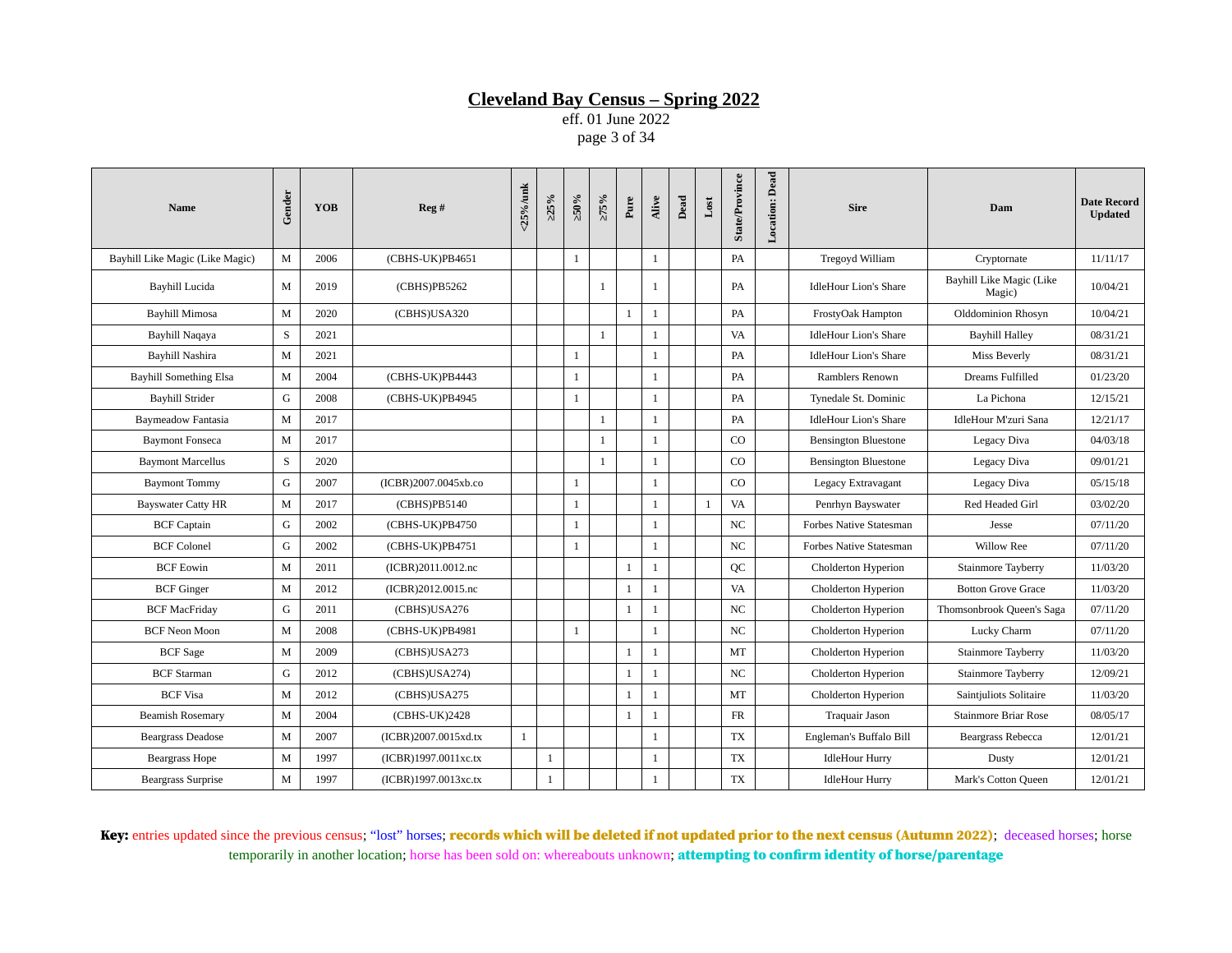## Cleveland Bay Census – Spring 2022

eff. 01 June 2022

| Name | Gender | YOB | Reg # | <25%/unk | ≥25% | ≥50% | ≥75% | Pure | Alive | Dead | Lost | State/Province | Location: Dead | Sire | Dam | Date Record Updated |
|---|---|---|---|---|---|---|---|---|---|---|---|---|---|---|---|---|
| Bayhill Like Magic (Like Magic) | M | 2006 | (CBHS-UK)PB4651 | | | 1 | | | 1 | | | PA | | Tregoyd William | Cryptornate | 11/11/17 |
| Bayhill Lucida | M | 2019 | (CBHS)PB5262 | | | | 1 | | 1 | | | PA | | IdleHour Lion's Share | Bayhill Like Magic (Like Magic) | 10/04/21 |
| Bayhill Mimosa | M | 2020 | (CBHS)USA320 | | | | | 1 | 1 | | | PA | | FrostyOak Hampton | Olddominion Rhosyn | 10/04/21 |
| Bayhill Naqaya | S | 2021 | | | | | 1 | | 1 | | | VA | | IdleHour Lion's Share | Bayhill Halley | 08/31/21 |
| Bayhill Nashira | M | 2021 | | | | 1 | | | 1 | | | PA | | IdleHour Lion's Share | Miss Beverly | 08/31/21 |
| Bayhill Something Elsa | M | 2004 | (CBHS-UK)PB4443 | | | 1 | | | 1 | | | PA | | Ramblers Renown | Dreams Fulfilled | 01/23/20 |
| Bayhill Strider | G | 2008 | (CBHS-UK)PB4945 | | | 1 | | | 1 | | | PA | | Tynedale St. Dominic | La Pichona | 12/15/21 |
| Baymeadow Fantasia | M | 2017 | | | | | 1 | | 1 | | | PA | | IdleHour Lion's Share | IdleHour M'zuri Sana | 12/21/17 |
| Baymont Fonseca | M | 2017 | | | | | 1 | | 1 | | | CO | | Bensington Bluestone | Legacy Diva | 04/03/18 |
| Baymont Marcellus | S | 2020 | | | | | 1 | | 1 | | | CO | | Bensington Bluestone | Legacy Diva | 09/01/21 |
| Baymont Tommy | G | 2007 | (ICBR)2007.0045xb.co | | | 1 | | | 1 | | | CO | | Legacy Extravagant | Legacy Diva | 05/15/18 |
| Bayswater Catty HR | M | 2017 | (CBHS)PB5140 | | | 1 | | | 1 | | 1 | VA | | Penrhyn Bayswater | Red Headed Girl | 03/02/20 |
| BCF Captain | G | 2002 | (CBHS-UK)PB4750 | | | 1 | | | 1 | | | NC | | Forbes Native Statesman | Jesse | 07/11/20 |
| BCF Colonel | G | 2002 | (CBHS-UK)PB4751 | | | 1 | | | 1 | | | NC | | Forbes Native Statesman | Willow Ree | 07/11/20 |
| BCF Eowin | M | 2011 | (ICBR)2011.0012.nc | | | | | 1 | 1 | | | QC | | Cholderton Hyperion | Stainmore Tayberry | 11/03/20 |
| BCF Ginger | M | 2012 | (ICBR)2012.0015.nc | | | | | 1 | 1 | | | VA | | Cholderton Hyperion | Botton Grove Grace | 11/03/20 |
| BCF MacFriday | G | 2011 | (CBHS)USA276 | | | | | 1 | 1 | | | NC | | Cholderton Hyperion | Thomsonbrook Queen's Saga | 07/11/20 |
| BCF Neon Moon | M | 2008 | (CBHS-UK)PB4981 | | | 1 | | | 1 | | | NC | | Cholderton Hyperion | Lucky Charm | 07/11/20 |
| BCF Sage | M | 2009 | (CBHS)USA273 | | | | | 1 | 1 | | | MT | | Cholderton Hyperion | Stainmore Tayberry | 11/03/20 |
| BCF Starman | G | 2012 | (CBHS)USA274) | | | | | 1 | 1 | | | NC | | Cholderton Hyperion | Stainmore Tayberry | 12/09/21 |
| BCF Visa | M | 2012 | (CBHS)USA275 | | | | | 1 | 1 | | | MT | | Cholderton Hyperion | Saintjuliots Solitaire | 11/03/20 |
| Beamish Rosemary | M | 2004 | (CBHS-UK)2428 | | | | | 1 | 1 | | | FR | | Traquair Jason | Stainmore Briar Rose | 08/05/17 |
| Beargrass Deadose | M | 2007 | (ICBR)2007.0015xd.tx | 1 | | | | | 1 | | | TX | | Engleman's Buffalo Bill | Beargrass Rebecca | 12/01/21 |
| Beargrass Hope | M | 1997 | (ICBR)1997.0011xc.tx | | 1 | | | | 1 | | | TX | | IdleHour Hurry | Dusty | 12/01/21 |
| Beargrass Surprise | M | 1997 | (ICBR)1997.0013xc.tx | | 1 | | | | 1 | | | TX | | IdleHour Hurry | Mark's Cotton Queen | 12/01/21 |

**Key:** entries updated since the previous census; "lost" horses; **records which will be deleted if not updated prior to the next census (Autumn 2022)**; deceased horses; horse temporarily in another location; horse has been sold on: whereabouts unknown; **attempting to confirm identity of horse/parentage**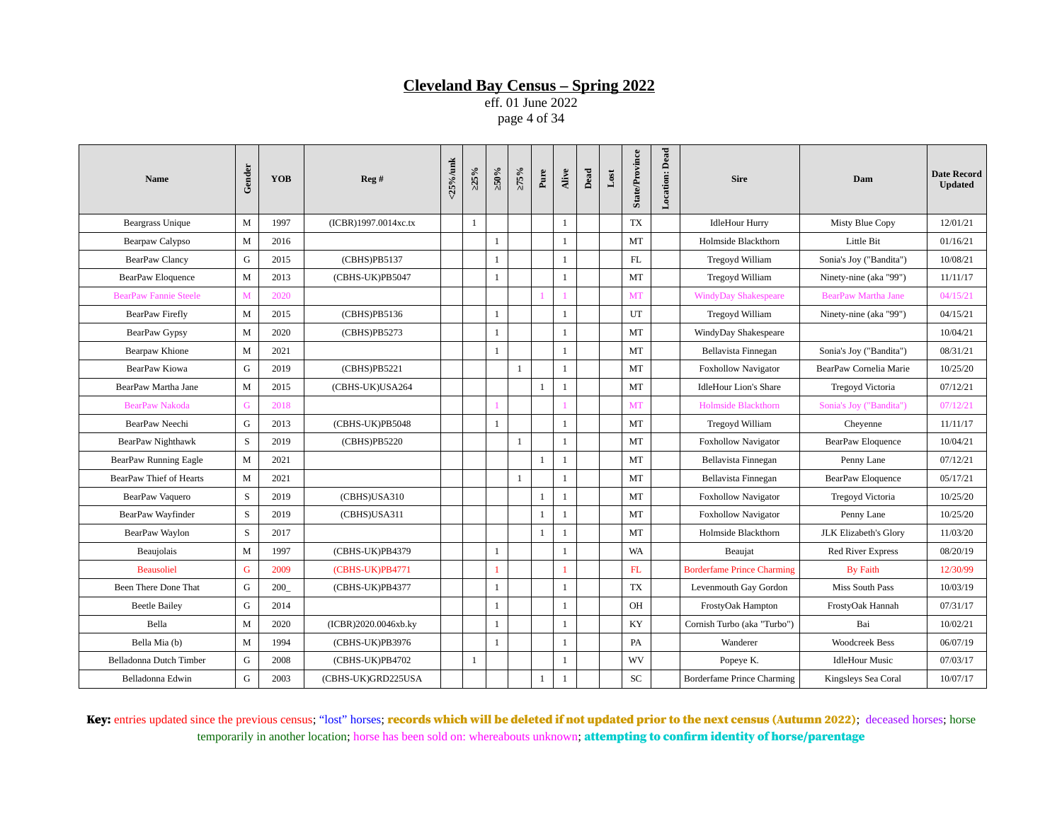# Cleveland Bay Census – Spring 2022

eff. 01 June 2022

| Name | Gender | YOB | Reg # | <25%/unk | ≥25% | ≥50% | ≥75% | Pure | Alive | Dead | Lost | State/Province | Location: Dead | Sire | Dam | Date Record Updated |
|---|---|---|---|---|---|---|---|---|---|---|---|---|---|---|---|---|
| Beargrass Unique | M | 1997 | (ICBR)1997.0014xc.tx | | 1 | | | | 1 | | | TX | | IdleHour Hurry | Misty Blue Copy | 12/01/21 |
| Bearpaw Calypso | M | 2016 | | | | 1 | | | 1 | | | MT | | Holmside Blackthorn | Little Bit | 01/16/21 |
| BearPaw Clancy | G | 2015 | (CBHS)PB5137 | | | 1 | | | 1 | | | FL | | Tregoyd William | Sonia's Joy ("Bandita") | 10/08/21 |
| BearPaw Eloquence | M | 2013 | (CBHS-UK)PB5047 | | | 1 | | | 1 | | | MT | | Tregoyd William | Ninety-nine (aka "99") | 11/11/17 |
| BearPaw Fannie Steele | M | 2020 | | | | | | 1 | 1 | | | MT | | WindyDay Shakespeare | BearPaw Martha Jane | 04/15/21 |
| BearPaw Firefly | M | 2015 | (CBHS)PB5136 | | | 1 | | | 1 | | | UT | | Tregoyd William | Ninety-nine (aka "99") | 04/15/21 |
| BearPaw Gypsy | M | 2020 | (CBHS)PB5273 | | | 1 | | | 1 | | | MT | | WindyDay Shakespeare | | 10/04/21 |
| Bearpaw Khione | M | 2021 | | | | 1 | | | 1 | | | MT | | Bellavista Finnegan | Sonia's Joy ("Bandita") | 08/31/21 |
| BearPaw Kiowa | G | 2019 | (CBHS)PB5221 | | | | 1 | | 1 | | | MT | | Foxhollow Navigator | BearPaw Cornelia Marie | 10/25/20 |
| BearPaw Martha Jane | M | 2015 | (CBHS-UK)USA264 | | | | | 1 | 1 | | | MT | | IdleHour Lion's Share | Tregoyd Victoria | 07/12/21 |
| BearPaw Nakoda | G | 2018 | | | | 1 | | | 1 | | | MT | | Holmside Blackthorn | Sonia's Joy ("Bandita") | 07/12/21 |
| BearPaw Neechi | G | 2013 | (CBHS-UK)PB5048 | | | 1 | | | 1 | | | MT | | Tregoyd William | Cheyenne | 11/11/17 |
| BearPaw Nighthawk | S | 2019 | (CBHS)PB5220 | | | | 1 | | 1 | | | MT | | Foxhollow Navigator | BearPaw Eloquence | 10/04/21 |
| BearPaw Running Eagle | M | 2021 | | | | | | 1 | 1 | | | MT | | Bellavista Finnegan | Penny Lane | 07/12/21 |
| BearPaw Thief of Hearts | M | 2021 | | | | | 1 | | 1 | | | MT | | Bellavista Finnegan | BearPaw Eloquence | 05/17/21 |
| BearPaw Vaquero | S | 2019 | (CBHS)USA310 | | | | | 1 | 1 | | | MT | | Foxhollow Navigator | Tregoyd Victoria | 10/25/20 |
| BearPaw Wayfinder | S | 2019 | (CBHS)USA311 | | | | | 1 | 1 | | | MT | | Foxhollow Navigator | Penny Lane | 10/25/20 |
| BearPaw Waylon | S | 2017 | | | | | | 1 | 1 | | | MT | | Holmside Blackthorn | JLK Elizabeth's Glory | 11/03/20 |
| Beaujolais | M | 1997 | (CBHS-UK)PB4379 | | | 1 | | | 1 | | | WA | | Beaujat | Red River Express | 08/20/19 |
| Beausoliel | G | 2009 | (CBHS-UK)PB4771 | | | 1 | | | 1 | | | FL | | Borderfame Prince Charming | By Faith | 12/30/99 |
| Been There Done That | G | 200_ | (CBHS-UK)PB4377 | | | 1 | | | 1 | | | TX | | Levenmouth Gay Gordon | Miss South Pass | 10/03/19 |
| Beetle Bailey | G | 2014 | | | | 1 | | | 1 | | | OH | | FrostyOak Hampton | FrostyOak Hannah | 07/31/17 |
| Bella | M | 2020 | (ICBR)2020.0046xb.ky | | | 1 | | | 1 | | | KY | | Cornish Turbo (aka "Turbo") | Bai | 10/02/21 |
| Bella Mia (b) | M | 1994 | (CBHS-UK)PB3976 | | | 1 | | | 1 | | | PA | | Wanderer | Woodcreek Bess | 06/07/19 |
| Belladonna Dutch Timber | G | 2008 | (CBHS-UK)PB4702 | | 1 | | | | 1 | | | WV | | Popeye K. | IdleHour Music | 07/03/17 |
| Belladonna Edwin | G | 2003 | (CBHS-UK)GRD225USA | | | | | 1 | 1 | | | SC | | Borderfame Prince Charming | Kingsleys Sea Coral | 10/07/17 |

**Key:** entries updated since the previous census; "lost" horses; **records which will be deleted if not updated prior to the next census (Autumn 2022)**; deceased horses; horse temporarily in another location; horse has been sold on: whereabouts unknown; **attempting to confirm identity of horse/parentage**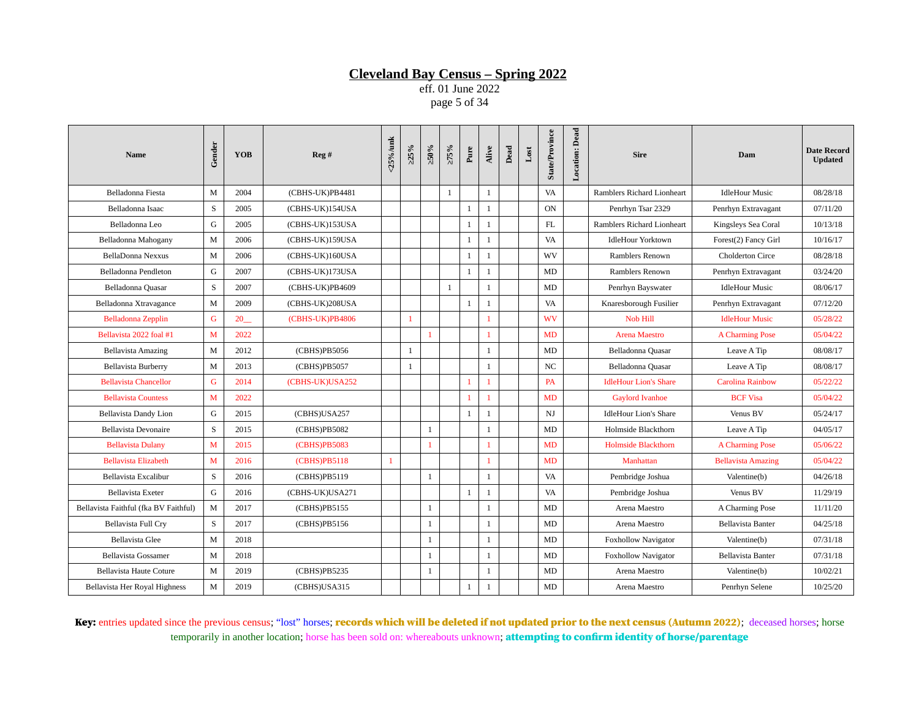# Cleveland Bay Census – Spring 2022

eff. 01 June 2022

| Name | Gender | YOB | Reg # | <25%/unk | ≥25% | ≥50% | ≥75% | Pure | Alive | Dead | Lost | State/Province | Location: Dead | Sire | Dam | Date Record Updated |
|---|---|---|---|---|---|---|---|---|---|---|---|---|---|---|---|---|
| Belladonna Fiesta | M | 2004 | (CBHS-UK)PB4481 | | | | 1 | | 1 | | | VA | | Ramblers Richard Lionheart | IdleHour Music | 08/28/18 |
| Belladonna Isaac | S | 2005 | (CBHS-UK)154USA | | | | | 1 | 1 | | | ON | | Penrhyn Tsar 2329 | Penrhyn Extravagant | 07/11/20 |
| Belladonna Leo | G | 2005 | (CBHS-UK)153USA | | | | | 1 | 1 | | | FL | | Ramblers Richard Lionheart | Kingsleys Sea Coral | 10/13/18 |
| Belladonna Mahogany | M | 2006 | (CBHS-UK)159USA | | | | | 1 | 1 | | | VA | | IdleHour Yorktown | Forest(2) Fancy Girl | 10/16/17 |
| BellaDonna Nexxus | M | 2006 | (CBHS-UK)160USA | | | | | 1 | 1 | | | WV | | Ramblers Renown | Cholderton Circe | 08/28/18 |
| Belladonna Pendleton | G | 2007 | (CBHS-UK)173USA | | | | | 1 | 1 | | | MD | | Ramblers Renown | Penrhyn Extravagant | 03/24/20 |
| Belladonna Quasar | S | 2007 | (CBHS-UK)PB4609 | | | | 1 | | 1 | | | MD | | Penrhyn Bayswater | IdleHour Music | 08/06/17 |
| Belladonna Xtravagance | M | 2009 | (CBHS-UK)208USA | | | | | 1 | 1 | | | VA | | Knaresborough Fusilier | Penrhyn Extravagant | 07/12/20 |
| Belladonna Zepplin | G | 20__ | (CBHS-UK)PB4806 | | 1 | | | | 1 | | | WV | | Nob Hill | IdleHour Music | 05/28/22 |
| Bellavista 2022 foal #1 | M | 2022 | | | | 1 | | | 1 | | | MD | | Arena Maestro | A Charming Pose | 05/04/22 |
| Bellavista Amazing | M | 2012 | (CBHS)PB5056 | | 1 | | | | 1 | | | MD | | Belladonna Quasar | Leave A Tip | 08/08/17 |
| Bellavista Burberry | M | 2013 | (CBHS)PB5057 | | 1 | | | | 1 | | | NC | | Belladonna Quasar | Leave A Tip | 08/08/17 |
| Bellavista Chancellor | G | 2014 | (CBHS-UK)USA252 | | | | | 1 | 1 | | | PA | | IdleHour Lion's Share | Carolina Rainbow | 05/22/22 |
| Bellavista Countess | M | 2022 | | | | | | 1 | 1 | | | MD | | Gaylord Ivanhoe | BCF Visa | 05/04/22 |
| Bellavista Dandy Lion | G | 2015 | (CBHS)USA257 | | | | | 1 | 1 | | | NJ | | IdleHour Lion's Share | Venus BV | 05/24/17 |
| Bellavista Devonaire | S | 2015 | (CBHS)PB5082 | | | 1 | | | 1 | | | MD | | Holmside Blackthorn | Leave A Tip | 04/05/17 |
| Bellavista Dulany | M | 2015 | (CBHS)PB5083 | | | 1 | | | 1 | | | MD | | Holmside Blackthorn | A Charming Pose | 05/06/22 |
| Bellavista Elizabeth | M | 2016 | (CBHS)PB5118 | 1 | | | | | 1 | | | MD | | Manhattan | Bellavista Amazing | 05/04/22 |
| Bellavista Excalibur | S | 2016 | (CBHS)PB5119 | | | 1 | | | 1 | | | VA | | Pembridge Joshua | Valentine(b) | 04/26/18 |
| Bellavista Exeter | G | 2016 | (CBHS-UK)USA271 | | | | | 1 | 1 | | | VA | | Pembridge Joshua | Venus BV | 11/29/19 |
| Bellavista Faithful (fka BV Faithful) | M | 2017 | (CBHS)PB5155 | | | 1 | | | 1 | | | MD | | Arena Maestro | A Charming Pose | 11/11/20 |
| Bellavista Full Cry | S | 2017 | (CBHS)PB5156 | | | 1 | | | 1 | | | MD | | Arena Maestro | Bellavista Banter | 04/25/18 |
| Bellavista Glee | M | 2018 | | | | 1 | | | 1 | | | MD | | Foxhollow Navigator | Valentine(b) | 07/31/18 |
| Bellavista Gossamer | M | 2018 | | | | 1 | | | 1 | | | MD | | Foxhollow Navigator | Bellavista Banter | 07/31/18 |
| Bellavista Haute Coture | M | 2019 | (CBHS)PB5235 | | | 1 | | | 1 | | | MD | | Arena Maestro | Valentine(b) | 10/02/21 |
| Bellavista Her Royal Highness | M | 2019 | (CBHS)USA315 | | | | | 1 | 1 | | | MD | | Arena Maestro | Penrhyn Selene | 10/25/20 |

**Key:** entries updated since the previous census; "lost" horses; **records which will be deleted if not updated prior to the next census (Autumn 2022)**; deceased horses; horse temporarily in another location; horse has been sold on: whereabouts unknown; **attempting to confirm identity of horse/parentage**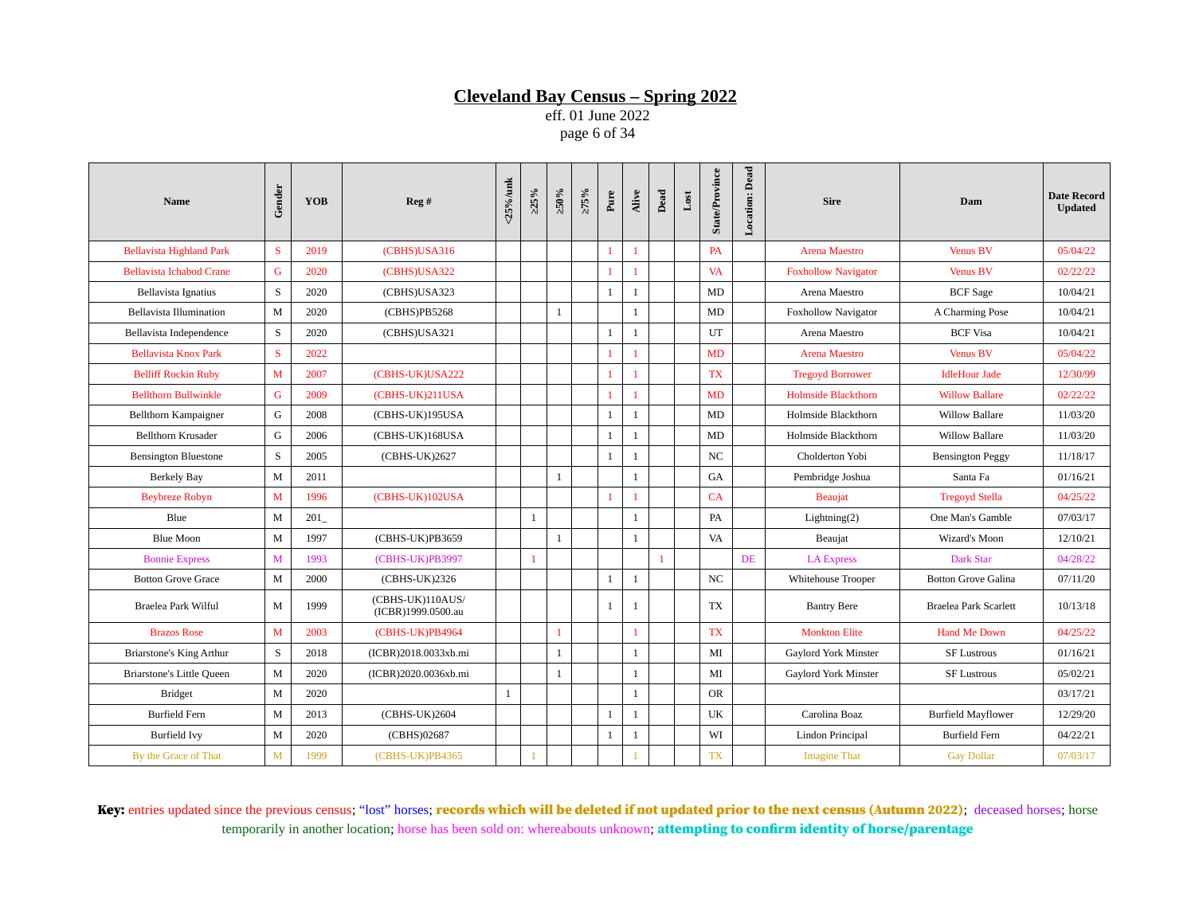# Cleveland Bay Census – Spring 2022

eff. 01 June 2022

| Name | Gender | YOB | Reg # | <25%/unk | ≥25% | ≥50% | ≥75% | Pure | Alive | Dead | Lost | State/Province | Location: Dead | Sire | Dam | Date Record Updated |
|---|---|---|---|---|---|---|---|---|---|---|---|---|---|---|---|---|
| Bellavista Highland Park | S | 2019 | (CBHS)USA316 | | | | | 1 | 1 | | | PA | | Arena Maestro | Venus BV | 05/04/22 |
| Bellavista Ichabod Crane | G | 2020 | (CBHS)USA322 | | | | | 1 | 1 | | | VA | | Foxhollow Navigator | Venus BV | 02/22/22 |
| Bellavista Ignatius | S | 2020 | (CBHS)USA323 | | | | | 1 | 1 | | | MD | | Arena Maestro | BCF Sage | 10/04/21 |
| Bellavista Illumination | M | 2020 | (CBHS)PB5268 | | | 1 | | | 1 | | | MD | | Foxhollow Navigator | A Charming Pose | 10/04/21 |
| Bellavista Independence | S | 2020 | (CBHS)USA321 | | | | | 1 | 1 | | | UT | | Arena Maestro | BCF Visa | 10/04/21 |
| Bellavista Knox Park | S | 2022 | | | | | | 1 | 1 | | | MD | | Arena Maestro | Venus BV | 05/04/22 |
| Belliff Rockin Ruby | M | 2007 | (CBHS-UK)USA222 | | | | | 1 | 1 | | | TX | | Tregoyd Borrower | IdleHour Jade | 12/30/99 |
| Bellthorn Bullwinkle | G | 2009 | (CBHS-UK)211USA | | | | | 1 | 1 | | | MD | | Holmside Blackthorn | Willow Ballare | 02/22/22 |
| Bellthorn Kampaigner | G | 2008 | (CBHS-UK)195USA | | | | | 1 | 1 | | | MD | | Holmside Blackthorn | Willow Ballare | 11/03/20 |
| Bellthorn Krusader | G | 2006 | (CBHS-UK)168USA | | | | | 1 | 1 | | | MD | | Holmside Blackthorn | Willow Ballare | 11/03/20 |
| Bensington Bluestone | S | 2005 | (CBHS-UK)2627 | | | | | 1 | 1 | | | NC | | Cholderton Yobi | Bensington Peggy | 11/18/17 |
| Berkely Bay | M | 2011 | | | | 1 | | | 1 | | | GA | | Pembridge Joshua | Santa Fa | 01/16/21 |
| Beybreze Robyn | M | 1996 | (CBHS-UK)102USA | | | | | 1 | 1 | | | CA | | Beaujat | Tregoyd Stella | 04/25/22 |
| Blue | M | 201_ | | | 1 | | | | 1 | | | PA | | Lightning(2) | One Man's Gamble | 07/03/17 |
| Blue Moon | M | 1997 | (CBHS-UK)PB3659 | | | 1 | | | 1 | | | VA | | Beaujat | Wizard's Moon | 12/10/21 |
| Bonnie Express | M | 1993 | (CBHS-UK)PB3997 | | 1 | | | | | 1 | | | DE | LA Express | Dark Star | 04/28/22 |
| Botton Grove Grace | M | 2000 | (CBHS-UK)2326 | | | | | 1 | 1 | | | NC | | Whitehouse Trooper | Botton Grove Galina | 07/11/20 |
| Braelea Park Wilful | M | 1999 | (CBHS-UK)110AUS/ (ICBR)1999.0500.au | | | | | 1 | 1 | | | TX | | Bantry Bere | Braelea Park Scarlett | 10/13/18 |
| Brazos Rose | M | 2003 | (CBHS-UK)PB4964 | | | 1 | | | 1 | | | TX | | Monkton Elite | Hand Me Down | 04/25/22 |
| Briarstone's King Arthur | S | 2018 | (ICBR)2018.0033xb.mi | | | 1 | | | 1 | | | MI | | Gaylord York Minster | SF Lustrous | 01/16/21 |
| Briarstone's Little Queen | M | 2020 | (ICBR)2020.0036xb.mi | | | 1 | | | 1 | | | MI | | Gaylord York Minster | SF Lustrous | 05/02/21 |
| Bridget | M | 2020 | | 1 | | | | | 1 | | | OR | | | | 03/17/21 |
| Burfield Fern | M | 2013 | (CBHS-UK)2604 | | | | | 1 | 1 | | | UK | | Carolina Boaz | Burfield Mayflower | 12/29/20 |
| Burfield Ivy | M | 2020 | (CBHS)02687 | | | | | 1 | 1 | | | WI | | Lindon Principal | Burfield Fern | 04/22/21 |
| By the Grace of That | M | 1999 | (CBHS-UK)PB4365 | | 1 | | | | 1 | | | TX | | Imagine That | Gay Dollar | 07/03/17 |

**Key:** entries updated since the previous census; "lost" horses; **records which will be deleted if not updated prior to the next census (Autumn 2022)**; deceased horses; horse temporarily in another location; horse has been sold on: whereabouts unknown; **attempting to confirm identity of horse/parentage**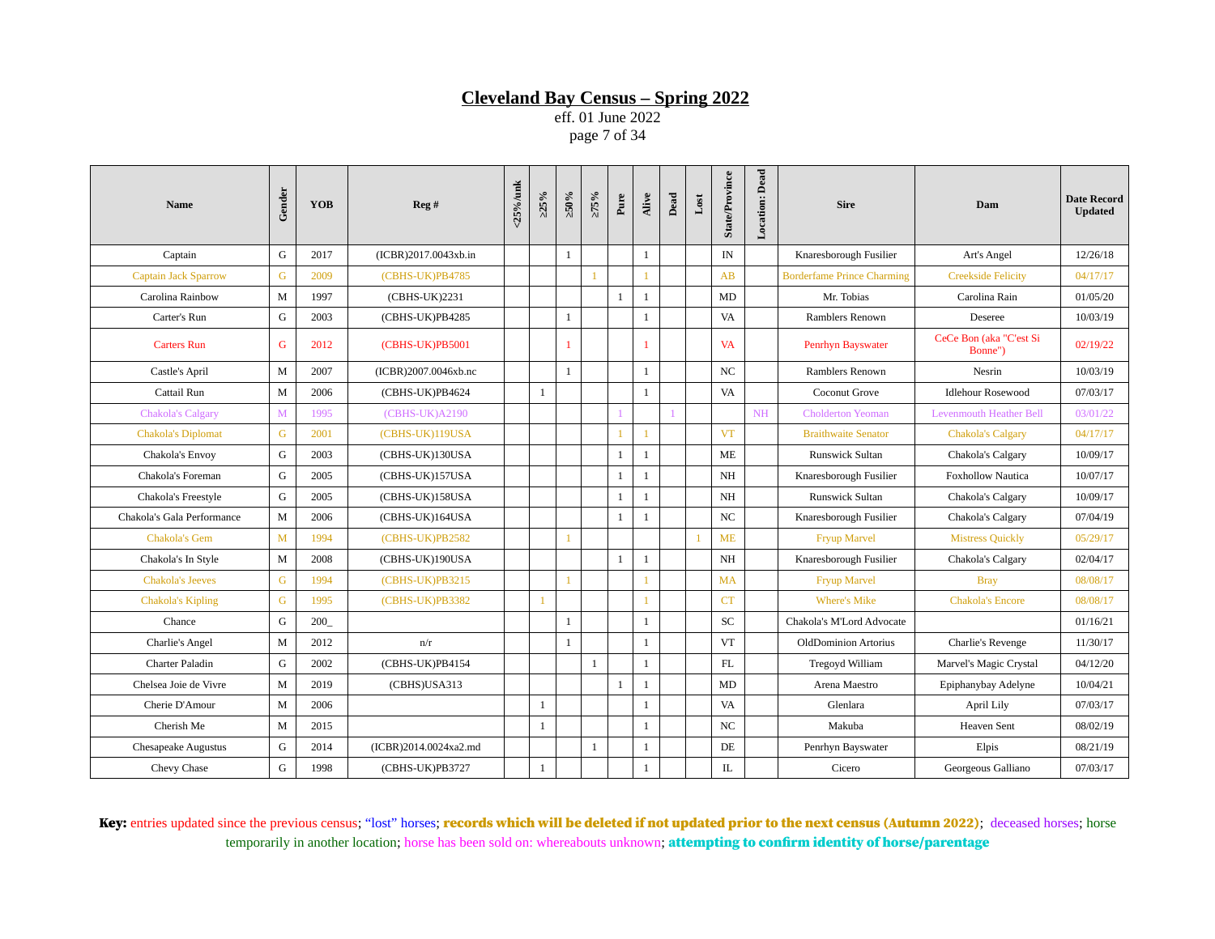# Cleveland Bay Census – Spring 2022

eff. 01 June 2022

| Name | Gender | YOB | Reg # | <25%/unk | ≥25% | ≥50% | ≥75% | Pure | Alive | Dead | Lost | State/Province | Location: Dead | Sire | Dam | Date Record Updated |
|---|---|---|---|---|---|---|---|---|---|---|---|---|---|---|---|---|
| Captain | G | 2017 | (ICBR)2017.0043xb.in | | | 1 | | | 1 | | | IN | | Knaresborough Fusilier | Art's Angel | 12/26/18 |
| Captain Jack Sparrow | G | 2009 | (CBHS-UK)PB4785 | | | | 1 | | 1 | | | AB | | Borderfame Prince Charming | Creekside Felicity | 04/17/17 |
| Carolina Rainbow | M | 1997 | (CBHS-UK)2231 | | | | | 1 | 1 | | | MD | | Mr. Tobias | Carolina Rain | 01/05/20 |
| Carter's Run | G | 2003 | (CBHS-UK)PB4285 | | | 1 | | | 1 | | | VA | | Ramblers Renown | Deseree | 10/03/19 |
| Carters Run | G | 2012 | (CBHS-UK)PB5001 | | | 1 | | | 1 | | | VA | | Penrhyn Bayswater | CeCe Bon (aka "C'est Si Bonne") | 02/19/22 |
| Castle's April | M | 2007 | (ICBR)2007.0046xb.nc | | | 1 | | | 1 | | | NC | | Ramblers Renown | Nesrin | 10/03/19 |
| Cattail Run | M | 2006 | (CBHS-UK)PB4624 | | 1 | | | | 1 | | | VA | | Coconut Grove | Idlehour Rosewood | 07/03/17 |
| Chakola's Calgary | M | 1995 | (CBHS-UK)A2190 | | | | | 1 | | 1 | | | NH | Cholderton Yeoman | Levenmouth Heather Bell | 03/01/22 |
| Chakola's Diplomat | G | 2001 | (CBHS-UK)119USA | | | | | 1 | 1 | | | VT | | Braithwaite Senator | Chakola's Calgary | 04/17/17 |
| Chakola's Envoy | G | 2003 | (CBHS-UK)130USA | | | | | 1 | 1 | | | ME | | Runswick Sultan | Chakola's Calgary | 10/09/17 |
| Chakola's Foreman | G | 2005 | (CBHS-UK)157USA | | | | | 1 | 1 | | | NH | | Knaresborough Fusilier | Foxhollow Nautica | 10/07/17 |
| Chakola's Freestyle | G | 2005 | (CBHS-UK)158USA | | | | | 1 | 1 | | | NH | | Runswick Sultan | Chakola's Calgary | 10/09/17 |
| Chakola's Gala Performance | M | 2006 | (CBHS-UK)164USA | | | | | 1 | 1 | | | NC | | Knaresborough Fusilier | Chakola's Calgary | 07/04/19 |
| Chakola's Gem | M | 1994 | (CBHS-UK)PB2582 | | | 1 | | | | | 1 | ME | | Fryup Marvel | Mistress Quickly | 05/29/17 |
| Chakola's In Style | M | 2008 | (CBHS-UK)190USA | | | | | 1 | 1 | | | NH | | Knaresborough Fusilier | Chakola's Calgary | 02/04/17 |
| Chakola's Jeeves | G | 1994 | (CBHS-UK)PB3215 | | | 1 | | | 1 | | | MA | | Fryup Marvel | Bray | 08/08/17 |
| Chakola's Kipling | G | 1995 | (CBHS-UK)PB3382 | | 1 | | | | 1 | | | CT | | Where's Mike | Chakola's Encore | 08/08/17 |
| Chance | G | 200_ | | | | 1 | | | 1 | | | SC | | Chakola's M'Lord Advocate | | 01/16/21 |
| Charlie's Angel | M | 2012 | n/r | | | 1 | | | 1 | | | VT | | OldDominion Artorius | Charlie's Revenge | 11/30/17 |
| Charter Paladin | G | 2002 | (CBHS-UK)PB4154 | | | | 1 | | 1 | | | FL | | Tregoyd William | Marvel's Magic Crystal | 04/12/20 |
| Chelsea Joie de Vivre | M | 2019 | (CBHS)USA313 | | | | | 1 | 1 | | | MD | | Arena Maestro | Epiphanybay Adelyne | 10/04/21 |
| Cherie D'Amour | M | 2006 | | | 1 | | | | 1 | | | VA | | Glenlara | April Lily | 07/03/17 |
| Cherish Me | M | 2015 | | | 1 | | | | 1 | | | NC | | Makuba | Heaven Sent | 08/02/19 |
| Chesapeake Augustus | G | 2014 | (ICBR)2014.0024xa2.md | | | | 1 | | 1 | | | DE | | Penrhyn Bayswater | Elpis | 08/21/19 |
| Chevy Chase | G | 1998 | (CBHS-UK)PB3727 | | 1 | | | | 1 | | | IL | | Cicero | Georgeous Galliano | 07/03/17 |

**Key:** entries updated since the previous census; "lost" horses; **records which will be deleted if not updated prior to the next census (Autumn 2022)**; deceased horses; horse temporarily in another location; horse has been sold on: whereabouts unknown; **attempting to confirm identity of horse/parentage**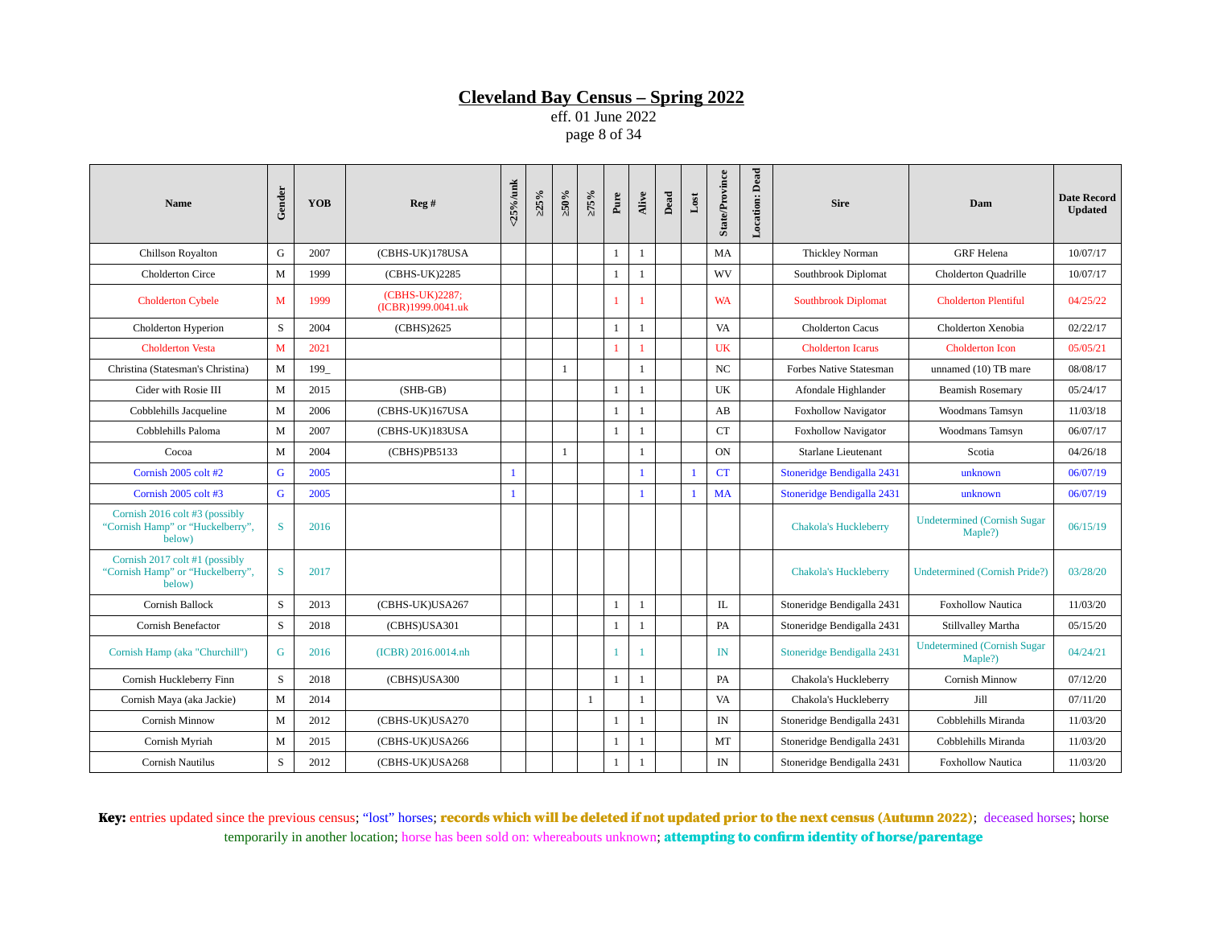## Cleveland Bay Census – Spring 2022

eff. 01 June 2022

| Name | Gender | YOB | Reg # | <25%/unk | ≥25% | ≥50% | ≥75% | Pure | Alive | Dead | Lost | State/Province | Location: Dead | Sire | Dam | Date Record Updated |
|---|---|---|---|---|---|---|---|---|---|---|---|---|---|---|---|---|
| Chillson Royalton | G | 2007 | (CBHS-UK)178USA | | | | | 1 | 1 | | | MA | | Thickley Norman | GRF Helena | 10/07/17 |
| Cholderton Circe | M | 1999 | (CBHS-UK)2285 | | | | | 1 | 1 | | | WV | | Southbrook Diplomat | Cholderton Quadrille | 10/07/17 |
| Cholderton Cybele | M | 1999 | (CBHS-UK)2287; (ICBR)1999.0041.uk | | | | | 1 | 1 | | | WA | | Southbrook Diplomat | Cholderton Plentiful | 04/25/22 |
| Cholderton Hyperion | S | 2004 | (CBHS)2625 | | | | | 1 | 1 | | | VA | | Cholderton Cacus | Cholderton Xenobia | 02/22/17 |
| Cholderton Vesta | M | 2021 | | | | | | 1 | 1 | | | UK | | Cholderton Icarus | Cholderton Icon | 05/05/21 |
| Christina (Statesman's Christina) | M | 199_ | | | | 1 | | | 1 | | | NC | | Forbes Native Statesman | unnamed (10) TB mare | 08/08/17 |
| Cider with Rosie III | M | 2015 | (SHB-GB) | | | | | 1 | 1 | | | UK | | Afondale Highlander | Beamish Rosemary | 05/24/17 |
| Cobblehills Jacqueline | M | 2006 | (CBHS-UK)167USA | | | | | 1 | 1 | | | AB | | Foxhollow Navigator | Woodmans Tamsyn | 11/03/18 |
| Cobblehills Paloma | M | 2007 | (CBHS-UK)183USA | | | | | 1 | 1 | | | CT | | Foxhollow Navigator | Woodmans Tamsyn | 06/07/17 |
| Cocoa | M | 2004 | (CBHS)PB5133 | | | 1 | | | 1 | | | ON | | Starlane Lieutenant | Scotia | 04/26/18 |
| Cornish 2005 colt #2 | G | 2005 | | 1 | | | | | 1 | | 1 | CT | | Stoneridge Bendigalla 2431 | unknown | 06/07/19 |
| Cornish 2005 colt #3 | G | 2005 | | 1 | | | | | 1 | | 1 | MA | | Stoneridge Bendigalla 2431 | unknown | 06/07/19 |
| Cornish 2016 colt #3 (possibly "Cornish Hamp" or "Huckelberry", below) | S | 2016 | | | | | | | | | | | | Chakola's Huckleberry | Undetermined (Cornish Sugar Maple?) | 06/15/19 |
| Cornish 2017 colt #1 (possibly "Cornish Hamp" or "Huckelberry", below) | S | 2017 | | | | | | | | | | | | Chakola's Huckleberry | Undetermined (Cornish Pride?) | 03/28/20 |
| Cornish Ballock | S | 2013 | (CBHS-UK)USA267 | | | | | 1 | 1 | | | IL | | Stoneridge Bendigalla 2431 | Foxhollow Nautica | 11/03/20 |
| Cornish Benefactor | S | 2018 | (CBHS)USA301 | | | | | 1 | 1 | | | PA | | Stoneridge Bendigalla 2431 | Stillvalley Martha | 05/15/20 |
| Cornish Hamp (aka "Churchill") | G | 2016 | (ICBR) 2016.0014.nh | | | | | 1 | 1 | | | IN | | Stoneridge Bendigalla 2431 | Undetermined (Cornish Sugar Maple?) | 04/24/21 |
| Cornish Huckleberry Finn | S | 2018 | (CBHS)USA300 | | | | | 1 | 1 | | | PA | | Chakola's Huckleberry | Cornish Minnow | 07/12/20 |
| Cornish Maya (aka Jackie) | M | 2014 | | | | | 1 | | 1 | | | VA | | Chakola's Huckleberry | Jill | 07/11/20 |
| Cornish Minnow | M | 2012 | (CBHS-UK)USA270 | | | | | 1 | 1 | | | IN | | Stoneridge Bendigalla 2431 | Cobblehills Miranda | 11/03/20 |
| Cornish Myriah | M | 2015 | (CBHS-UK)USA266 | | | | | 1 | 1 | | | MT | | Stoneridge Bendigalla 2431 | Cobblehills Miranda | 11/03/20 |
| Cornish Nautilus | S | 2012 | (CBHS-UK)USA268 | | | | | 1 | 1 | | | IN | | Stoneridge Bendigalla 2431 | Foxhollow Nautica | 11/03/20 |

**Key:** entries updated since the previous census; "lost" horses; **records which will be deleted if not updated prior to the next census (Autumn 2022)**; deceased horses; horse temporarily in another location; horse has been sold on: whereabouts unknown; **attempting to confirm identity of horse/parentage**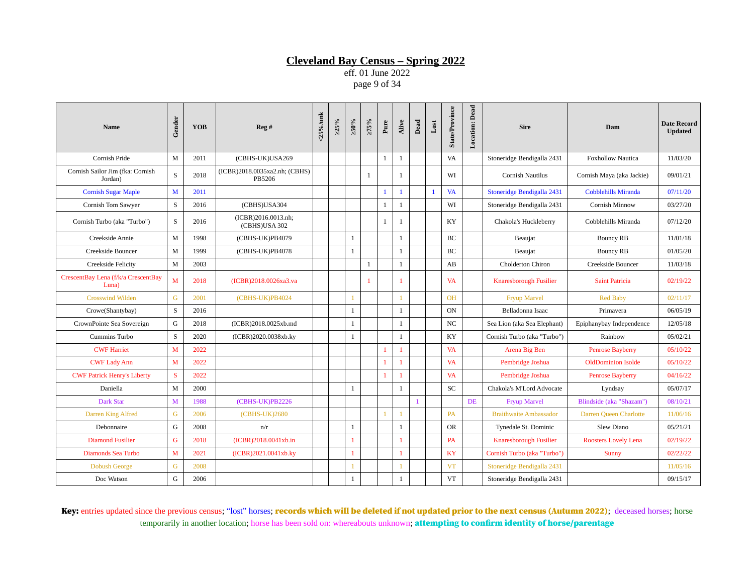# Cleveland Bay Census – Spring 2022

eff. 01 June 2022

| Name | Gender | YOB | Reg # | <25%/unk | ≥25% | ≥50% | ≥75% | Pure | Alive | Dead | Lost | State/Province | Location: Dead | Sire | Dam | Date Record Updated |
|---|---|---|---|---|---|---|---|---|---|---|---|---|---|---|---|---|
| Cornish Pride | M | 2011 | (CBHS-UK)USA269 | | | | | 1 | 1 | | | VA | | Stoneridge Bendigalla 2431 | Foxhollow Nautica | 11/03/20 |
| Cornish Sailor Jim (fka: Cornish Jordan) | S | 2018 | (ICBR)2018.0035xa2.nh; (CBHS) PB5206 | | | | 1 | | 1 | | | WI | | Cornish Nautilus | Cornish Maya (aka Jackie) | 09/01/21 |
| Cornish Sugar Maple | M | 2011 | | | | | | 1 | 1 | | 1 | VA | | Stoneridge Bendigalla 2431 | Cobblehills Miranda | 07/11/20 |
| Cornish Tom Sawyer | S | 2016 | (CBHS)USA304 | | | | | 1 | 1 | | | WI | | Stoneridge Bendigalla 2431 | Cornish Minnow | 03/27/20 |
| Cornish Turbo (aka "Turbo") | S | 2016 | (ICBR)2016.0013.nh; (CBHS)USA 302 | | | | | 1 | 1 | | | KY | | Chakola's Huckleberry | Cobblehills Miranda | 07/12/20 |
| Creekside Annie | M | 1998 | (CBHS-UK)PB4079 | | | 1 | | | 1 | | | BC | | Beaujat | Bouncy RB | 11/01/18 |
| Creekside Bouncer | M | 1999 | (CBHS-UK)PB4078 | | | 1 | | | 1 | | | BC | | Beaujat | Bouncy RB | 01/05/20 |
| Creekside Felicity | M | 2003 | | | | | 1 | | 1 | | | AB | | Cholderton Chiron | Creekside Bouncer | 11/03/18 |
| CrescentBay Lena (f/k/a CrescentBay Luna) | M | 2018 | (ICBR)2018.0026xa3.va | | | | 1 | | 1 | | | VA | | Knaresborough Fusilier | Saint Patricia | 02/19/22 |
| Crosswind Wilden | G | 2001 | (CBHS-UK)PB4024 | | | 1 | | | 1 | | | OH | | Fryup Marvel | Red Baby | 02/11/17 |
| Crowe(Shantybay) | S | 2016 | | | | 1 | | | 1 | | | ON | | Belladonna Isaac | Primavera | 06/05/19 |
| CrownPointe Sea Sovereign | G | 2018 | (ICBR)2018.0025xb.md | | | 1 | | | 1 | | | NC | | Sea Lion (aka Sea Elephant) | Epiphanybay Independence | 12/05/18 |
| Cummins Turbo | S | 2020 | (ICBR)2020.0038xb.ky | | | 1 | | | 1 | | | KY | | Cornish Turbo (aka "Turbo") | Rainbow | 05/02/21 |
| CWF Harriet | M | 2022 | | | | | | 1 | 1 | | | VA | | Arena Big Ben | Penrose Bayberry | 05/10/22 |
| CWF Lady Ann | M | 2022 | | | | | | 1 | 1 | | | VA | | Pembridge Joshua | OldDominion Isolde | 05/10/22 |
| CWF Patrick Henry's Liberty | S | 2022 | | | | | | 1 | 1 | | | VA | | Pembridge Joshua | Penrose Bayberry | 04/16/22 |
| Daniella | M | 2000 | | | | 1 | | | 1 | | | SC | | Chakola's M'Lord Advocate | Lyndsay | 05/07/17 |
| Dark Star | M | 1988 | (CBHS-UK)PB2226 | | | | | | | 1 | | | DE | Fryup Marvel | Blindside (aka "Shazam") | 08/10/21 |
| Darren King Alfred | G | 2006 | (CBHS-UK)2680 | | | | | 1 | 1 | | | PA | | Braithwaite Ambassador | Darren Queen Charlotte | 11/06/16 |
| Debonnaire | G | 2008 | n/r | | | 1 | | | 1 | | | OR | | Tynedale St. Dominic | Slew Diano | 05/21/21 |
| Diamond Fusilier | G | 2018 | (ICBR)2018.0041xb.in | | | 1 | | | 1 | | | PA | | Knaresborough Fusilier | Roosters Lovely Lena | 02/19/22 |
| Diamonds Sea Turbo | M | 2021 | (ICBR)2021.0041xb.ky | | | 1 | | | 1 | | | KY | | Cornish Turbo (aka "Turbo") | Sunny | 02/22/22 |
| Dobush George | G | 2008 | | | | 1 | | | 1 | | | VT | | Stoneridge Bendigalla 2431 | | 11/05/16 |
| Doc Watson | G | 2006 | | | | 1 | | | 1 | | | VT | | Stoneridge Bendigalla 2431 | | 09/15/17 |

**Key:** entries updated since the previous census; "lost" horses; **records which will be deleted if not updated prior to the next census (Autumn 2022)**; deceased horses; horse temporarily in another location; horse has been sold on: whereabouts unknown; **attempting to confirm identity of horse/parentage**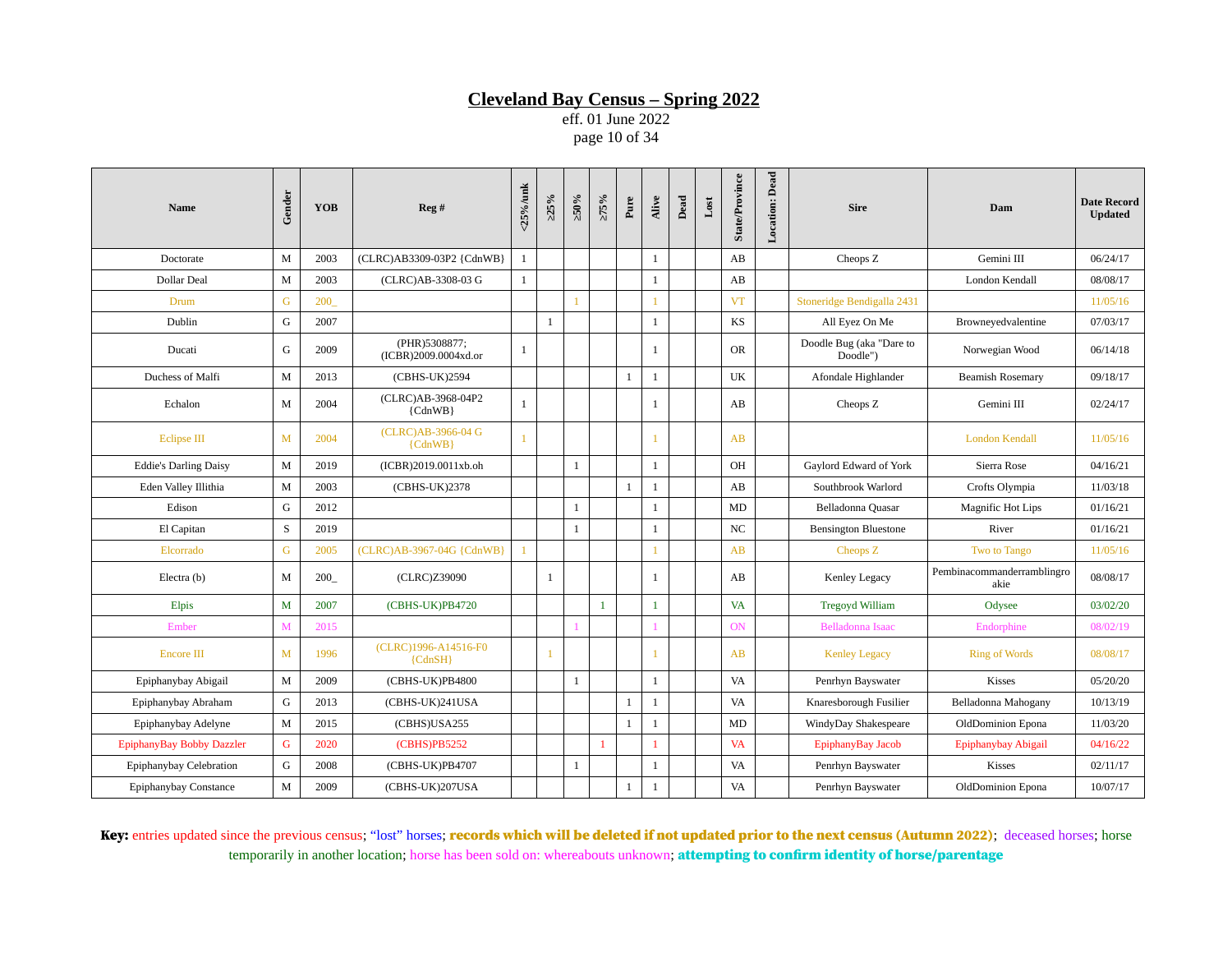# Cleveland Bay Census – Spring 2022

eff. 01 June 2022

| Name | Gender | YOB | Reg # | <25%/unk | ≥25% | ≥50% | ≥75% | Pure | Alive | Dead | Lost | State/Province | Location: Dead | Sire | Dam | Date Record Updated |
|---|---|---|---|---|---|---|---|---|---|---|---|---|---|---|---|---|
| Doctorate | M | 2003 | (CLRC)AB3309-03P2 {CdnWB} | 1 | | | | | 1 | | | AB | | Cheops Z | Gemini III | 06/24/17 |
| Dollar Deal | M | 2003 | (CLRC)AB-3308-03 G | 1 | | | | | 1 | | | AB | | | London Kendall | 08/08/17 |
| Drum | G | 200_ | | | | 1 | | | 1 | | | VT | | Stoneridge Bendigalla 2431 | | 11/05/16 |
| Dublin | G | 2007 | | | 1 | | | | 1 | | | KS | | All Eyez On Me | Browneyedvalentine | 07/03/17 |
| Ducati | G | 2009 | (PHR)5308877; (ICBR)2009.0004xd.or | 1 | | | | | 1 | | | OR | | Doodle Bug (aka "Dare to Doodle") | Norwegian Wood | 06/14/18 |
| Duchess of Malfi | M | 2013 | (CBHS-UK)2594 | | | | | 1 | 1 | | | UK | | Afondale Highlander | Beamish Rosemary | 09/18/17 |
| Echalon | M | 2004 | (CLRC)AB-3968-04P2 {CdnWB} | 1 | | | | | 1 | | | AB | | Cheops Z | Gemini III | 02/24/17 |
| Eclipse III | M | 2004 | (CLRC)AB-3966-04 G {CdnWB} | 1 | | | | | 1 | | | AB | | | London Kendall | 11/05/16 |
| Eddie's Darling Daisy | M | 2019 | (ICBR)2019.0011xb.oh | | | 1 | | | 1 | | | OH | | Gaylord Edward of York | Sierra Rose | 04/16/21 |
| Eden Valley Illithia | M | 2003 | (CBHS-UK)2378 | | | | | 1 | 1 | | | AB | | Southbrook Warlord | Crofts Olympia | 11/03/18 |
| Edison | G | 2012 | | | | 1 | | | 1 | | | MD | | Belladonna Quasar | Magnific Hot Lips | 01/16/21 |
| El Capitan | S | 2019 | | | | 1 | | | 1 | | | NC | | Bensington Bluestone | River | 01/16/21 |
| Elcorrado | G | 2005 | (CLRC)AB-3967-04G {CdnWB} | 1 | | | | | 1 | | | AB | | Cheops Z | Two to Tango | 11/05/16 |
| Electra (b) | M | 200_ | (CLRC)Z39090 | | 1 | | | | 1 | | | AB | | Kenley Legacy | Pembinacommanderramblingroakie | 08/08/17 |
| Elpis | M | 2007 | (CBHS-UK)PB4720 | | | | 1 | | 1 | | | VA | | Tregoyd William | Odysee | 03/02/20 |
| Ember | M | 2015 | | | | 1 | | | 1 | | | ON | | Belladonna Isaac | Endorphine | 08/02/19 |
| Encore III | M | 1996 | (CLRC)1996-A14516-F0 {CdnSH} | | 1 | | | | 1 | | | AB | | Kenley Legacy | Ring of Words | 08/08/17 |
| Epiphanybay Abigail | M | 2009 | (CBHS-UK)PB4800 | | | 1 | | | 1 | | | VA | | Penrhyn Bayswater | Kisses | 05/20/20 |
| Epiphanybay Abraham | G | 2013 | (CBHS-UK)241USA | | | | | 1 | 1 | | | VA | | Knaresborough Fusilier | Belladonna Mahogany | 10/13/19 |
| Epiphanybay Adelyne | M | 2015 | (CBHS)USA255 | | | | | 1 | 1 | | | MD | | WindyDay Shakespeare | OldDominion Epona | 11/03/20 |
| EpiphanyBay Bobby Dazzler | G | 2020 | (CBHS)PB5252 | | | | 1 | | 1 | | | VA | | EpiphanyBay Jacob | Epiphanybay Abigail | 04/16/22 |
| Epiphanybay Celebration | G | 2008 | (CBHS-UK)PB4707 | | | 1 | | | 1 | | | VA | | Penrhyn Bayswater | Kisses | 02/11/17 |
| Epiphanybay Constance | M | 2009 | (CBHS-UK)207USA | | | | | 1 | 1 | | | VA | | Penrhyn Bayswater | OldDominion Epona | 10/07/17 |

**Key:** entries updated since the previous census; "lost" horses; **records which will be deleted if not updated prior to the next census (Autumn 2022)**; deceased horses; horse temporarily in another location; horse has been sold on: whereabouts unknown; **attempting to confirm identity of horse/parentage**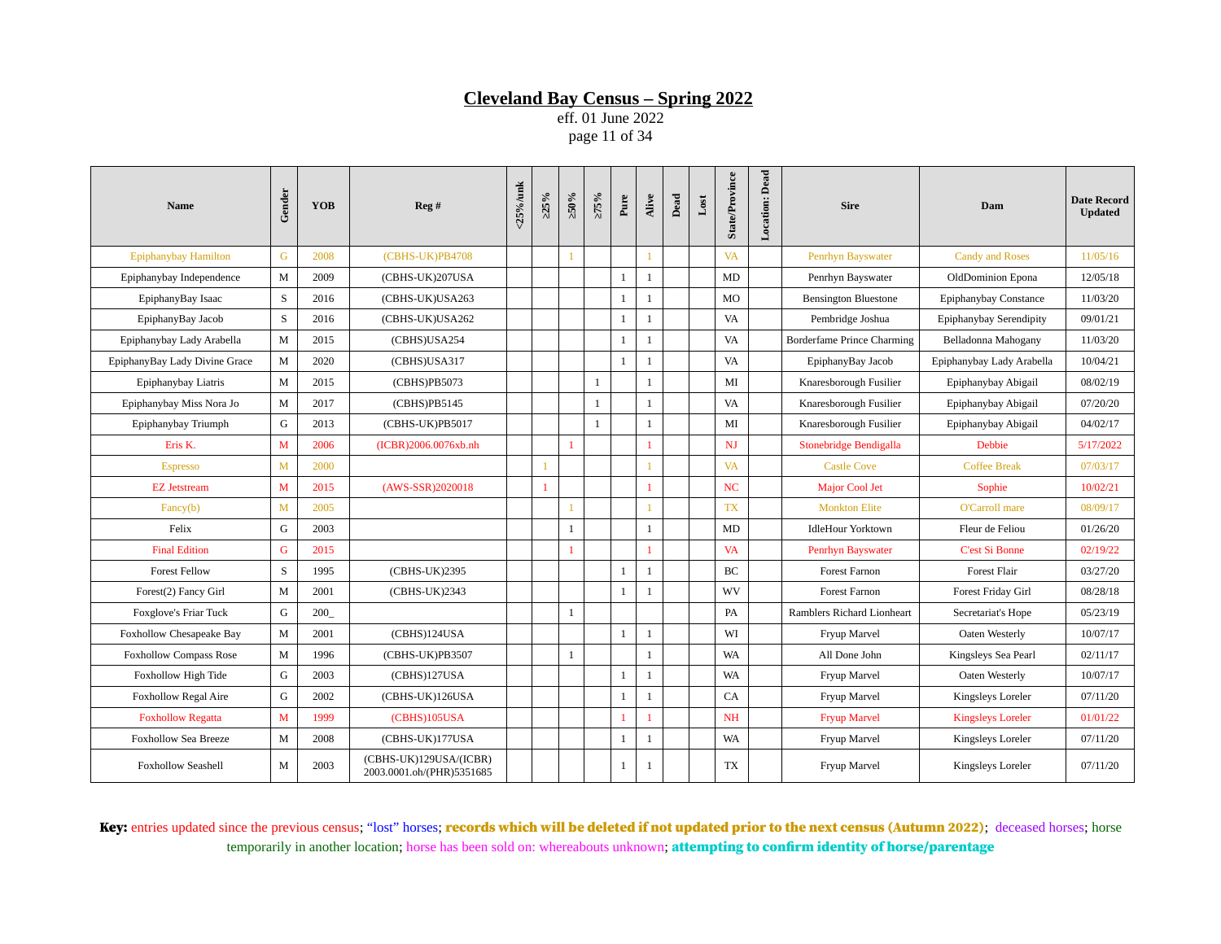# Cleveland Bay Census – Spring 2022

eff. 01 June 2022

| Name | Gender | YOB | Reg # | <25%/unk | ≥25% | ≥50% | ≥75% | Pure | Alive | Dead | Lost | State/Province | Location: Dead | Sire | Dam | Date Record Updated |
|---|---|---|---|---|---|---|---|---|---|---|---|---|---|---|---|---|
| Epiphanybay Hamilton | G | 2008 | (CBHS-UK)PB4708 | | | 1 | | | 1 | | | VA | | Penrhyn Bayswater | Candy and Roses | 11/05/16 |
| Epiphanybay Independence | M | 2009 | (CBHS-UK)207USA | | | | | 1 | 1 | | | MD | | Penrhyn Bayswater | OldDominion Epona | 12/05/18 |
| EpiphanyBay Isaac | S | 2016 | (CBHS-UK)USA263 | | | | | 1 | 1 | | | MO | | Bensington Bluestone | Epiphanybay Constance | 11/03/20 |
| EpiphanyBay Jacob | S | 2016 | (CBHS-UK)USA262 | | | | | 1 | 1 | | | VA | | Pembridge Joshua | Epiphanybay Serendipity | 09/01/21 |
| Epiphanybay Lady Arabella | M | 2015 | (CBHS)USA254 | | | | | 1 | 1 | | | VA | | Borderfame Prince Charming | Belladonna Mahogany | 11/03/20 |
| EpiphanyBay Lady Divine Grace | M | 2020 | (CBHS)USA317 | | | | | 1 | 1 | | | VA | | EpiphanyBay Jacob | Epiphanybay Lady Arabella | 10/04/21 |
| Epiphanybay Liatris | M | 2015 | (CBHS)PB5073 | | | | 1 | | 1 | | | MI | | Knaresborough Fusilier | Epiphanybay Abigail | 08/02/19 |
| Epiphanybay Miss Nora Jo | M | 2017 | (CBHS)PB5145 | | | | 1 | | 1 | | | VA | | Knaresborough Fusilier | Epiphanybay Abigail | 07/20/20 |
| Epiphanybay Triumph | G | 2013 | (CBHS-UK)PB5017 | | | | 1 | | 1 | | | MI | | Knaresborough Fusilier | Epiphanybay Abigail | 04/02/17 |
| Eris K. | M | 2006 | (ICBR)2006.0076xb.nh | | | 1 | | | 1 | | | NJ | | Stonebridge Bendigalla | Debbie | 5/17/2022 |
| Espresso | M | 2000 | | | 1 | | | | 1 | | | VA | | Castle Cove | Coffee Break | 07/03/17 |
| EZ Jetstream | M | 2015 | (AWS-SSR)2020018 | | 1 | | | | 1 | | | NC | | Major Cool Jet | Sophie | 10/02/21 |
| Fancy(b) | M | 2005 | | | | 1 | | | 1 | | | TX | | Monkton Elite | O'Carroll mare | 08/09/17 |
| Felix | G | 2003 | | | | 1 | | | 1 | | | MD | | IdleHour Yorktown | Fleur de Feliou | 01/26/20 |
| Final Edition | G | 2015 | | | | 1 | | | 1 | | | VA | | Penrhyn Bayswater | C'est Si Bonne | 02/19/22 |
| Forest Fellow | S | 1995 | (CBHS-UK)2395 | | | | | 1 | 1 | | | BC | | Forest Farnon | Forest Flair | 03/27/20 |
| Forest(2) Fancy Girl | M | 2001 | (CBHS-UK)2343 | | | | | 1 | 1 | | | WV | | Forest Farnon | Forest Friday Girl | 08/28/18 |
| Foxglove's Friar Tuck | G | 200_ | | | | 1 | | | | | | PA | | Ramblers Richard Lionheart | Secretariat's Hope | 05/23/19 |
| Foxhollow Chesapeake Bay | M | 2001 | (CBHS)124USA | | | | | 1 | 1 | | | WI | | Fryup Marvel | Oaten Westerly | 10/07/17 |
| Foxhollow Compass Rose | M | 1996 | (CBHS-UK)PB3507 | | | 1 | | | 1 | | | WA | | All Done John | Kingsleys Sea Pearl | 02/11/17 |
| Foxhollow High Tide | G | 2003 | (CBHS)127USA | | | | | 1 | 1 | | | WA | | Fryup Marvel | Oaten Westerly | 10/07/17 |
| Foxhollow Regal Aire | G | 2002 | (CBHS-UK)126USA | | | | | 1 | 1 | | | CA | | Fryup Marvel | Kingsleys Loreler | 07/11/20 |
| Foxhollow Regatta | M | 1999 | (CBHS)105USA | | | | | 1 | 1 | | | NH | | Fryup Marvel | Kingsleys Loreler | 01/01/22 |
| Foxhollow Sea Breeze | M | 2008 | (CBHS-UK)177USA | | | | | 1 | 1 | | | WA | | Fryup Marvel | Kingsleys Loreler | 07/11/20 |
| Foxhollow Seashell | M | 2003 | (CBHS-UK)129USA/(ICBR) 2003.0001.oh/(PHR)5351685 | | | | | 1 | 1 | | | TX | | Fryup Marvel | Kingsleys Loreler | 07/11/20 |

**Key:** entries updated since the previous census; "lost" horses; **records which will be deleted if not updated prior to the next census (Autumn 2022)**; deceased horses; horse temporarily in another location; horse has been sold on: whereabouts unknown; **attempting to confirm identity of horse/parentage**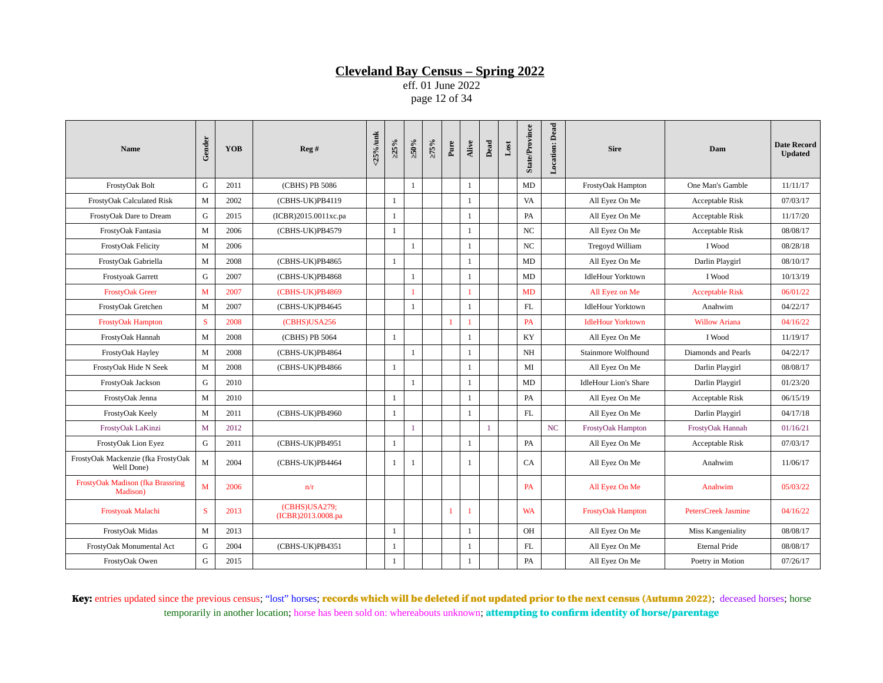# Cleveland Bay Census – Spring 2022

eff. 01 June 2022

| Name | Gender | YOB | Reg # | <25%/unk | ≥25% | ≥50% | ≥75% | Pure | Alive | Dead | Lost | State/Province | Location: Dead | Sire | Dam | Date Record Updated |
|---|---|---|---|---|---|---|---|---|---|---|---|---|---|---|---|---|
| FrostyOak Bolt | G | 2011 | (CBHS) PB 5086 | | | 1 | | | 1 | | | MD | | FrostyOak Hampton | One Man's Gamble | 11/11/17 |
| FrostyOak Calculated Risk | M | 2002 | (CBHS-UK)PB4119 | | 1 | | | | 1 | | | VA | | All Eyez On Me | Acceptable Risk | 07/03/17 |
| FrostyOak Dare to Dream | G | 2015 | (ICBR)2015.0011xc.pa | | 1 | | | | 1 | | | PA | | All Eyez On Me | Acceptable Risk | 11/17/20 |
| FrostyOak Fantasia | M | 2006 | (CBHS-UK)PB4579 | | 1 | | | | 1 | | | NC | | All Eyez On Me | Acceptable Risk | 08/08/17 |
| FrostyOak Felicity | M | 2006 | | | | 1 | | | 1 | | | NC | | Tregoyd William | I Wood | 08/28/18 |
| FrostyOak Gabriella | M | 2008 | (CBHS-UK)PB4865 | | 1 | | | | 1 | | | MD | | All Eyez On Me | Darlin Playgirl | 08/10/17 |
| Frostyoak Garrett | G | 2007 | (CBHS-UK)PB4868 | | | 1 | | | 1 | | | MD | | IdleHour Yorktown | I Wood | 10/13/19 |
| FrostyOak Greer | M | 2007 | (CBHS-UK)PB4869 | | | 1 | | | 1 | | | MD | | All Eyez on Me | Acceptable Risk | 06/01/22 |
| FrostyOak Gretchen | M | 2007 | (CBHS-UK)PB4645 | | | 1 | | | 1 | | | FL | | IdleHour Yorktown | Anahwim | 04/22/17 |
| FrostyOak Hampton | S | 2008 | (CBHS)USA256 | | | | | 1 | 1 | | | PA | | IdleHour Yorktown | Willow Ariana | 04/16/22 |
| FrostyOak Hannah | M | 2008 | (CBHS) PB 5064 | | 1 | | | | 1 | | | KY | | All Eyez On Me | I Wood | 11/19/17 |
| FrostyOak Hayley | M | 2008 | (CBHS-UK)PB4864 | | | 1 | | | 1 | | | NH | | Stainmore Wolfhound | Diamonds and Pearls | 04/22/17 |
| FrostyOak Hide N Seek | M | 2008 | (CBHS-UK)PB4866 | | 1 | | | | 1 | | | MI | | All Eyez On Me | Darlin Playgirl | 08/08/17 |
| FrostyOak Jackson | G | 2010 | | | | 1 | | | 1 | | | MD | | IdleHour Lion's Share | Darlin Playgirl | 01/23/20 |
| FrostyOak Jenna | M | 2010 | | | 1 | | | | 1 | | | PA | | All Eyez On Me | Acceptable Risk | 06/15/19 |
| FrostyOak Keely | M | 2011 | (CBHS-UK)PB4960 | | 1 | | | | 1 | | | FL | | All Eyez On Me | Darlin Playgirl | 04/17/18 |
| FrostyOak LaKinzi | M | 2012 | | | | 1 | | | | 1 | | | NC | FrostyOak Hampton | FrostyOak Hannah | 01/16/21 |
| FrostyOak Lion Eyez | G | 2011 | (CBHS-UK)PB4951 | | 1 | | | | 1 | | | PA | | All Eyez On Me | Acceptable Risk | 07/03/17 |
| FrostyOak Mackenzie (fka FrostyOak Well Done) | M | 2004 | (CBHS-UK)PB4464 | | 1 | 1 | | | 1 | | | CA | | All Eyez On Me | Anahwim | 11/06/17 |
| FrostyOak Madison (fka Brassring Madison) | M | 2006 | n/r | | | | | | | | | PA | | All Eyez On Me | Anahwim | 05/03/22 |
| Frostyoak Malachi | S | 2013 | (CBHS)USA279; (ICBR)2013.0008.pa | | | | | 1 | 1 | | | WA | | FrostyOak Hampton | PetersCreek Jasmine | 04/16/22 |
| FrostyOak Midas | M | 2013 | | | 1 | | | | 1 | | | OH | | All Eyez On Me | Miss Kangeniality | 08/08/17 |
| FrostyOak Monumental Act | G | 2004 | (CBHS-UK)PB4351 | | 1 | | | | 1 | | | FL | | All Eyez On Me | Eternal Pride | 08/08/17 |
| FrostyOak Owen | G | 2015 | | | 1 | | | | 1 | | | PA | | All Eyez On Me | Poetry in Motion | 07/26/17 |

**Key:** entries updated since the previous census; "lost" horses; **records which will be deleted if not updated prior to the next census (Autumn 2022)**; deceased horses; horse temporarily in another location; horse has been sold on: whereabouts unknown; **attempting to confirm identity of horse/parentage**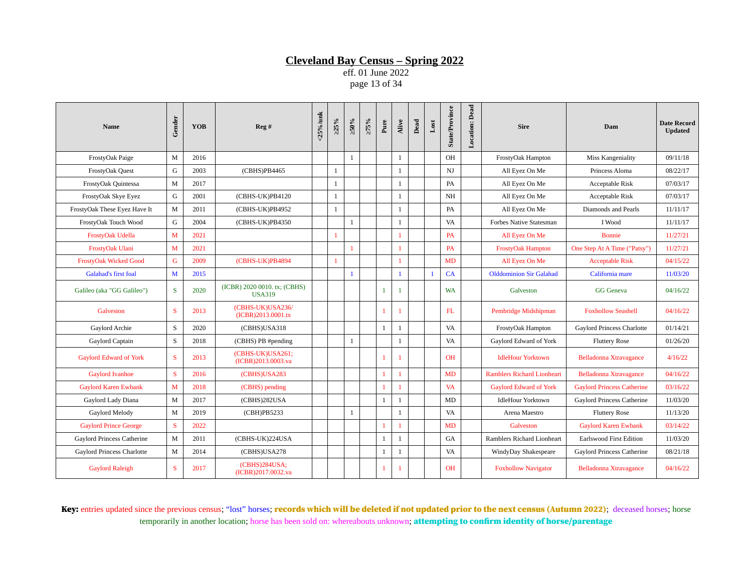# Cleveland Bay Census – Spring 2022

eff. 01 June 2022

| Name | Gender | YOB | Reg # | <25%/unk | ≥25% | ≥50% | ≥75% | Pure | Alive | Dead | Lost | State/Province | Location: Dead | Sire | Dam | Date Record Updated |
|---|---|---|---|---|---|---|---|---|---|---|---|---|---|---|---|---|
| FrostyOak Paige | M | 2016 | | | | 1 | | | 1 | | | OH | | FrostyOak Hampton | Miss Kangeniality | 09/11/18 |
| FrostyOak Quest | G | 2003 | (CBHS)PB4465 | | 1 | | | | 1 | | | NJ | | All Eyez On Me | Princess Aloma | 08/22/17 |
| FrostyOak Quintessa | M | 2017 | | | 1 | | | | 1 | | | PA | | All Eyez On Me | Acceptable Risk | 07/03/17 |
| FrostyOak Skye Eyez | G | 2001 | (CBHS-UK)PB4120 | | 1 | | | | 1 | | | NH | | All Eyez On Me | Acceptable Risk | 07/03/17 |
| FrostyOak These Eyez Have It | M | 2011 | (CBHS-UK)PB4952 | | 1 | | | | 1 | | | PA | | All Eyez On Me | Diamonds and Pearls | 11/11/17 |
| FrostyOak Touch Wood | G | 2004 | (CBHS-UK)PB4350 | | | 1 | | | 1 | | | VA | | Forbes Native Statesman | I Wood | 11/11/17 |
| FrostyOak Udella | M | 2021 | | | 1 | | | | 1 | | | PA | | All Eyez On Me | Bonnie | 11/27/21 |
| FrostyOak Ulani | M | 2021 | | | | 1 | | | 1 | | | PA | | FrostyOak Hampton | One Step At A Time ("Patsy") | 11/27/21 |
| FrostyOak Wicked Good | G | 2009 | (CBHS-UK)PB4894 | | 1 | | | | 1 | | | MD | | All Eyez On Me | Acceptable Risk | 04/15/22 |
| Galahad's first foal | M | 2015 | | | | 1 | | | 1 | | 1 | CA | | Olddominion Sir Galahad | California mare | 11/03/20 |
| Galileo (aka "GG Galileo") | S | 2020 | (ICBR) 2020 0010. tx; (CBHS) USA319 | | | | | 1 | 1 | | | WA | | Galveston | GG Geneva | 04/16/22 |
| Galveston | S | 2013 | (CBHS-UK)USA236/ (ICBR)2013.0001.tx | | | | | 1 | 1 | | | FL | | Pembridge Midshipman | Foxhollow Seashell | 04/16/22 |
| Gaylord Archie | S | 2020 | (CBHS)USA318 | | | | | 1 | 1 | | | VA | | FrostyOak Hampton | Gaylord Princess Charlotte | 01/14/21 |
| Gaylord Captain | S | 2018 | (CBHS) PB #pending | | | 1 | | | 1 | | | VA | | Gaylord Edward of York | Fluttery Rose | 01/26/20 |
| Gaylord Edward of York | S | 2013 | (CBHS-UK)USA261; (ICBR)2013.0003.va | | | | | 1 | 1 | | | OH | | IdleHour Yorktown | Belladonna Xtravagance | 4/16/22 |
| Gaylord Ivanhoe | S | 2016 | (CBHS)USA283 | | | | | 1 | 1 | | | MD | | Ramblers Richard Lionheart | Belladonna Xtravagance | 04/16/22 |
| Gaylord Karen Ewbank | M | 2018 | (CBHS) pending | | | | | 1 | 1 | | | VA | | Gaylord Edward of York | Gaylord Princess Catherine | 03/16/22 |
| Gaylord Lady Diana | M | 2017 | (CBHS)282USA | | | | | 1 | 1 | | | MD | | IdleHour Yorktown | Gaylord Princess Catherine | 11/03/20 |
| Gaylord Melody | M | 2019 | (CBH)PB5233 | | | 1 | | | 1 | | | VA | | Arena Maestro | Fluttery Rose | 11/13/20 |
| Gaylord Prince George | S | 2022 | | | | | | 1 | 1 | | | MD | | Galveston | Gaylord Karen Ewbank | 03/14/22 |
| Gaylord Princess Catherine | M | 2011 | (CBHS-UK)224USA | | | | | 1 | 1 | | | GA | | Ramblers Richard Lionheart | Earlswood First Edition | 11/03/20 |
| Gaylord Princess Charlotte | M | 2014 | (CBHS)USA278 | | | | | 1 | 1 | | | VA | | WindyDay Shakespeare | Gaylord Princess Catherine | 08/21/18 |
| Gaylord Raleigh | S | 2017 | (CBHS)284USA; (ICBR)2017.0032.va | | | | | 1 | 1 | | | OH | | Foxhollow Navigator | Belladonna Xtravagance | 04/16/22 |

**Key:** entries updated since the previous census; "lost" horses; **records which will be deleted if not updated prior to the next census (Autumn 2022)**; deceased horses; horse temporarily in another location; horse has been sold on: whereabouts unknown; **attempting to confirm identity of horse/parentage**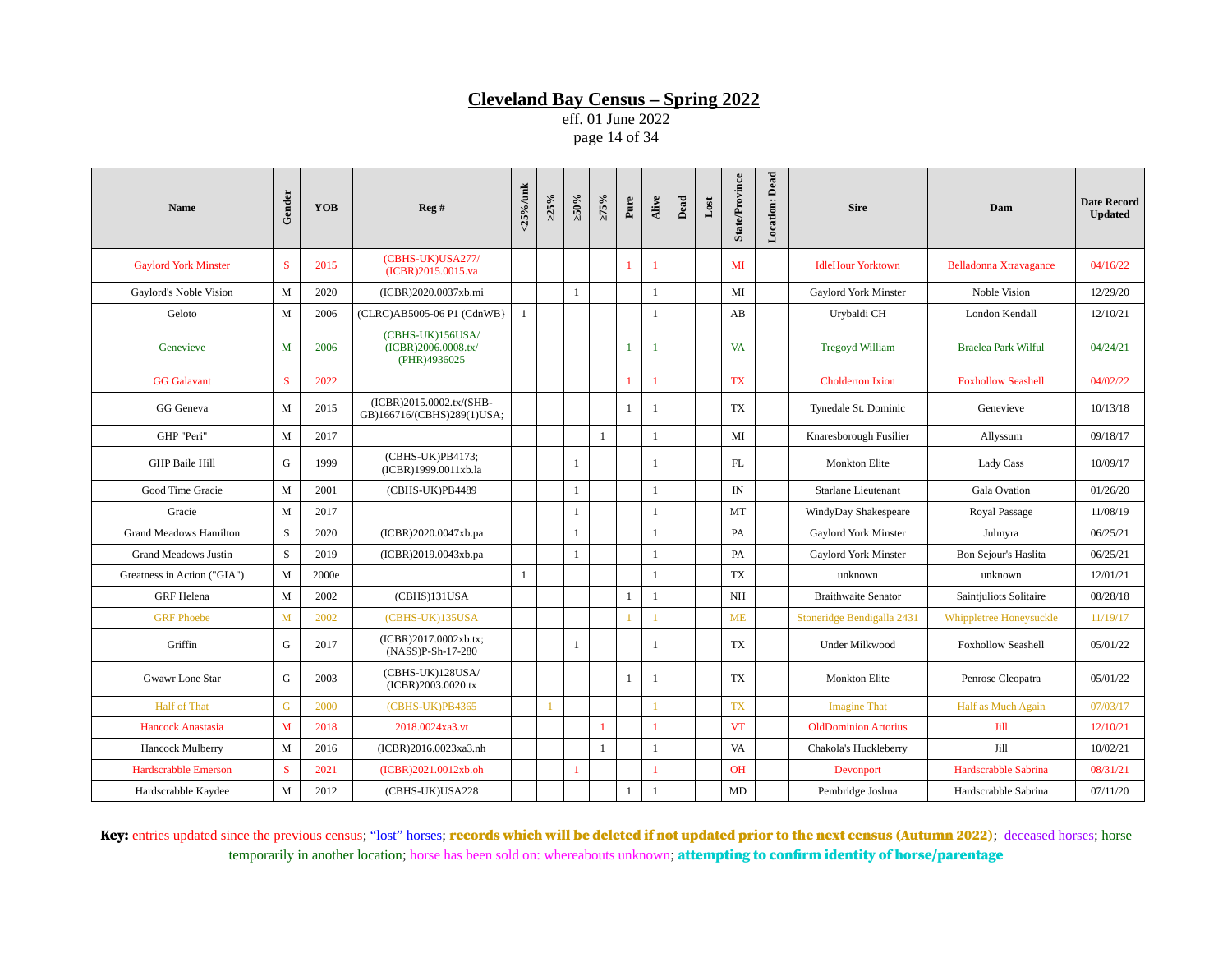# Cleveland Bay Census – Spring 2022

eff. 01 June 2022

| Name | Gender | YOB | Reg # | <25%/unk | ≥25% | ≥50% | ≥75% | Pure | Alive | Dead | Lost | State/Province | Location: Dead | Sire | Dam | Date Record Updated |
|---|---|---|---|---|---|---|---|---|---|---|---|---|---|---|---|---|
| Gaylord York Minster | S | 2015 | (CBHS-UK)USA277/ (ICBR)2015.0015.va | | | | | 1 | 1 | | | MI | | IdleHour Yorktown | Belladonna Xtravagance | 04/16/22 |
| Gaylord's Noble Vision | M | 2020 | (ICBR)2020.0037xb.mi | | | 1 | | | 1 | | | MI | | Gaylord York Minster | Noble Vision | 12/29/20 |
| Geloto | M | 2006 | (CLRC)AB5005-06 P1 (CdnWB} | 1 | | | | | 1 | | | AB | | Urybaldi CH | London Kendall | 12/10/21 |
| Genevieve | M | 2006 | (CBHS-UK)156USA/ (ICBR)2006.0008.tx/ (PHR)4936025 | | | | | 1 | 1 | | | VA | | Tregoyd William | Braelea Park Wilful | 04/24/21 |
| GG Galavant | S | 2022 | | | | | | 1 | 1 | | | TX | | Cholderton Ixion | Foxhollow Seashell | 04/02/22 |
| GG Geneva | M | 2015 | (ICBR)2015.0002.tx/(SHB-GB)166716/(CBHS)289(1)USA; | | | | | 1 | 1 | | | TX | | Tynedale St. Dominic | Genevieve | 10/13/18 |
| GHP "Peri" | M | 2017 | | | | | 1 | | 1 | | | MI | | Knaresborough Fusilier | Allyssum | 09/18/17 |
| GHP Baile Hill | G | 1999 | (CBHS-UK)PB4173; (ICBR)1999.0011xb.la | | | 1 | | | 1 | | | FL | | Monkton Elite | Lady Cass | 10/09/17 |
| Good Time Gracie | M | 2001 | (CBHS-UK)PB4489 | | | 1 | | | 1 | | | IN | | Starlane Lieutenant | Gala Ovation | 01/26/20 |
| Gracie | M | 2017 | | | | 1 | | | 1 | | | MT | | WindyDay Shakespeare | Royal Passage | 11/08/19 |
| Grand Meadows Hamilton | S | 2020 | (ICBR)2020.0047xb.pa | | | 1 | | | 1 | | | PA | | Gaylord York Minster | Julmyra | 06/25/21 |
| Grand Meadows Justin | S | 2019 | (ICBR)2019.0043xb.pa | | | 1 | | | 1 | | | PA | | Gaylord York Minster | Bon Sejour's Haslita | 06/25/21 |
| Greatness in Action ("GIA") | M | 2000e | | 1 | | | | | 1 | | | TX | | unknown | unknown | 12/01/21 |
| GRF Helena | M | 2002 | (CBHS)131USA | | | | | 1 | 1 | | | NH | | Braithwaite Senator | Saintjuliots Solitaire | 08/28/18 |
| GRF Phoebe | M | 2002 | (CBHS-UK)135USA | | | | | 1 | 1 | | | ME | | Stoneridge Bendigalla 2431 | Whippletree Honeysuckle | 11/19/17 |
| Griffin | G | 2017 | (ICBR)2017.0002xb.tx; (NASS)P-Sh-17-280 | | | 1 | | | 1 | | | TX | | Under Milkwood | Foxhollow Seashell | 05/01/22 |
| Gwawr Lone Star | G | 2003 | (CBHS-UK)128USA/ (ICBR)2003.0020.tx | | | | | 1 | 1 | | | TX | | Monkton Elite | Penrose Cleopatra | 05/01/22 |
| Half of That | G | 2000 | (CBHS-UK)PB4365 | | 1 | | | | 1 | | | TX | | Imagine That | Half as Much Again | 07/03/17 |
| Hancock Anastasia | M | 2018 | 2018.0024xa3.vt | | | | 1 | | 1 | | | VT | | OldDominion Artorius | Jill | 12/10/21 |
| Hancock Mulberry | M | 2016 | (ICBR)2016.0023xa3.nh | | | | 1 | | 1 | | | VA | | Chakola's Huckleberry | Jill | 10/02/21 |
| Hardscrabble Emerson | S | 2021 | (ICBR)2021.0012xb.oh | | | 1 | | | 1 | | | OH | | Devonport | Hardscrabble Sabrina | 08/31/21 |
| Hardscrabble Kaydee | M | 2012 | (CBHS-UK)USA228 | | | | | 1 | 1 | | | MD | | Pembridge Joshua | Hardscrabble Sabrina | 07/11/20 |

**Key:** entries updated since the previous census; "lost" horses; **records which will be deleted if not updated prior to the next census (Autumn 2022)**; deceased horses; horse temporarily in another location; horse has been sold on: whereabouts unknown; **attempting to confirm identity of horse/parentage**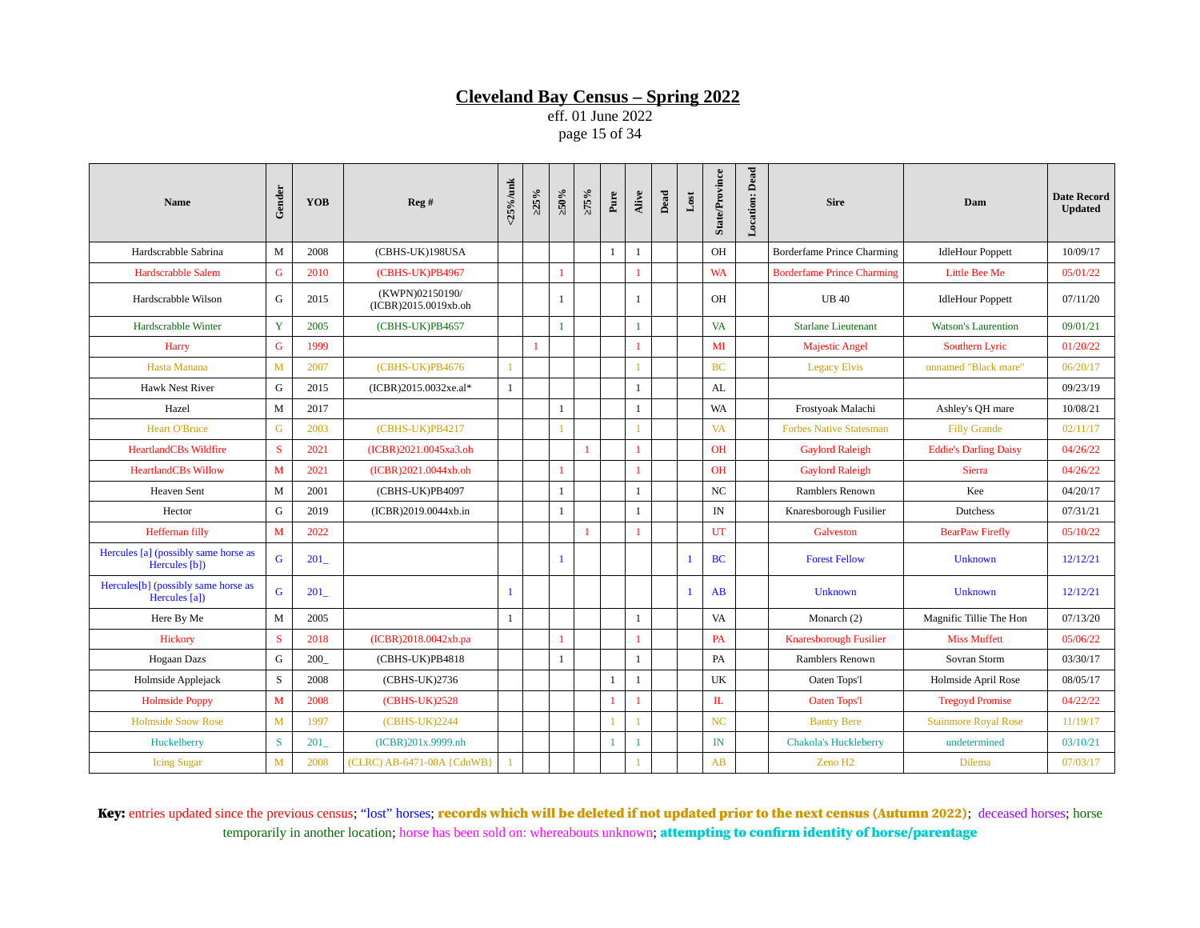# Cleveland Bay Census – Spring 2022

eff. 01 June 2022

| Name | Gender | YOB | Reg # | <25%/unk | ≥25% | ≥50% | ≥75% | Pure | Alive | Dead | Lost | State/Province | Location: Dead | Sire | Dam | Date Record Updated |
|---|---|---|---|---|---|---|---|---|---|---|---|---|---|---|---|---|
| Hardscrabble Sabrina | M | 2008 | (CBHS-UK)198USA | | | | | 1 | 1 | | | OH | | Borderfame Prince Charming | IdleHour Poppett | 10/09/17 |
| Hardscrabble Salem | G | 2010 | (CBHS-UK)PB4967 | | | 1 | | | 1 | | | WA | | Borderfame Prince Charming | Little Bee Me | 05/01/22 |
| Hardscrabble Wilson | G | 2015 | (KWPN)02150190/ (ICBR)2015.0019xb.oh | | | 1 | | | 1 | | | OH | | UB 40 | IdleHour Poppett | 07/11/20 |
| Hardscrabble Winter | Y | 2005 | (CBHS-UK)PB4657 | | | 1 | | | 1 | | | VA | | Starlane Lieutenant | Watson's Laurention | 09/01/21 |
| Harry | G | 1999 | | | 1 | | | | 1 | | | MI | | Majestic Angel | Southern Lyric | 01/20/22 |
| Hasta Manana | M | 2007 | (CBHS-UK)PB4676 | 1 | | | | | 1 | | | BC | | Legacy Elvis | unnamed "Black mare" | 06/20/17 |
| Hawk Nest River | G | 2015 | (ICBR)2015.0032xe.al* | 1 | | | | | 1 | | | AL | | | | 09/23/19 |
| Hazel | M | 2017 | | | | 1 | | | 1 | | | WA | | Frostyoak Malachi | Ashley's QH mare | 10/08/21 |
| Heart O'Bruce | G | 2003 | (CBHS-UK)PB4217 | | | 1 | | | 1 | | | VA | | Forbes Native Statesman | Filly Grande | 02/11/17 |
| HeartlandCBs Wildfire | S | 2021 | (ICBR)2021.0045xa3.oh | | | | 1 | | 1 | | | OH | | Gaylord Raleigh | Eddie's Darling Daisy | 04/26/22 |
| HeartlandCBs Willow | M | 2021 | (ICBR)2021.0044xb.oh | | | 1 | | | 1 | | | OH | | Gaylord Raleigh | Sierra | 04/26/22 |
| Heaven Sent | M | 2001 | (CBHS-UK)PB4097 | | | 1 | | | 1 | | | NC | | Ramblers Renown | Kee | 04/20/17 |
| Hector | G | 2019 | (ICBR)2019.0044xb.in | | | 1 | | | 1 | | | IN | | Knaresborough Fusilier | Dutchess | 07/31/21 |
| Heffernan filly | M | 2022 | | | | | 1 | | 1 | | | UT | | Galveston | BearPaw Firefly | 05/10/22 |
| Hercules [a] (possibly same horse as Hercules [b]) | G | 201_ | | | | 1 | | | | | 1 | BC | | Forest Fellow | Unknown | 12/12/21 |
| Hercules[b] (possibly same horse as Hercules [a]) | G | 201_ | | 1 | | | | | | | 1 | AB | | Unknown | Unknown | 12/12/21 |
| Here By Me | M | 2005 | | 1 | | | | | 1 | | | VA | | Monarch (2) | Magnific Tillie The Hon | 07/13/20 |
| Hickory | S | 2018 | (ICBR)2018.0042xb.pa | | | 1 | | | 1 | | | PA | | Knaresborough Fusilier | Miss Muffett | 05/06/22 |
| Hogaan Dazs | G | 200_ | (CBHS-UK)PB4818 | | | 1 | | | 1 | | | PA | | Ramblers Renown | Sovran Storm | 03/30/17 |
| Holmside Applejack | S | 2008 | (CBHS-UK)2736 | | | | | 1 | 1 | | | UK | | Oaten Tops'l | Holmside April Rose | 08/05/17 |
| Holmside Poppy | M | 2008 | (CBHS-UK)2528 | | | | | 1 | 1 | | | IL | | Oaten Tops'l | Tregoyd Promise | 04/22/22 |
| Holmside Snow Rose | M | 1997 | (CBHS-UK)2244 | | | | | 1 | 1 | | | NC | | Bantry Bere | Stainmore Royal Rose | 11/19/17 |
| Huckelberry | S | 201_ | (ICBR)201x.9999.nh | | | | | 1 | 1 | | | IN | | Chakola's Huckleberry | undetermined | 03/10/21 |
| Icing Sugar | M | 2008 | (CLRC) AB-6471-08A {CdnWB} | 1 | | | | | 1 | | | AB | | Zeno H2 | Dilema | 07/03/17 |

**Key:** entries updated since the previous census; "lost" horses; **records which will be deleted if not updated prior to the next census (Autumn 2022)**; deceased horses; horse temporarily in another location; horse has been sold on: whereabouts unknown; **attempting to confirm identity of horse/parentage**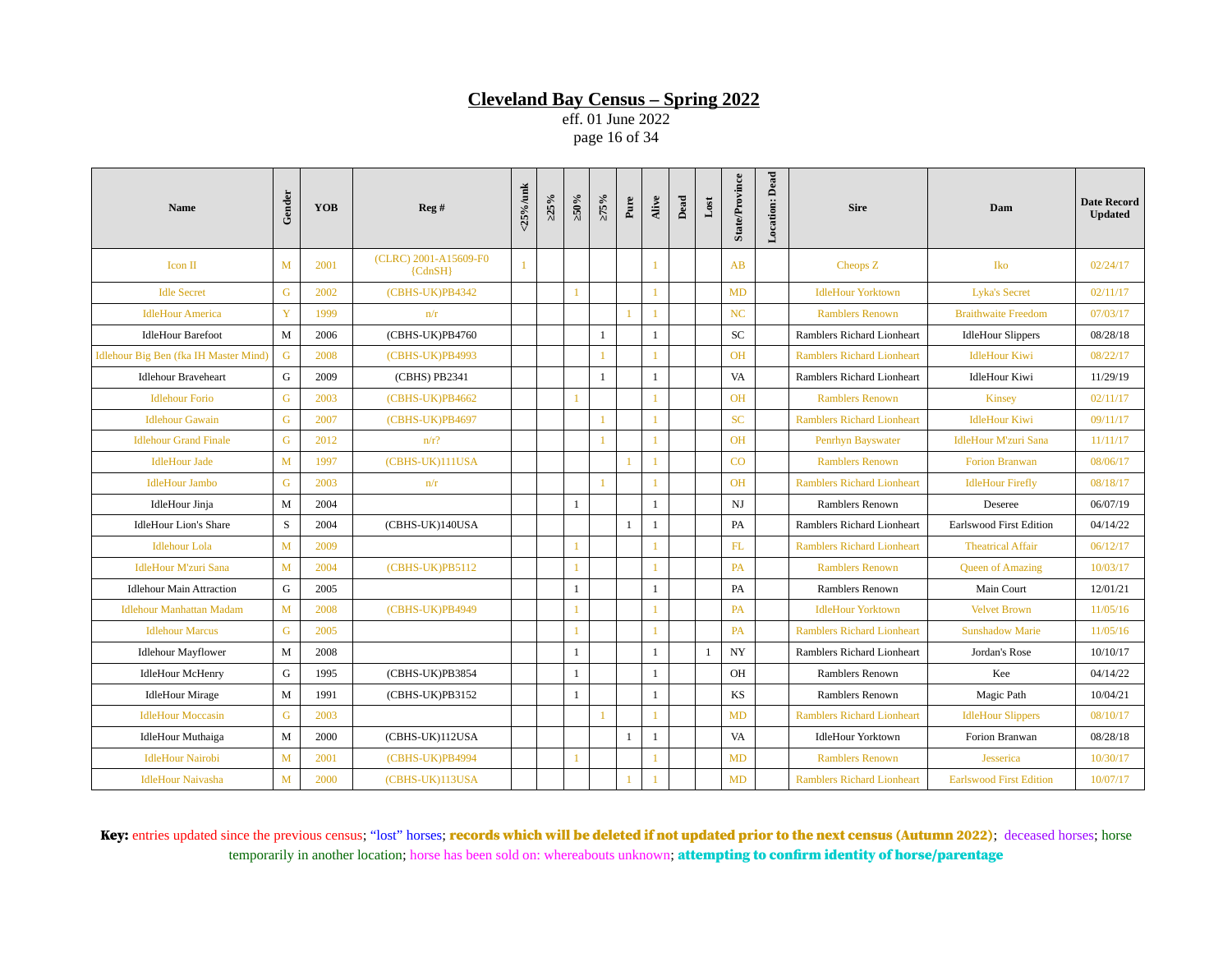# Cleveland Bay Census – Spring 2022

eff. 01 June 2022

| Name | Gender | YOB | Reg # | <25%/unk | ≥25% | ≥50% | ≥75% | Pure | Alive | Dead | Lost | State/Province | Location: Dead | Sire | Dam | Date Record Updated |
|---|---|---|---|---|---|---|---|---|---|---|---|---|---|---|---|---|
| Icon II | M | 2001 | (CLRC) 2001-A15609-F0 {CdnSH} | 1 | | | | | 1 | | | AB | | Cheops Z | Iko | 02/24/17 |
| Idle Secret | G | 2002 | (CBHS-UK)PB4342 | | | 1 | | | 1 | | | MD | | IdleHour Yorktown | Lyka's Secret | 02/11/17 |
| IdleHour America | Y | 1999 | n/r | | | | | 1 | 1 | | | NC | | Ramblers Renown | Braithwaite Freedom | 07/03/17 |
| IdleHour Barefoot | M | 2006 | (CBHS-UK)PB4760 | | | | 1 | | 1 | | | SC | | Ramblers Richard Lionheart | IdleHour Slippers | 08/28/18 |
| Idlehour Big Ben (fka IH Master Mind) | G | 2008 | (CBHS-UK)PB4993 | | | | 1 | | 1 | | | OH | | Ramblers Richard Lionheart | IdleHour Kiwi | 08/22/17 |
| Idlehour Braveheart | G | 2009 | (CBHS) PB2341 | | | | 1 | | 1 | | | VA | | Ramblers Richard Lionheart | IdleHour Kiwi | 11/29/19 |
| Idlehour Forio | G | 2003 | (CBHS-UK)PB4662 | | | 1 | | | 1 | | | OH | | Ramblers Renown | Kinsey | 02/11/17 |
| Idlehour Gawain | G | 2007 | (CBHS-UK)PB4697 | | | | 1 | | 1 | | | SC | | Ramblers Richard Lionheart | IdleHour Kiwi | 09/11/17 |
| Idlehour Grand Finale | G | 2012 | n/r? | | | | 1 | | 1 | | | OH | | Penrhyn Bayswater | IdleHour M'zuri Sana | 11/11/17 |
| IdleHour Jade | M | 1997 | (CBHS-UK)111USA | | | | | 1 | 1 | | | CO | | Ramblers Renown | Forion Branwan | 08/06/17 |
| IdleHour Jambo | G | 2003 | n/r | | | | 1 | | 1 | | | OH | | Ramblers Richard Lionheart | IdleHour Firefly | 08/18/17 |
| IdleHour Jinja | M | 2004 | | | | 1 | | | 1 | | | NJ | | Ramblers Renown | Deseree | 06/07/19 |
| IdleHour Lion's Share | S | 2004 | (CBHS-UK)140USA | | | | | 1 | 1 | | | PA | | Ramblers Richard Lionheart | Earlswood First Edition | 04/14/22 |
| Idlehour Lola | M | 2009 | | | | 1 | | | 1 | | | FL | | Ramblers Richard Lionheart | Theatrical Affair | 06/12/17 |
| IdleHour M'zuri Sana | M | 2004 | (CBHS-UK)PB5112 | | | 1 | | | 1 | | | PA | | Ramblers Renown | Queen of Amazing | 10/03/17 |
| Idlehour Main Attraction | G | 2005 | | | | 1 | | | 1 | | | PA | | Ramblers Renown | Main Court | 12/01/21 |
| Idlehour Manhattan Madam | M | 2008 | (CBHS-UK)PB4949 | | | 1 | | | 1 | | | PA | | IdleHour Yorktown | Velvet Brown | 11/05/16 |
| Idlehour Marcus | G | 2005 | | | | 1 | | | 1 | | | PA | | Ramblers Richard Lionheart | Sunshadow Marie | 11/05/16 |
| Idlehour Mayflower | M | 2008 | | | | 1 | | | 1 | | 1 | NY | | Ramblers Richard Lionheart | Jordan's Rose | 10/10/17 |
| IdleHour McHenry | G | 1995 | (CBHS-UK)PB3854 | | | 1 | | | 1 | | | OH | | Ramblers Renown | Kee | 04/14/22 |
| IdleHour Mirage | M | 1991 | (CBHS-UK)PB3152 | | | 1 | | | 1 | | | KS | | Ramblers Renown | Magic Path | 10/04/21 |
| IdleHour Moccasin | G | 2003 | | | | | 1 | | 1 | | | MD | | Ramblers Richard Lionheart | IdleHour Slippers | 08/10/17 |
| IdleHour Muthaiga | M | 2000 | (CBHS-UK)112USA | | | | | 1 | 1 | | | VA | | IdleHour Yorktown | Forion Branwan | 08/28/18 |
| IdleHour Nairobi | M | 2001 | (CBHS-UK)PB4994 | | | 1 | | | 1 | | | MD | | Ramblers Renown | Jesserica | 10/30/17 |
| IdleHour Naivasha | M | 2000 | (CBHS-UK)113USA | | | | | 1 | 1 | | | MD | | Ramblers Richard Lionheart | Earlswood First Edition | 10/07/17 |

**Key:** entries updated since the previous census; "lost" horses; **records which will be deleted if not updated prior to the next census (Autumn 2022)**; deceased horses; horse temporarily in another location; horse has been sold on: whereabouts unknown; **attempting to confirm identity of horse/parentage**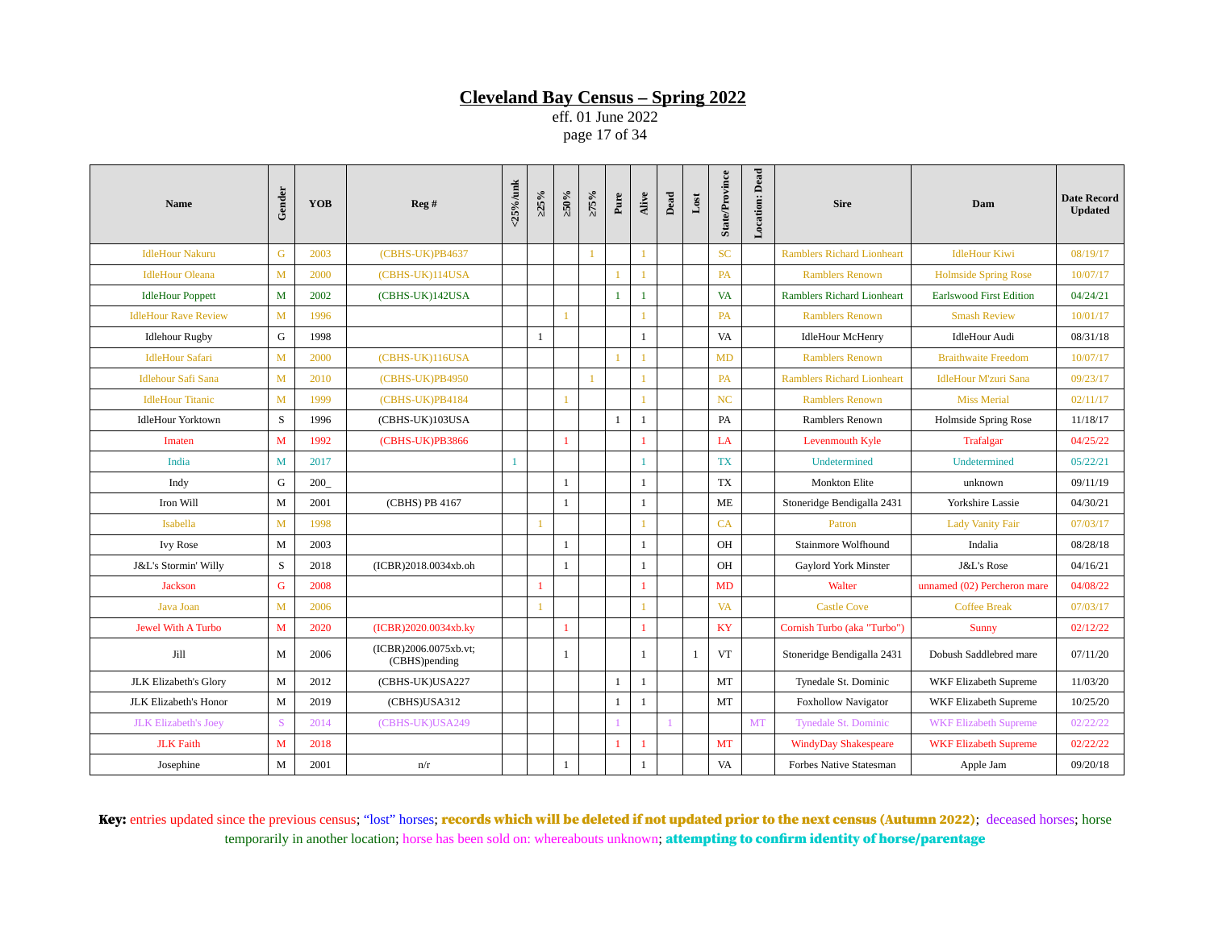# Cleveland Bay Census – Spring 2022

eff. 01 June 2022

| Name | Gender | YOB | Reg # | <25%/unk | ≥25% | ≥50% | ≥75% | Pure | Alive | Dead | Lost | State/Province | Location: Dead | Sire | Dam | Date Record Updated |
|---|---|---|---|---|---|---|---|---|---|---|---|---|---|---|---|---|
| IdleHour Nakuru | G | 2003 | (CBHS-UK)PB4637 | | | | 1 | | 1 | | | SC | | Ramblers Richard Lionheart | IdleHour Kiwi | 08/19/17 |
| IdleHour Oleana | M | 2000 | (CBHS-UK)114USA | | | | | 1 | 1 | | | PA | | Ramblers Renown | Holmside Spring Rose | 10/07/17 |
| IdleHour Poppett | M | 2002 | (CBHS-UK)142USA | | | | | 1 | 1 | | | VA | | Ramblers Richard Lionheart | Earlswood First Edition | 04/24/21 |
| IdleHour Rave Review | M | 1996 | | | | 1 | | | 1 | | | PA | | Ramblers Renown | Smash Review | 10/01/17 |
| Idlehour Rugby | G | 1998 | | | 1 | | | | 1 | | | VA | | IdleHour McHenry | IdleHour Audi | 08/31/18 |
| IdleHour Safari | M | 2000 | (CBHS-UK)116USA | | | | | 1 | 1 | | | MD | | Ramblers Renown | Braithwaite Freedom | 10/07/17 |
| Idlehour Safi Sana | M | 2010 | (CBHS-UK)PB4950 | | | | 1 | | 1 | | | PA | | Ramblers Richard Lionheart | IdleHour M'zuri Sana | 09/23/17 |
| IdleHour Titanic | M | 1999 | (CBHS-UK)PB4184 | | | 1 | | | 1 | | | NC | | Ramblers Renown | Miss Merial | 02/11/17 |
| IdleHour Yorktown | S | 1996 | (CBHS-UK)103USA | | | | | 1 | 1 | | | PA | | Ramblers Renown | Holmside Spring Rose | 11/18/17 |
| Imaten | M | 1992 | (CBHS-UK)PB3866 | | | 1 | | | 1 | | | LA | | Levenmouth Kyle | Trafalgar | 04/25/22 |
| India | M | 2017 | | 1 | | | | | 1 | | | TX | | Undetermined | Undetermined | 05/22/21 |
| Indy | G | 200_ | | | | 1 | | | 1 | | | TX | | Monkton Elite | unknown | 09/11/19 |
| Iron Will | M | 2001 | (CBHS) PB 4167 | | | 1 | | | 1 | | | ME | | Stoneridge Bendigalla 2431 | Yorkshire Lassie | 04/30/21 |
| Isabella | M | 1998 | | | 1 | | | | 1 | | | CA | | Patron | Lady Vanity Fair | 07/03/17 |
| Ivy Rose | M | 2003 | | | | 1 | | | 1 | | | OH | | Stainmore Wolfhound | Indalia | 08/28/18 |
| J&L's Stormin' Willy | S | 2018 | (ICBR)2018.0034xb.oh | | | 1 | | | 1 | | | OH | | Gaylord York Minster | J&L's Rose | 04/16/21 |
| Jackson | G | 2008 | | | 1 | | | | 1 | | | MD | | Walter | unnamed (02) Percheron mare | 04/08/22 |
| Java Joan | M | 2006 | | | 1 | | | | 1 | | | VA | | Castle Cove | Coffee Break | 07/03/17 |
| Jewel With A Turbo | M | 2020 | (ICBR)2020.0034xb.ky | | | 1 | | | 1 | | | KY | | Cornish Turbo (aka "Turbo") | Sunny | 02/12/22 |
| Jill | M | 2006 | (ICBR)2006.0075xb.vt; (CBHS)pending | | | 1 | | | 1 | | 1 | VT | | Stoneridge Bendigalla 2431 | Dobush Saddlebred mare | 07/11/20 |
| JLK Elizabeth's Glory | M | 2012 | (CBHS-UK)USA227 | | | | | 1 | 1 | | | MT | | Tynedale St. Dominic | WKF Elizabeth Supreme | 11/03/20 |
| JLK Elizabeth's Honor | M | 2019 | (CBHS)USA312 | | | | | 1 | 1 | | | MT | | Foxhollow Navigator | WKF Elizabeth Supreme | 10/25/20 |
| JLK Elizabeth's Joey | S | 2014 | (CBHS-UK)USA249 | | | | | 1 | | 1 | | | MT | Tynedale St. Dominic | WKF Elizabeth Supreme | 02/22/22 |
| JLK Faith | M | 2018 | | | | | | 1 | 1 | | | MT | | WindyDay Shakespeare | WKF Elizabeth Supreme | 02/22/22 |
| Josephine | M | 2001 | n/r | | | 1 | | | 1 | | | VA | | Forbes Native Statesman | Apple Jam | 09/20/18 |

**Key:** entries updated since the previous census; "lost" horses; **records which will be deleted if not updated prior to the next census (Autumn 2022)**; deceased horses; horse temporarily in another location; horse has been sold on: whereabouts unknown; **attempting to confirm identity of horse/parentage**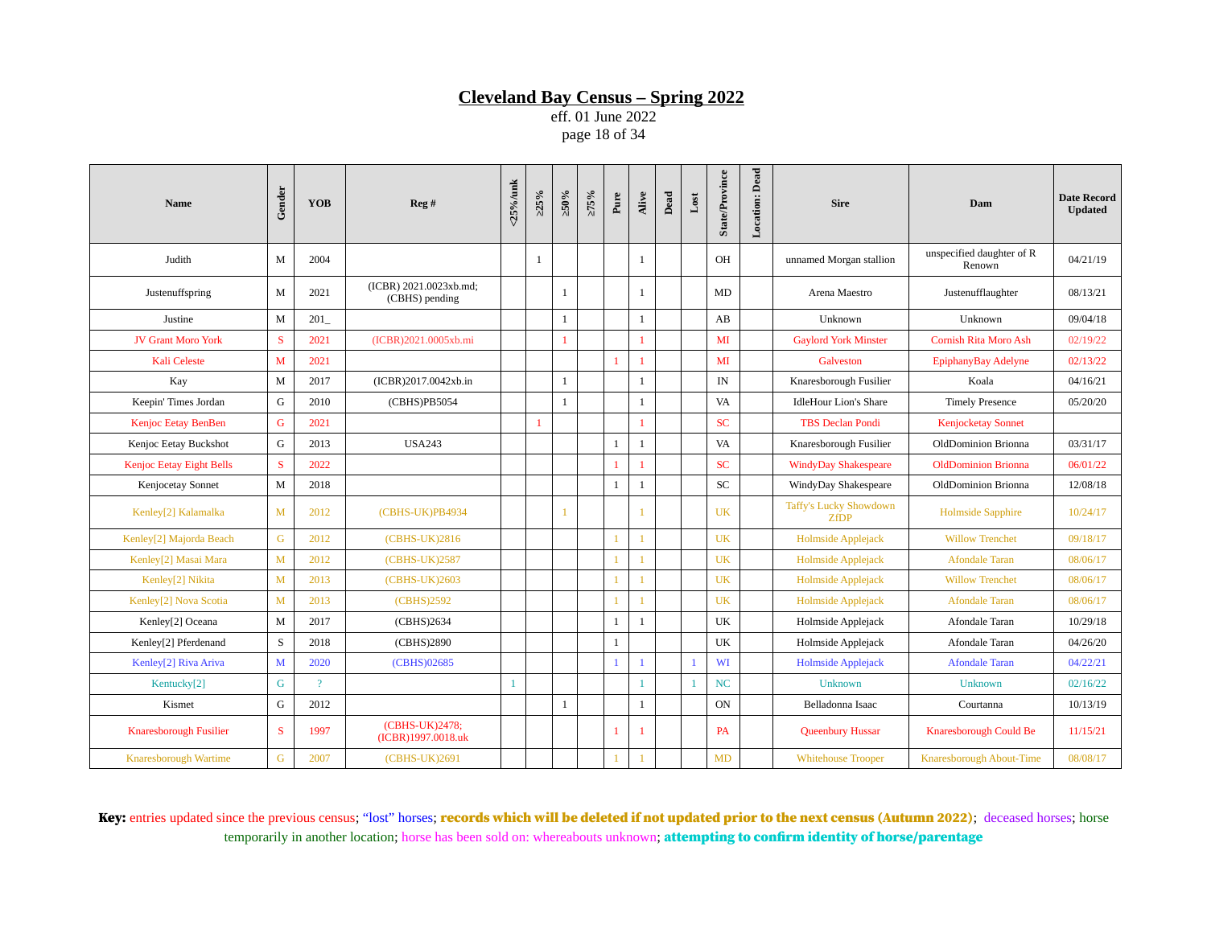# Cleveland Bay Census – Spring 2022

eff. 01 June 2022

| Name | Gender | YOB | Reg # | <25%/unk | ≥25% | ≥50% | ≥75% | Pure | Alive | Dead | Lost | State/Province | Location: Dead | Sire | Dam | Date Record Updated |
|---|---|---|---|---|---|---|---|---|---|---|---|---|---|---|---|---|
| Judith | M | 2004 | | | 1 | | | | 1 | | | OH | | unnamed Morgan stallion | unspecified daughter of R Renown | 04/21/19 |
| Justenuffspring | M | 2021 | (ICBR) 2021.0023xb.md; (CBHS) pending | | | 1 | | | 1 | | | MD | | Arena Maestro | Justenufflaughter | 08/13/21 |
| Justine | M | 201_ | | | | 1 | | | 1 | | | AB | | Unknown | Unknown | 09/04/18 |
| JV Grant Moro York | S | 2021 | (ICBR)2021.0005xb.mi | | | 1 | | | 1 | | | MI | | Gaylord York Minster | Cornish Rita Moro Ash | 02/19/22 |
| Kali Celeste | M | 2021 | | | | | | 1 | 1 | | | MI | | Galveston | EpiphanyBay Adelyne | 02/13/22 |
| Kay | M | 2017 | (ICBR)2017.0042xb.in | | | 1 | | | 1 | | | IN | | Knaresborough Fusilier | Koala | 04/16/21 |
| Keepin' Times Jordan | G | 2010 | (CBHS)PB5054 | | | 1 | | | 1 | | | VA | | IdleHour Lion's Share | Timely Presence | 05/20/20 |
| Kenjoc Eetay BenBen | G | 2021 | | | 1 | | | | 1 | | | SC | | TBS Declan Pondi | Kenjocketay Sonnet | |
| Kenjoc Eetay Buckshot | G | 2013 | USA243 | | | | | 1 | 1 | | | VA | | Knaresborough Fusilier | OldDominion Brionna | 03/31/17 |
| Kenjoc Eetay Eight Bells | S | 2022 | | | | | | 1 | 1 | | | SC | | WindyDay Shakespeare | OldDominion Brionna | 06/01/22 |
| Kenjocetay Sonnet | M | 2018 | | | | | | 1 | 1 | | | SC | | WindyDay Shakespeare | OldDominion Brionna | 12/08/18 |
| Kenley[2] Kalamalka | M | 2012 | (CBHS-UK)PB4934 | | | 1 | | | 1 | | | UK | | Taffy's Lucky Showdown ZfDP | Holmside Sapphire | 10/24/17 |
| Kenley[2] Majorda Beach | G | 2012 | (CBHS-UK)2816 | | | | | 1 | 1 | | | UK | | Holmside Applejack | Willow Trenchet | 09/18/17 |
| Kenley[2] Masai Mara | M | 2012 | (CBHS-UK)2587 | | | | | 1 | 1 | | | UK | | Holmside Applejack | Afondale Taran | 08/06/17 |
| Kenley[2] Nikita | M | 2013 | (CBHS-UK)2603 | | | | | 1 | 1 | | | UK | | Holmside Applejack | Willow Trenchet | 08/06/17 |
| Kenley[2] Nova Scotia | M | 2013 | (CBHS)2592 | | | | | 1 | 1 | | | UK | | Holmside Applejack | Afondale Taran | 08/06/17 |
| Kenley[2] Oceana | M | 2017 | (CBHS)2634 | | | | | 1 | 1 | | | UK | | Holmside Applejack | Afondale Taran | 10/29/18 |
| Kenley[2] Pferdenand | S | 2018 | (CBHS)2890 | | | | | 1 | | | | UK | | Holmside Applejack | Afondale Taran | 04/26/20 |
| Kenley[2] Riva Ariva | M | 2020 | (CBHS)02685 | | | | | 1 | 1 | | 1 | WI | | Holmside Applejack | Afondale Taran | 04/22/21 |
| Kentucky[2] | G | ? | | 1 | | | | | 1 | | 1 | NC | | Unknown | Unknown | 02/16/22 |
| Kismet | G | 2012 | | | | 1 | | | 1 | | | ON | | Belladonna Isaac | Courtanna | 10/13/19 |
| Knaresborough Fusilier | S | 1997 | (CBHS-UK)2478; (ICBR)1997.0018.uk | | | | | 1 | 1 | | | PA | | Queenbury Hussar | Knaresborough Could Be | 11/15/21 |
| Knaresborough Wartime | G | 2007 | (CBHS-UK)2691 | | | | | 1 | 1 | | | MD | | Whitehouse Trooper | Knaresborough About-Time | 08/08/17 |

**Key:** entries updated since the previous census; "lost" horses; **records which will be deleted if not updated prior to the next census (Autumn 2022)**; deceased horses; horse temporarily in another location; horse has been sold on: whereabouts unknown; **attempting to confirm identity of horse/parentage**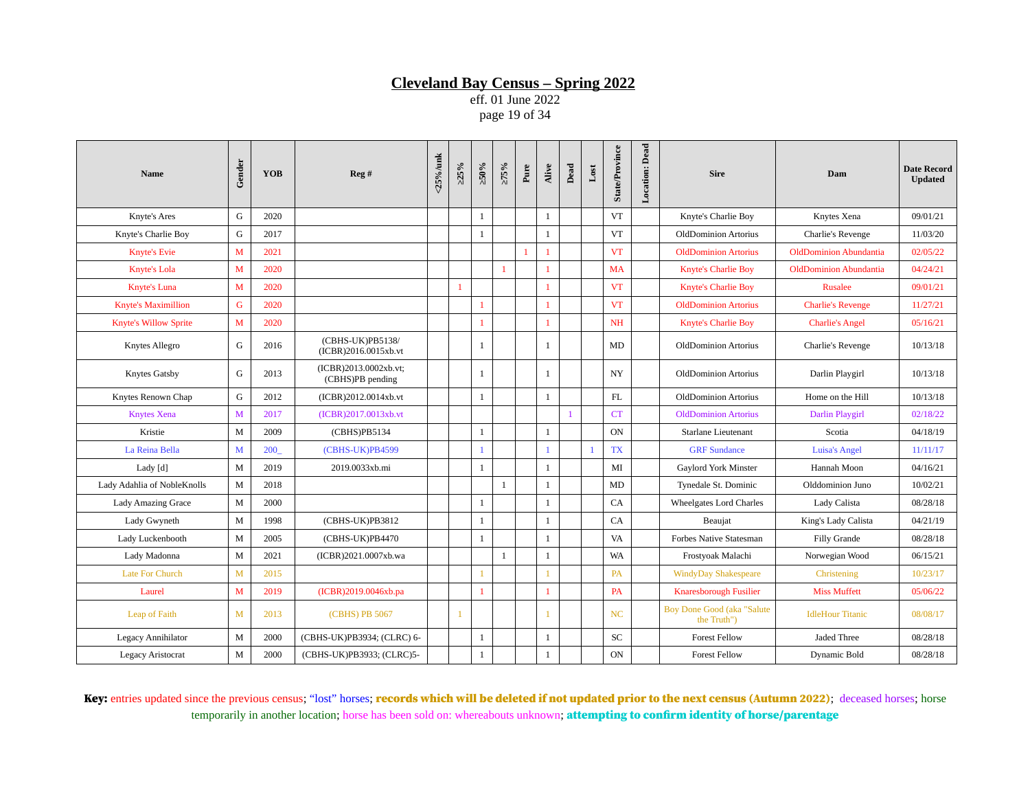# Cleveland Bay Census – Spring 2022

eff. 01 June 2022

| Name | Gender | YOB | Reg # | <25%/unk | ≥25% | ≥50% | ≥75% | Pure | Alive | Dead | Lost | State/Province | Location: Dead | Sire | Dam | Date Record Updated |
|---|---|---|---|---|---|---|---|---|---|---|---|---|---|---|---|---|
| Knyte's Ares | G | 2020 | | | | 1 | | | 1 | | | VT | | Knyte's Charlie Boy | Knytes Xena | 09/01/21 |
| Knyte's Charlie Boy | G | 2017 | | | | 1 | | | 1 | | | VT | | OldDominion Artorius | Charlie's Revenge | 11/03/20 |
| Knyte's Evie | M | 2021 | | | | | | 1 | 1 | | | VT | | OldDominion Artorius | OldDominion Abundantia | 02/05/22 |
| Knyte's Lola | M | 2020 | | | | | 1 | | 1 | | | MA | | Knyte's Charlie Boy | OldDominion Abundantia | 04/24/21 |
| Knyte's Luna | M | 2020 | | | 1 | | | | 1 | | | VT | | Knyte's Charlie Boy | Rusalee | 09/01/21 |
| Knyte's Maximillion | G | 2020 | | | | 1 | | | 1 | | | VT | | OldDominion Artorius | Charlie's Revenge | 11/27/21 |
| Knyte's Willow Sprite | M | 2020 | | | | 1 | | | 1 | | | NH | | Knyte's Charlie Boy | Charlie's Angel | 05/16/21 |
| Knytes Allegro | G | 2016 | (CBHS-UK)PB5138/ (ICBR)2016.0015xb.vt | | | 1 | | | 1 | | | MD | | OldDominion Artorius | Charlie's Revenge | 10/13/18 |
| Knytes Gatsby | G | 2013 | (ICBR)2013.0002xb.vt; (CBHS)PB pending | | | 1 | | | 1 | | | NY | | OldDominion Artorius | Darlin Playgirl | 10/13/18 |
| Knytes Renown Chap | G | 2012 | (ICBR)2012.0014xb.vt | | | 1 | | | 1 | | | FL | | OldDominion Artorius | Home on the Hill | 10/13/18 |
| Knytes Xena | M | 2017 | (ICBR)2017.0013xb.vt | | | | | | | 1 | | CT | | OldDominion Artorius | Darlin Playgirl | 02/18/22 |
| Kristie | M | 2009 | (CBHS)PB5134 | | | 1 | | | 1 | | | ON | | Starlane Lieutenant | Scotia | 04/18/19 |
| La Reina Bella | M | 200_ | (CBHS-UK)PB4599 | | | 1 | | | 1 | | 1 | TX | | GRF Sundance | Luisa's Angel | 11/11/17 |
| Lady [d] | M | 2019 | 2019.0033xb.mi | | | 1 | | | 1 | | | MI | | Gaylord York Minster | Hannah Moon | 04/16/21 |
| Lady Adahlia of NobleKnolls | M | 2018 | | | | | 1 | | 1 | | | MD | | Tynedale St. Dominic | Olddominion Juno | 10/02/21 |
| Lady Amazing Grace | M | 2000 | | | | 1 | | | 1 | | | CA | | Wheelgates Lord Charles | Lady Calista | 08/28/18 |
| Lady Gwyneth | M | 1998 | (CBHS-UK)PB3812 | | | 1 | | | 1 | | | CA | | Beaujat | King's Lady Calista | 04/21/19 |
| Lady Luckenbooth | M | 2005 | (CBHS-UK)PB4470 | | | 1 | | | 1 | | | VA | | Forbes Native Statesman | Filly Grande | 08/28/18 |
| Lady Madonna | M | 2021 | (ICBR)2021.0007xb.wa | | | | 1 | | 1 | | | WA | | Frostyoak Malachi | Norwegian Wood | 06/15/21 |
| Late For Church | M | 2015 | | | | 1 | | | 1 | | | PA | | WindyDay Shakespeare | Christening | 10/23/17 |
| Laurel | M | 2019 | (ICBR)2019.0046xb.pa | | | 1 | | | 1 | | | PA | | Knaresborough Fusilier | Miss Muffett | 05/06/22 |
| Leap of Faith | M | 2013 | (CBHS) PB 5067 | | 1 | | | | 1 | | | NC | | Boy Done Good (aka "Salute the Truth") | IdleHour Titanic | 08/08/17 |
| Legacy Annihilator | M | 2000 | (CBHS-UK)PB3934; (CLRC) 6- | | | 1 | | | 1 | | | SC | | Forest Fellow | Jaded Three | 08/28/18 |
| Legacy Aristocrat | M | 2000 | (CBHS-UK)PB3933; (CLRC)5- | | | 1 | | | 1 | | | ON | | Forest Fellow | Dynamic Bold | 08/28/18 |

**Key:** entries updated since the previous census; "lost" horses; **records which will be deleted if not updated prior to the next census (Autumn 2022)**; deceased horses; horse temporarily in another location; horse has been sold on: whereabouts unknown; **attempting to confirm identity of horse/parentage**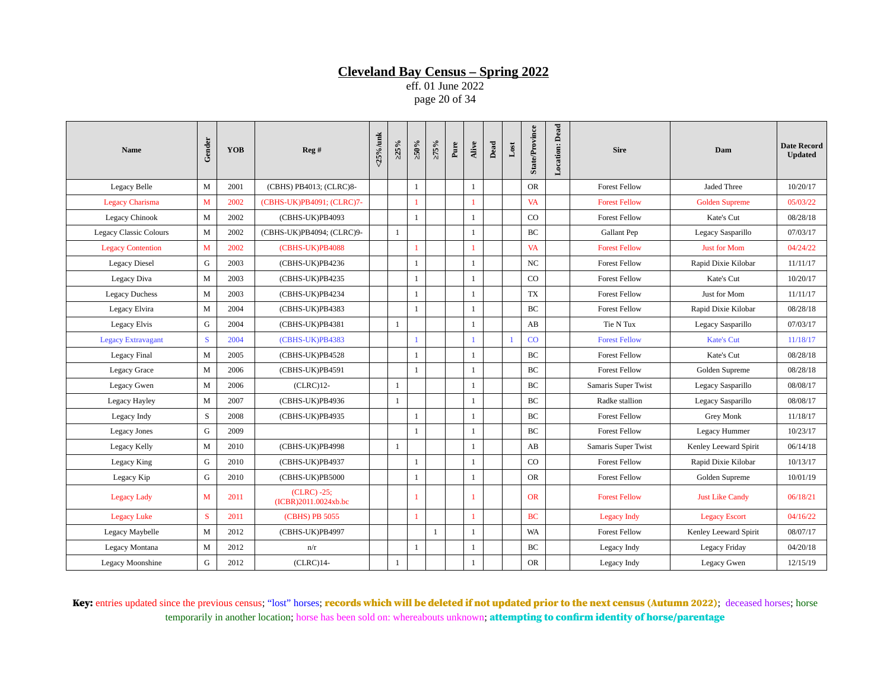# Cleveland Bay Census – Spring 2022

eff. 01 June 2022

| Name | Gender | YOB | Reg # | <25%/unk | ≥25% | ≥50% | ≥75% | Pure | Alive | Dead | Lost | State/Province | Location: Dead | Sire | Dam | Date Record Updated |
|---|---|---|---|---|---|---|---|---|---|---|---|---|---|---|---|---|
| Legacy Belle | M | 2001 | (CBHS) PB4013; (CLRC)8- | | | 1 | | | 1 | | | OR | | Forest Fellow | Jaded Three | 10/20/17 |
| Legacy Charisma | M | 2002 | (CBHS-UK)PB4091; (CLRC)7- | | | 1 | | | 1 | | | VA | | Forest Fellow | Golden Supreme | 05/03/22 |
| Legacy Chinook | M | 2002 | (CBHS-UK)PB4093 | | | 1 | | | 1 | | | CO | | Forest Fellow | Kate's Cut | 08/28/18 |
| Legacy Classic Colours | M | 2002 | (CBHS-UK)PB4094; (CLRC)9- | | 1 | | | | 1 | | | BC | | Gallant Pep | Legacy Sasparillo | 07/03/17 |
| Legacy Contention | M | 2002 | (CBHS-UK)PB4088 | | | 1 | | | 1 | | | VA | | Forest Fellow | Just for Mom | 04/24/22 |
| Legacy Diesel | G | 2003 | (CBHS-UK)PB4236 | | | 1 | | | 1 | | | NC | | Forest Fellow | Rapid Dixie Kilobar | 11/11/17 |
| Legacy Diva | M | 2003 | (CBHS-UK)PB4235 | | | 1 | | | 1 | | | CO | | Forest Fellow | Kate's Cut | 10/20/17 |
| Legacy Duchess | M | 2003 | (CBHS-UK)PB4234 | | | 1 | | | 1 | | | TX | | Forest Fellow | Just for Mom | 11/11/17 |
| Legacy Elvira | M | 2004 | (CBHS-UK)PB4383 | | | 1 | | | 1 | | | BC | | Forest Fellow | Rapid Dixie Kilobar | 08/28/18 |
| Legacy Elvis | G | 2004 | (CBHS-UK)PB4381 | | 1 | | | | 1 | | | AB | | Tie N Tux | Legacy Sasparillo | 07/03/17 |
| Legacy Extravagant | S | 2004 | (CBHS-UK)PB4383 | | | 1 | | | 1 | | 1 | CO | | Forest Fellow | Kate's Cut | 11/18/17 |
| Legacy Final | M | 2005 | (CBHS-UK)PB4528 | | | 1 | | | 1 | | | BC | | Forest Fellow | Kate's Cut | 08/28/18 |
| Legacy Grace | M | 2006 | (CBHS-UK)PB4591 | | | 1 | | | 1 | | | BC | | Forest Fellow | Golden Supreme | 08/28/18 |
| Legacy Gwen | M | 2006 | (CLRC)12- | | 1 | | | | 1 | | | BC | | Samaris Super Twist | Legacy Sasparillo | 08/08/17 |
| Legacy Hayley | M | 2007 | (CBHS-UK)PB4936 | | 1 | | | | 1 | | | BC | | Radke stallion | Legacy Sasparillo | 08/08/17 |
| Legacy Indy | S | 2008 | (CBHS-UK)PB4935 | | | 1 | | | 1 | | | BC | | Forest Fellow | Grey Monk | 11/18/17 |
| Legacy Jones | G | 2009 | | | | 1 | | | 1 | | | BC | | Forest Fellow | Legacy Hummer | 10/23/17 |
| Legacy Kelly | M | 2010 | (CBHS-UK)PB4998 | | 1 | | | | 1 | | | AB | | Samaris Super Twist | Kenley Leeward Spirit | 06/14/18 |
| Legacy King | G | 2010 | (CBHS-UK)PB4937 | | | 1 | | | 1 | | | CO | | Forest Fellow | Rapid Dixie Kilobar | 10/13/17 |
| Legacy Kip | G | 2010 | (CBHS-UK)PB5000 | | | 1 | | | 1 | | | OR | | Forest Fellow | Golden Supreme | 10/01/19 |
| Legacy Lady | M | 2011 | (CLRC) -25; (ICBR)2011.0024xb.bc | | | 1 | | | 1 | | | OR | | Forest Fellow | Just Like Candy | 06/18/21 |
| Legacy Luke | S | 2011 | (CBHS) PB 5055 | | | 1 | | | 1 | | | BC | | Legacy Indy | Legacy Escort | 04/16/22 |
| Legacy Maybelle | M | 2012 | (CBHS-UK)PB4997 | | | | 1 | | 1 | | | WA | | Forest Fellow | Kenley Leeward Spirit | 08/07/17 |
| Legacy Montana | M | 2012 | n/r | | | 1 | | | 1 | | | BC | | Legacy Indy | Legacy Friday | 04/20/18 |
| Legacy Moonshine | G | 2012 | (CLRC)14- | | 1 | | | | 1 | | | OR | | Legacy Indy | Legacy Gwen | 12/15/19 |

**Key:** entries updated since the previous census; "lost" horses; **records which will be deleted if not updated prior to the next census (Autumn 2022)**; deceased horses; horse temporarily in another location; horse has been sold on: whereabouts unknown; **attempting to confirm identity of horse/parentage**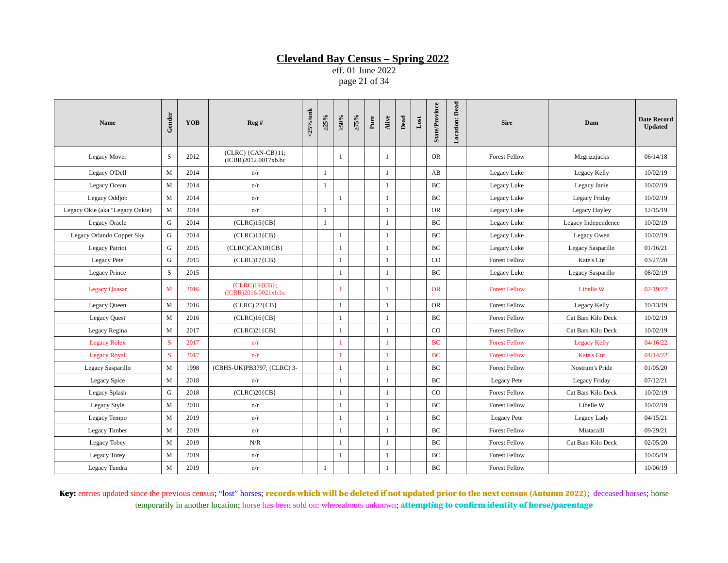# Cleveland Bay Census – Spring 2022

eff. 01 June 2022

page 21 of 34

| Name | Gender | YOB | Reg # | <25%/unk | ≥25% | ≥50% | ≥75% | Pure | Alive | Dead | Lost | State/Province | Location: Dead | Sire | Dam | Date Record Updated |
|---|---|---|---|---|---|---|---|---|---|---|---|---|---|---|---|---|
| Legacy Mover | S | 2012 | (CLRC) {CAN-CB}11; (ICBR)2012.0017xb.bc | | | 1 | | | 1 | | | OR | | Forest Fellow | Mzgrizzjacks | 06/14/18 |
| Legacy O'Dell | M | 2014 | n/r | | 1 | | | | 1 | | | AB | | Legacy Luke | Legacy Kelly | 10/02/19 |
| Legacy Ocean | M | 2014 | n/r | | 1 | | | | 1 | | | BC | | Legacy Luke | Legacy Janie | 10/02/19 |
| Legacy Oddjob | M | 2014 | n/r | | | 1 | | | 1 | | | BC | | Legacy Luke | Legacy Friday | 10/02/19 |
| Legacy Okie (aka "Legacy Oakie) | M | 2014 | n/r | | 1 | | | | 1 | | | OR | | Legacy Luke | Legacy Hayley | 12/15/19 |
| Legacy Oracle | G | 2014 | (CLRC)15{CB} | | 1 | | | | 1 | | | BC | | Legacy Luke | Legacy Independence | 10/02/19 |
| Legacy Orlando Copper Sky | G | 2014 | (CLRC)13{CB} | | | 1 | | | 1 | | | BC | | Legacy Luke | Legacy Gwen | 10/02/19 |
| Legacy Patriot | G | 2015 | (CLRC)CAN18{CB} | | | 1 | | | 1 | | | BC | | Legacy Luke | Legacy Sasparillo | 01/16/21 |
| Legacy Pete | G | 2015 | (CLRC)17{CB} | | | 1 | | | 1 | | | CO | | Forest Fellow | Kate's Cut | 03/27/20 |
| Legacy Prince | S | 2015 | | | | 1 | | | 1 | | | BC | | Legacy Luke | Legacy Sasparillo | 08/02/19 |
| Legacy Quasar | M | 2016 | (CLRC)19{CB}; (ICBR)2016.0021xb.bc | | | 1 | | | 1 | | | OR | | Forest Fellow | Libelle W | 02/19/22 |
| Legacy Queen | M | 2016 | (CLRC) 22{CB} | | | 1 | | | 1 | | | OR | | Forest Fellow | Legacy Kelly | 10/13/19 |
| Legacy Quest | M | 2016 | (CLRC)16{CB} | | | 1 | | | 1 | | | BC | | Forest Fellow | Cat Bars Kilo Deck | 10/02/19 |
| Legacy Regina | M | 2017 | (CLRC)21{CB} | | | 1 | | | 1 | | | CO | | Forest Fellow | Cat Bars Kilo Deck | 10/02/19 |
| Legacy Rolex | S | 2017 | n/r | | | 1 | | | 1 | | | BC | | Forest Fellow | Legacy Kelly | 04/16/22 |
| Legacy Royal | S | 2017 | n/r | | | 1 | | | 1 | | | BC | | Forest Fellow | Kate's Cut | 04/14/22 |
| Legacy Sasparillo | M | 1998 | (CBHS-UK)PB3797; (CLRC) 3- | | | 1 | | | 1 | | | BC | | Forest Fellow | Nostrum's Pride | 01/05/20 |
| Legacy Spice | M | 2018 | n/r | | | 1 | | | 1 | | | BC | | Legacy Pete | Legacy Friday | 07/12/21 |
| Legacy Splash | G | 2018 | (CLRC)20{CB} | | | 1 | | | 1 | | | CO | | Forest Fellow | Cat Bars Kilo Deck | 10/02/19 |
| Legacy Style | M | 2018 | n/r | | | 1 | | | 1 | | | BC | | Forest Fellow | Libelle W | 10/02/19 |
| Legacy Tempo | M | 2019 | n/r | | | 1 | | | 1 | | | BC | | Legacy Pete | Legacy Lady | 04/15/21 |
| Legacy Timber | M | 2019 | n/r | | | 1 | | | 1 | | | BC | | Forest Fellow | Mistacalli | 09/29/21 |
| Legacy Tobey | M | 2019 | N/R | | | 1 | | | 1 | | | BC | | Forest Fellow | Cat Bars Kilo Deck | 02/05/20 |
| Legacy Torey | M | 2019 | n/r | | | 1 | | | 1 | | | BC | | Forest Fellow | | 10/05/19 |
| Legacy Tundra | M | 2019 | n/r | | 1 | | | | 1 | | | BC | | Forest Fellow | | 10/06/19 |

**Key:** entries updated since the previous census; "lost" horses; **records which will be deleted if not updated prior to the next census (Autumn 2022)**; deceased horses; horse temporarily in another location; horse has been sold on: whereabouts unknown; **attempting to confirm identity of horse/parentage**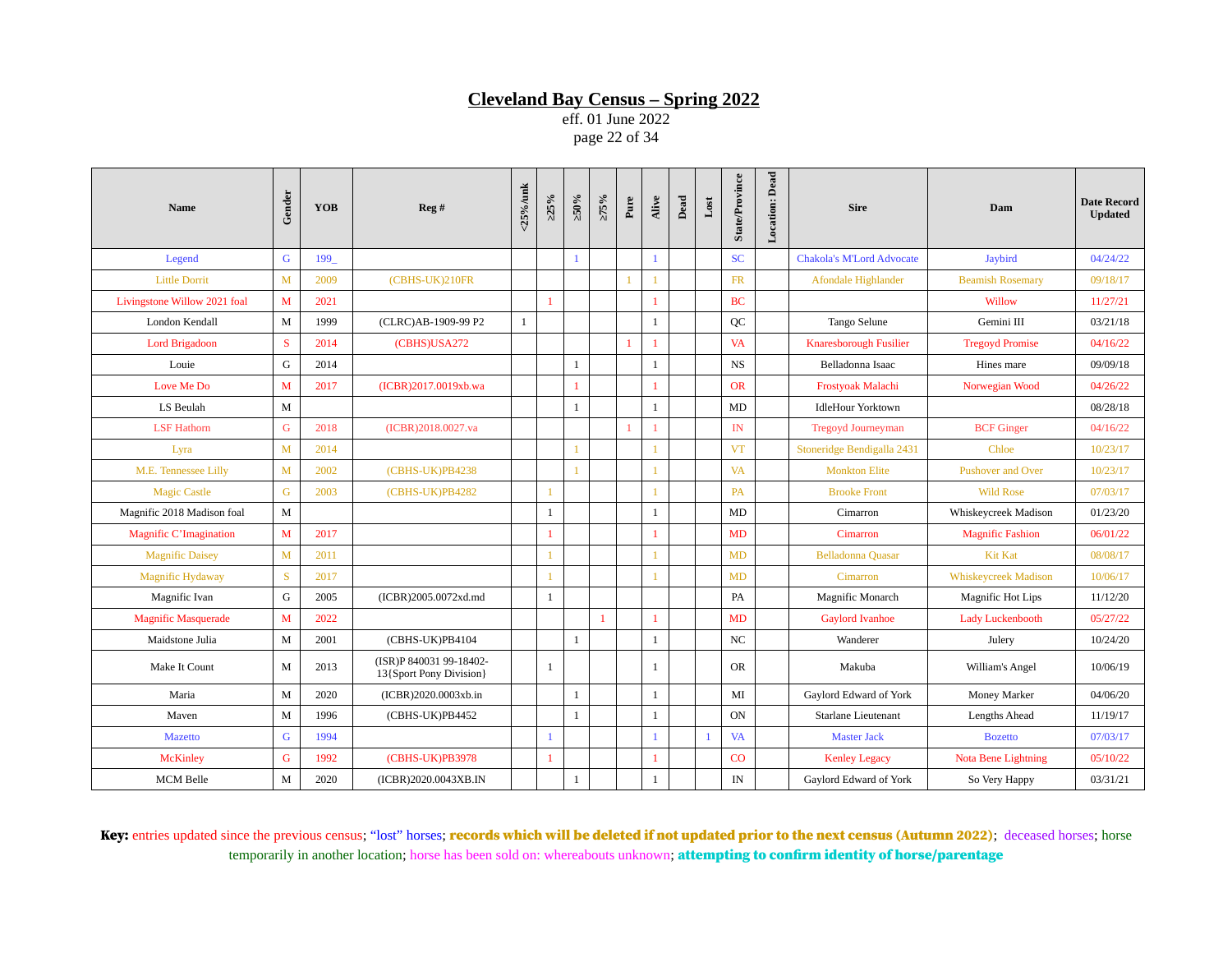# Cleveland Bay Census – Spring 2022

eff. 01 June 2022

| Name | Gender | YOB | Reg # | <25%/unk | ≥25% | ≥50% | ≥75% | Pure | Alive | Dead | Lost | State/Province | Location: Dead | Sire | Dam | Date Record Updated |
|---|---|---|---|---|---|---|---|---|---|---|---|---|---|---|---|---|
| Legend | G | 199_ | | | | 1 | | | 1 | | | SC | | Chakola's M'Lord Advocate | Jaybird | 04/24/22 |
| Little Dorrit | M | 2009 | (CBHS-UK)210FR | | | | | 1 | 1 | | | FR | | Afondale Highlander | Beamish Rosemary | 09/18/17 |
| Livingstone Willow 2021 foal | M | 2021 | | | 1 | | | | 1 | | | BC | | | Willow | 11/27/21 |
| London Kendall | M | 1999 | (CLRC)AB-1909-99 P2 | 1 | | | | | 1 | | | QC | | Tango Selune | Gemini III | 03/21/18 |
| Lord Brigadoon | S | 2014 | (CBHS)USA272 | | | | | 1 | 1 | | | VA | | Knaresborough Fusilier | Tregoyd Promise | 04/16/22 |
| Louie | G | 2014 | | | | 1 | | | 1 | | | NS | | Belladonna Isaac | Hines mare | 09/09/18 |
| Love Me Do | M | 2017 | (ICBR)2017.0019xb.wa | | | 1 | | | 1 | | | OR | | Frostyoak Malachi | Norwegian Wood | 04/26/22 |
| LS Beulah | M | | | | | 1 | | | 1 | | | MD | | IdleHour Yorktown | | 08/28/18 |
| LSF Hathorn | G | 2018 | (ICBR)2018.0027.va | | | | | 1 | 1 | | | IN | | Tregoyd Journeyman | BCF Ginger | 04/16/22 |
| Lyra | M | 2014 | | | | 1 | | | 1 | | | VT | | Stoneridge Bendigalla 2431 | Chloe | 10/23/17 |
| M.E. Tennessee Lilly | M | 2002 | (CBHS-UK)PB4238 | | | 1 | | | 1 | | | VA | | Monkton Elite | Pushover and Over | 10/23/17 |
| Magic Castle | G | 2003 | (CBHS-UK)PB4282 | | 1 | | | | 1 | | | PA | | Brooke Front | Wild Rose | 07/03/17 |
| Magnific 2018 Madison foal | M | | | | 1 | | | | 1 | | | MD | | Cimarron | Whiskeycreek Madison | 01/23/20 |
| Magnific C'Imagination | M | 2017 | | | 1 | | | | 1 | | | MD | | Cimarron | Magnific Fashion | 06/01/22 |
| Magnific Daisey | M | 2011 | | | 1 | | | | 1 | | | MD | | Belladonna Quasar | Kit Kat | 08/08/17 |
| Magnific Hydaway | S | 2017 | | | 1 | | | | 1 | | | MD | | Cimarron | Whiskeycreek Madison | 10/06/17 |
| Magnific Ivan | G | 2005 | (ICBR)2005.0072xd.md | | 1 | | | | | | | PA | | Magnific Monarch | Magnific Hot Lips | 11/12/20 |
| Magnific Masquerade | M | 2022 | | | | | 1 | | 1 | | | MD | | Gaylord Ivanhoe | Lady Luckenbooth | 05/27/22 |
| Maidstone Julia | M | 2001 | (CBHS-UK)PB4104 | | | 1 | | | 1 | | | NC | | Wanderer | Julery | 10/24/20 |
| Make It Count | M | 2013 | (ISR)P 840031 99-18402-13{Sport Pony Division} | | 1 | | | | 1 | | | OR | | Makuba | William's Angel | 10/06/19 |
| Maria | M | 2020 | (ICBR)2020.0003xb.in | | | 1 | | | 1 | | | MI | | Gaylord Edward of York | Money Marker | 04/06/20 |
| Maven | M | 1996 | (CBHS-UK)PB4452 | | | 1 | | | 1 | | | ON | | Starlane Lieutenant | Lengths Ahead | 11/19/17 |
| Mazetto | G | 1994 | | | 1 | | | | 1 | | 1 | VA | | Master Jack | Bozetto | 07/03/17 |
| McKinley | G | 1992 | (CBHS-UK)PB3978 | | 1 | | | | 1 | | | CO | | Kenley Legacy | Nota Bene Lightning | 05/10/22 |
| MCM Belle | M | 2020 | (ICBR)2020.0043XB.IN | | | 1 | | | 1 | | | IN | | Gaylord Edward of York | So Very Happy | 03/31/21 |

**Key:** entries updated since the previous census; "lost" horses; **records which will be deleted if not updated prior to the next census (Autumn 2022)**; deceased horses; horse temporarily in another location; horse has been sold on: whereabouts unknown; **attempting to confirm identity of horse/parentage**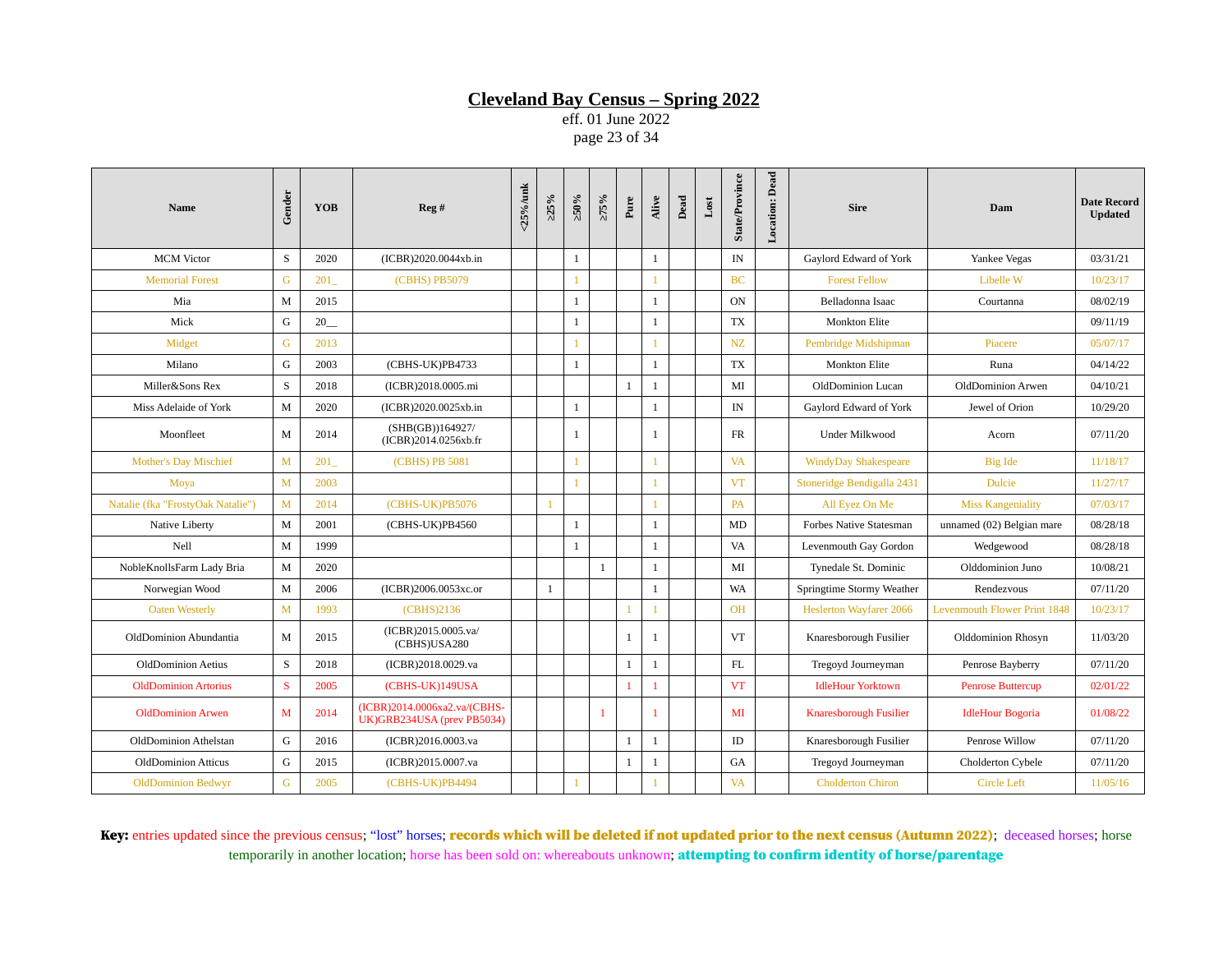# Cleveland Bay Census – Spring 2022

eff. 01 June 2022

| Name | Gender | YOB | Reg # | <25%/unk | ≥25% | ≥50% | ≥75% | Pure | Alive | Dead | Lost | State/Province | Location: Dead | Sire | Dam | Date Record Updated |
|---|---|---|---|---|---|---|---|---|---|---|---|---|---|---|---|---|
| MCM Victor | S | 2020 | (ICBR)2020.0044xb.in | | | 1 | | | 1 | | | IN | | Gaylord Edward of York | Yankee Vegas | 03/31/21 |
| Memorial Forest | G | 201_ | (CBHS) PB5079 | | | 1 | | | 1 | | | BC | | Forest Fellow | Libelle W | 10/23/17 |
| Mia | M | 2015 | | | | 1 | | | 1 | | | ON | | Belladonna Isaac | Courtanna | 08/02/19 |
| Mick | G | 20__ | | | | 1 | | | 1 | | | TX | | Monkton Elite | | 09/11/19 |
| Midget | G | 2013 | | | | 1 | | | 1 | | | NZ | | Pembridge Midshipman | Piacere | 05/07/17 |
| Milano | G | 2003 | (CBHS-UK)PB4733 | | | 1 | | | 1 | | | TX | | Monkton Elite | Runa | 04/14/22 |
| Miller&Sons Rex | S | 2018 | (ICBR)2018.0005.mi | | | | | 1 | 1 | | | MI | | OldDominion Lucan | OldDominion Arwen | 04/10/21 |
| Miss Adelaide of York | M | 2020 | (ICBR)2020.0025xb.in | | | 1 | | | 1 | | | IN | | Gaylord Edward of York | Jewel of Orion | 10/29/20 |
| Moonfleet | M | 2014 | (SHB(GB))164927/ (ICBR)2014.0256xb.fr | | | 1 | | | 1 | | | FR | | Under Milkwood | Acorn | 07/11/20 |
| Mother's Day Mischief | M | 201_ | (CBHS) PB 5081 | | | 1 | | | 1 | | | VA | | WindyDay Shakespeare | Big Ide | 11/18/17 |
| Moya | M | 2003 | | | | 1 | | | 1 | | | VT | | Stoneridge Bendigalla 2431 | Dulcie | 11/27/17 |
| Natalie (fka "FrostyOak Natalie") | M | 2014 | (CBHS-UK)PB5076 | | 1 | | | | 1 | | | PA | | All Eyez On Me | Miss Kangeniality | 07/03/17 |
| Native Liberty | M | 2001 | (CBHS-UK)PB4560 | | | 1 | | | 1 | | | MD | | Forbes Native Statesman | unnamed (02) Belgian mare | 08/28/18 |
| Nell | M | 1999 | | | | 1 | | | 1 | | | VA | | Levenmouth Gay Gordon | Wedgewood | 08/28/18 |
| NobleKnollsFarm Lady Bria | M | 2020 | | | | | 1 | | 1 | | | MI | | Tynedale St. Dominic | Olddominion Juno | 10/08/21 |
| Norwegian Wood | M | 2006 | (ICBR)2006.0053xc.or | | 1 | | | | 1 | | | WA | | Springtime Stormy Weather | Rendezvous | 07/11/20 |
| Oaten Westerly | M | 1993 | (CBHS)2136 | | | | | 1 | 1 | | | OH | | Heslerton Wayfarer 2066 | Levenmouth Flower Print 1848 | 10/23/17 |
| OldDominion Abundantia | M | 2015 | (ICBR)2015.0005.va/ (CBHS)USA280 | | | | | 1 | 1 | | | VT | | Knaresborough Fusilier | Olddominion Rhosyn | 11/03/20 |
| OldDominion Aetius | S | 2018 | (ICBR)2018.0029.va | | | | | 1 | 1 | | | FL | | Tregoyd Journeyman | Penrose Bayberry | 07/11/20 |
| OldDominion Artorius | S | 2005 | (CBHS-UK)149USA | | | | | 1 | 1 | | | VT | | IdleHour Yorktown | Penrose Buttercup | 02/01/22 |
| OldDominion Arwen | M | 2014 | (ICBR)2014.0006xa2.va/(CBHS-UK)GRB234USA (prev PB5034) | | | | 1 | | 1 | | | MI | | Knaresborough Fusilier | IdleHour Bogoria | 01/08/22 |
| OldDominion Athelstan | G | 2016 | (ICBR)2016.0003.va | | | | | 1 | 1 | | | ID | | Knaresborough Fusilier | Penrose Willow | 07/11/20 |
| OldDominion Atticus | G | 2015 | (ICBR)2015.0007.va | | | | | 1 | 1 | | | GA | | Tregoyd Journeyman | Cholderton Cybele | 07/11/20 |
| OldDominion Bedwyr | G | 2005 | (CBHS-UK)PB4494 | | | 1 | | | 1 | | | VA | | Cholderton Chiron | Circle Left | 11/05/16 |

**Key:** entries updated since the previous census; "lost" horses; **records which will be deleted if not updated prior to the next census (Autumn 2022)**; deceased horses; horse temporarily in another location; horse has been sold on: whereabouts unknown; **attempting to confirm identity of horse/parentage**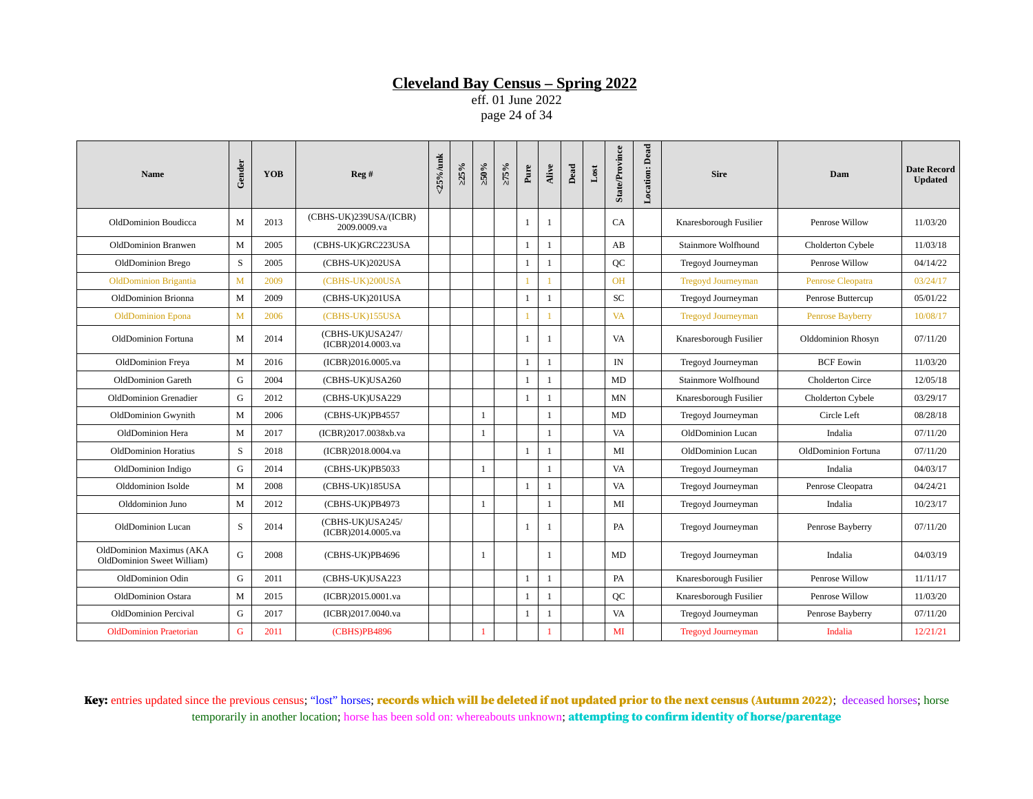# Cleveland Bay Census – Spring 2022

eff. 01 June 2022

| Name | Gender | YOB | Reg # | <25%/unk | ≥25% | ≥50% | ≥75% | Pure | Alive | Dead | Lost | State/Province | Location: Dead | Sire | Dam | Date Record Updated |
|---|---|---|---|---|---|---|---|---|---|---|---|---|---|---|---|---|
| OldDominion Boudicca | M | 2013 | (CBHS-UK)239USA/(ICBR) 2009.0009.va | | | | | 1 | 1 | | | CA | | Knaresborough Fusilier | Penrose Willow | 11/03/20 |
| OldDominion Branwen | M | 2005 | (CBHS-UK)GRC223USA | | | | | 1 | 1 | | | AB | | Stainmore Wolfhound | Cholderton Cybele | 11/03/18 |
| OldDominion Brego | S | 2005 | (CBHS-UK)202USA | | | | | 1 | 1 | | | QC | | Tregoyd Journeyman | Penrose Willow | 04/14/22 |
| OldDominion Brigantia | M | 2009 | (CBHS-UK)200USA | | | | | 1 | 1 | | | OH | | Tregoyd Journeyman | Penrose Cleopatra | 03/24/17 |
| OldDominion Brionna | M | 2009 | (CBHS-UK)201USA | | | | | 1 | 1 | | | SC | | Tregoyd Journeyman | Penrose Buttercup | 05/01/22 |
| OldDominion Epona | M | 2006 | (CBHS-UK)155USA | | | | | 1 | 1 | | | VA | | Tregoyd Journeyman | Penrose Bayberry | 10/08/17 |
| OldDominion Fortuna | M | 2014 | (CBHS-UK)USA247/ (ICBR)2014.0003.va | | | | | 1 | 1 | | | VA | | Knaresborough Fusilier | Olddominion Rhosyn | 07/11/20 |
| OldDominion Freya | M | 2016 | (ICBR)2016.0005.va | | | | | 1 | 1 | | | IN | | Tregoyd Journeyman | BCF Eowin | 11/03/20 |
| OldDominion Gareth | G | 2004 | (CBHS-UK)USA260 | | | | | 1 | 1 | | | MD | | Stainmore Wolfhound | Cholderton Circe | 12/05/18 |
| OldDominion Grenadier | G | 2012 | (CBHS-UK)USA229 | | | | | 1 | 1 | | | MN | | Knaresborough Fusilier | Cholderton Cybele | 03/29/17 |
| OldDominion Gwynith | M | 2006 | (CBHS-UK)PB4557 | | | 1 | | | 1 | | | MD | | Tregoyd Journeyman | Circle Left | 08/28/18 |
| OldDominion Hera | M | 2017 | (ICBR)2017.0038xb.va | | | 1 | | | 1 | | | VA | | OldDominion Lucan | Indalia | 07/11/20 |
| OldDominion Horatius | S | 2018 | (ICBR)2018.0004.va | | | | | 1 | 1 | | | MI | | OldDominion Lucan | OldDominion Fortuna | 07/11/20 |
| OldDominion Indigo | G | 2014 | (CBHS-UK)PB5033 | | | 1 | | | 1 | | | VA | | Tregoyd Journeyman | Indalia | 04/03/17 |
| Olddominion Isolde | M | 2008 | (CBHS-UK)185USA | | | | | 1 | 1 | | | VA | | Tregoyd Journeyman | Penrose Cleopatra | 04/24/21 |
| Olddominion Juno | M | 2012 | (CBHS-UK)PB4973 | | | 1 | | | 1 | | | MI | | Tregoyd Journeyman | Indalia | 10/23/17 |
| OldDominion Lucan | S | 2014 | (CBHS-UK)USA245/ (ICBR)2014.0005.va | | | | | 1 | 1 | | | PA | | Tregoyd Journeyman | Penrose Bayberry | 07/11/20 |
| OldDominion Maximus (AKA OldDominion Sweet William) | G | 2008 | (CBHS-UK)PB4696 | | | 1 | | | 1 | | | MD | | Tregoyd Journeyman | Indalia | 04/03/19 |
| OldDominion Odin | G | 2011 | (CBHS-UK)USA223 | | | | | 1 | 1 | | | PA | | Knaresborough Fusilier | Penrose Willow | 11/11/17 |
| OldDominion Ostara | M | 2015 | (ICBR)2015.0001.va | | | | | 1 | 1 | | | QC | | Knaresborough Fusilier | Penrose Willow | 11/03/20 |
| OldDominion Percival | G | 2017 | (ICBR)2017.0040.va | | | | | 1 | 1 | | | VA | | Tregoyd Journeyman | Penrose Bayberry | 07/11/20 |
| OldDominion Praetorian | G | 2011 | (CBHS)PB4896 | | | 1 | | | 1 | | | MI | | Tregoyd Journeyman | Indalia | 12/21/21 |

**Key:** entries updated since the previous census; "lost" horses; **records which will be deleted if not updated prior to the next census (Autumn 2022)**; deceased horses; horse temporarily in another location; horse has been sold on: whereabouts unknown; **attempting to confirm identity of horse/parentage**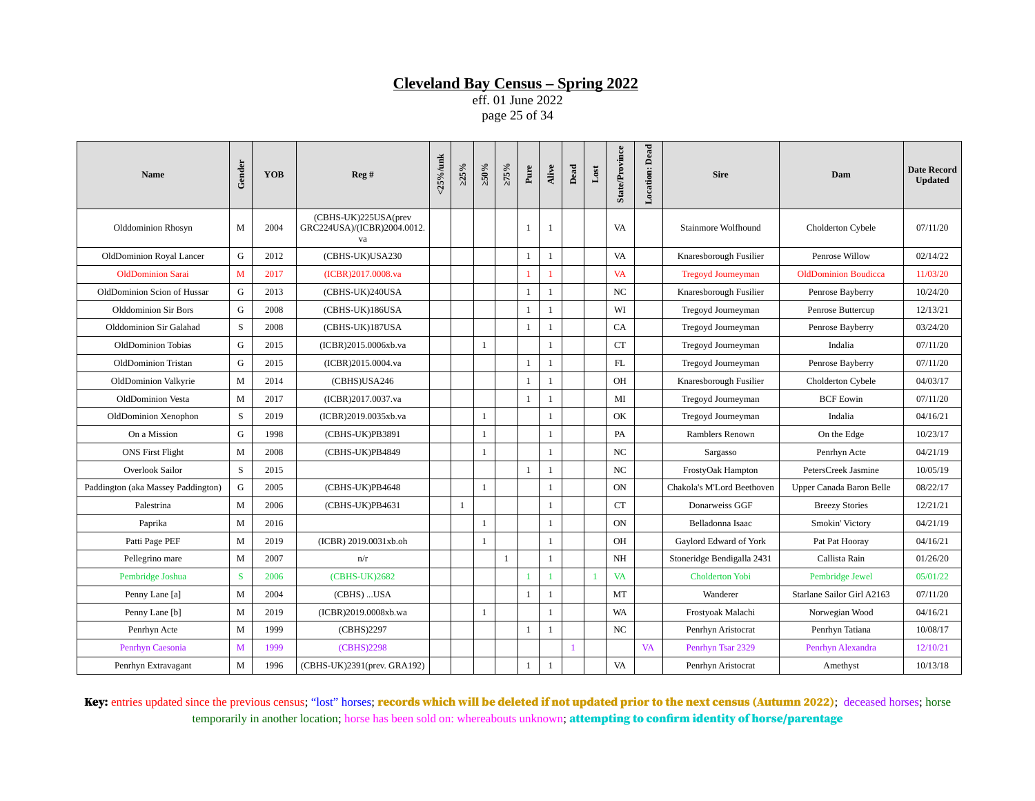# Cleveland Bay Census – Spring 2022

eff. 01 June 2022

| Name | Gender | YOB | Reg # | <25%/unk | ≥25% | ≥50% | ≥75% | Pure | Alive | Dead | Lost | State/Province | Location: Dead | Sire | Dam | Date Record Updated |
|---|---|---|---|---|---|---|---|---|---|---|---|---|---|---|---|---|
| Olddominion Rhosyn | M | 2004 | (CBHS-UK)225USA(prev GRC224USA)/(ICBR)2004.0012.va | | | | | 1 | 1 | | | VA | | Stainmore Wolfhound | Cholderton Cybele | 07/11/20 |
| OldDominion Royal Lancer | G | 2012 | (CBHS-UK)USA230 | | | | | 1 | 1 | | | VA | | Knaresborough Fusilier | Penrose Willow | 02/14/22 |
| OldDominion Sarai | M | 2017 | (ICBR)2017.0008.va | | | | | 1 | 1 | | | VA | | Tregoyd Journeyman | OldDominion Boudicca | 11/03/20 |
| OldDominion Scion of Hussar | G | 2013 | (CBHS-UK)240USA | | | | | 1 | 1 | | | NC | | Knaresborough Fusilier | Penrose Bayberry | 10/24/20 |
| Olddominion Sir Bors | G | 2008 | (CBHS-UK)186USA | | | | | 1 | 1 | | | WI | | Tregoyd Journeyman | Penrose Buttercup | 12/13/21 |
| Olddominion Sir Galahad | S | 2008 | (CBHS-UK)187USA | | | | | 1 | 1 | | | CA | | Tregoyd Journeyman | Penrose Bayberry | 03/24/20 |
| OldDominion Tobias | G | 2015 | (ICBR)2015.0006xb.va | | | 1 | | | 1 | | | CT | | Tregoyd Journeyman | Indalia | 07/11/20 |
| OldDominion Tristan | G | 2015 | (ICBR)2015.0004.va | | | | | 1 | 1 | | | FL | | Tregoyd Journeyman | Penrose Bayberry | 07/11/20 |
| OldDominion Valkyrie | M | 2014 | (CBHS)USA246 | | | | | 1 | 1 | | | OH | | Knaresborough Fusilier | Cholderton Cybele | 04/03/17 |
| OldDominion Vesta | M | 2017 | (ICBR)2017.0037.va | | | | | 1 | 1 | | | MI | | Tregoyd Journeyman | BCF Eowin | 07/11/20 |
| OldDominion Xenophon | S | 2019 | (ICBR)2019.0035xb.va | | | 1 | | | 1 | | | OK | | Tregoyd Journeyman | Indalia | 04/16/21 |
| On a Mission | G | 1998 | (CBHS-UK)PB3891 | | | 1 | | | 1 | | | PA | | Ramblers Renown | On the Edge | 10/23/17 |
| ONS First Flight | M | 2008 | (CBHS-UK)PB4849 | | | 1 | | | 1 | | | NC | | Sargasso | Penrhyn Acte | 04/21/19 |
| Overlook Sailor | S | 2015 | | | | | | 1 | 1 | | | NC | | FrostyOak Hampton | PetersCreek Jasmine | 10/05/19 |
| Paddington (aka Massey Paddington) | G | 2005 | (CBHS-UK)PB4648 | | | 1 | | | 1 | | | ON | | Chakola's M'Lord Beethoven | Upper Canada Baron Belle | 08/22/17 |
| Palestrina | M | 2006 | (CBHS-UK)PB4631 | | 1 | | | | 1 | | | CT | | Donarweiss GGF | Breezy Stories | 12/21/21 |
| Paprika | M | 2016 | | | | 1 | | | 1 | | | ON | | Belladonna Isaac | Smokin' Victory | 04/21/19 |
| Patti Page PEF | M | 2019 | (ICBR) 2019.0031xb.oh | | | 1 | | | 1 | | | OH | | Gaylord Edward of York | Pat Pat Hooray | 04/16/21 |
| Pellegrino mare | M | 2007 | n/r | | | | 1 | | 1 | | | NH | | Stoneridge Bendigalla 2431 | Callista Rain | 01/26/20 |
| Pembridge Joshua | S | 2006 | (CBHS-UK)2682 | | | | | 1 | 1 | | 1 | VA | | Cholderton Yobi | Pembridge Jewel | 05/01/22 |
| Penny Lane [a] | M | 2004 | (CBHS) ...USA | | | | | 1 | 1 | | | MT | | Wanderer | Starlane Sailor Girl A2163 | 07/11/20 |
| Penny Lane [b] | M | 2019 | (ICBR)2019.0008xb.wa | | | 1 | | | 1 | | | WA | | Frostyoak Malachi | Norwegian Wood | 04/16/21 |
| Penrhyn Acte | M | 1999 | (CBHS)2297 | | | | | 1 | 1 | | | NC | | Penrhyn Aristocrat | Penrhyn Tatiana | 10/08/17 |
| Penrhyn Caesonia | M | 1999 | (CBHS)2298 | | | | | | | 1 | | | VA | Penrhyn Tsar 2329 | Penrhyn Alexandra | 12/10/21 |
| Penrhyn Extravagant | M | 1996 | (CBHS-UK)2391(prev. GRA192) | | | | | 1 | 1 | | | VA | | Penrhyn Aristocrat | Amethyst | 10/13/18 |

**Key:** entries updated since the previous census; "lost" horses; **records which will be deleted if not updated prior to the next census (Autumn 2022)**; deceased horses; horse temporarily in another location; horse has been sold on: whereabouts unknown; **attempting to confirm identity of horse/parentage**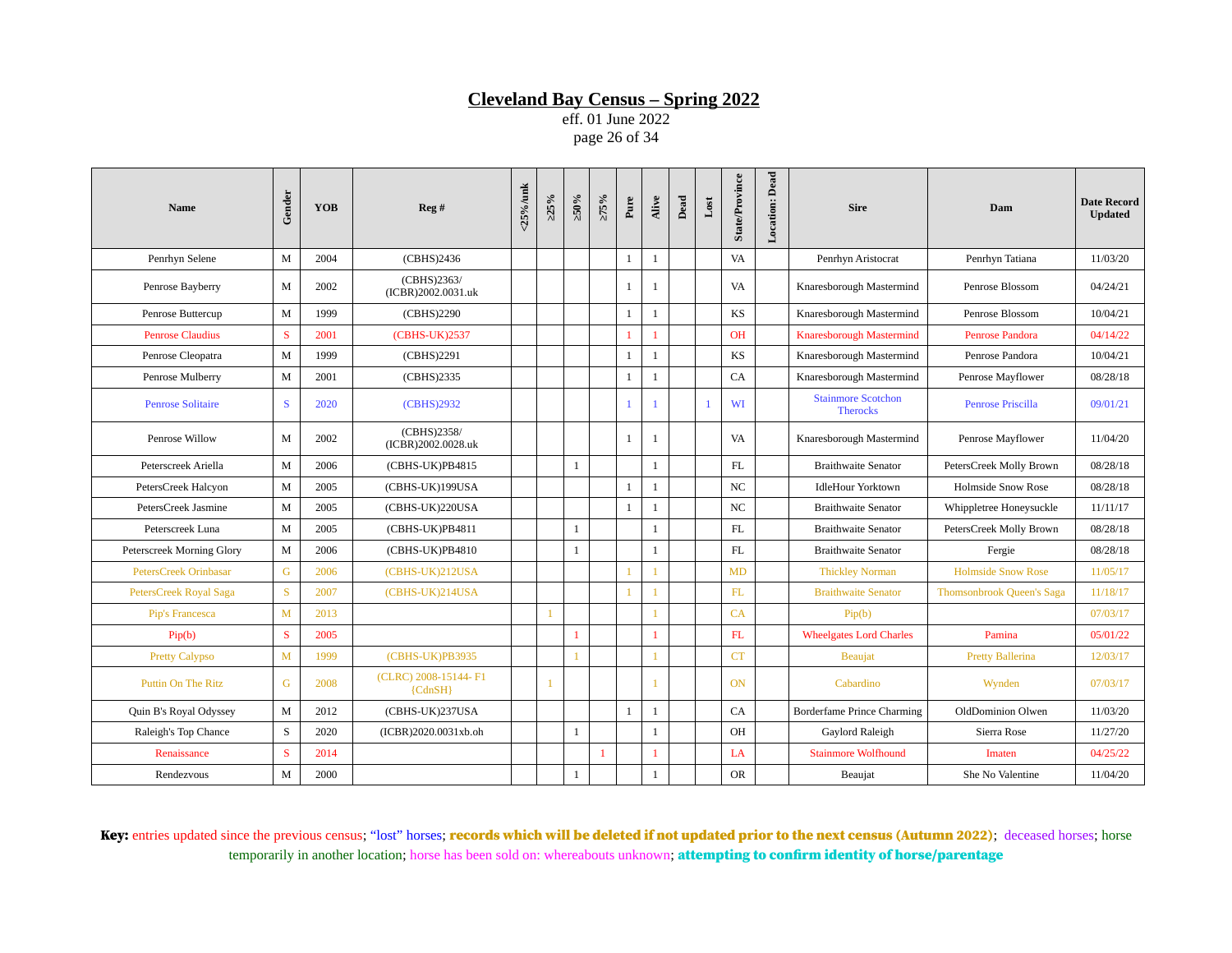# Cleveland Bay Census – Spring 2022

eff. 01 June 2022

| Name | Gender | YOB | Reg # | <25%/unk | ≥25% | ≥50% | ≥75% | Pure | Alive | Dead | Lost | State/Province | Location: Dead | Sire | Dam | Date Record Updated |
|---|---|---|---|---|---|---|---|---|---|---|---|---|---|---|---|---|
| Penrhyn Selene | M | 2004 | (CBHS)2436 | | | | | 1 | 1 | | | VA | | Penrhyn Aristocrat | Penrhyn Tatiana | 11/03/20 |
| Penrose Bayberry | M | 2002 | (CBHS)2363/ (ICBR)2002.0031.uk | | | | | 1 | 1 | | | VA | | Knaresborough Mastermind | Penrose Blossom | 04/24/21 |
| Penrose Buttercup | M | 1999 | (CBHS)2290 | | | | | 1 | 1 | | | KS | | Knaresborough Mastermind | Penrose Blossom | 10/04/21 |
| Penrose Claudius | S | 2001 | (CBHS-UK)2537 | | | | | 1 | 1 | | | OH | | Knaresborough Mastermind | Penrose Pandora | 04/14/22 |
| Penrose Cleopatra | M | 1999 | (CBHS)2291 | | | | | 1 | 1 | | | KS | | Knaresborough Mastermind | Penrose Pandora | 10/04/21 |
| Penrose Mulberry | M | 2001 | (CBHS)2335 | | | | | 1 | 1 | | | CA | | Knaresborough Mastermind | Penrose Mayflower | 08/28/18 |
| Penrose Solitaire | S | 2020 | (CBHS)2932 | | | | | 1 | 1 | | 1 | WI | | Stainmore Scotchon Therocks | Penrose Priscilla | 09/01/21 |
| Penrose Willow | M | 2002 | (CBHS)2358/ (ICBR)2002.0028.uk | | | | | 1 | 1 | | | VA | | Knaresborough Mastermind | Penrose Mayflower | 11/04/20 |
| Peterscreek Ariella | M | 2006 | (CBHS-UK)PB4815 | | | 1 | | | 1 | | | FL | | Braithwaite Senator | PetersCreek Molly Brown | 08/28/18 |
| PetersCreek Halcyon | M | 2005 | (CBHS-UK)199USA | | | | | 1 | 1 | | | NC | | IdleHour Yorktown | Holmside Snow Rose | 08/28/18 |
| PetersCreek Jasmine | M | 2005 | (CBHS-UK)220USA | | | | | 1 | 1 | | | NC | | Braithwaite Senator | Whippletree Honeysuckle | 11/11/17 |
| Peterscreek Luna | M | 2005 | (CBHS-UK)PB4811 | | | 1 | | | 1 | | | FL | | Braithwaite Senator | PetersCreek Molly Brown | 08/28/18 |
| Peterscreek Morning Glory | M | 2006 | (CBHS-UK)PB4810 | | | 1 | | | 1 | | | FL | | Braithwaite Senator | Fergie | 08/28/18 |
| PetersCreek Orinbasar | G | 2006 | (CBHS-UK)212USA | | | | | 1 | 1 | | | MD | | Thickley Norman | Holmside Snow Rose | 11/05/17 |
| PetersCreek Royal Saga | S | 2007 | (CBHS-UK)214USA | | | | | 1 | 1 | | | FL | | Braithwaite Senator | Thomsonbrook Queen's Saga | 11/18/17 |
| Pip's Francesca | M | 2013 | | | 1 | | | | 1 | | | CA | | Pip(b) | | 07/03/17 |
| Pip(b) | S | 2005 | | | | 1 | | | 1 | | | FL | | Wheelgates Lord Charles | Pamina | 05/01/22 |
| Pretty Calypso | M | 1999 | (CBHS-UK)PB3935 | | | 1 | | | 1 | | | CT | | Beaujat | Pretty Ballerina | 12/03/17 |
| Puttin On The Ritz | G | 2008 | (CLRC) 2008-15144- F1 {CdnSH} | | 1 | | | | 1 | | | ON | | Cabardino | Wynden | 07/03/17 |
| Quin B's Royal Odyssey | M | 2012 | (CBHS-UK)237USA | | | | | 1 | 1 | | | CA | | Borderfame Prince Charming | OldDominion Olwen | 11/03/20 |
| Raleigh's Top Chance | S | 2020 | (ICBR)2020.0031xb.oh | | | 1 | | | 1 | | | OH | | Gaylord Raleigh | Sierra Rose | 11/27/20 |
| Renaissance | S | 2014 | | | | | 1 | | 1 | | | LA | | Stainmore Wolfhound | Imaten | 04/25/22 |
| Rendezvous | M | 2000 | | | | 1 | | | 1 | | | OR | | Beaujat | She No Valentine | 11/04/20 |

**Key:** entries updated since the previous census; "lost" horses; **records which will be deleted if not updated prior to the next census (Autumn 2022)**; deceased horses; horse temporarily in another location; horse has been sold on: whereabouts unknown; **attempting to confirm identity of horse/parentage**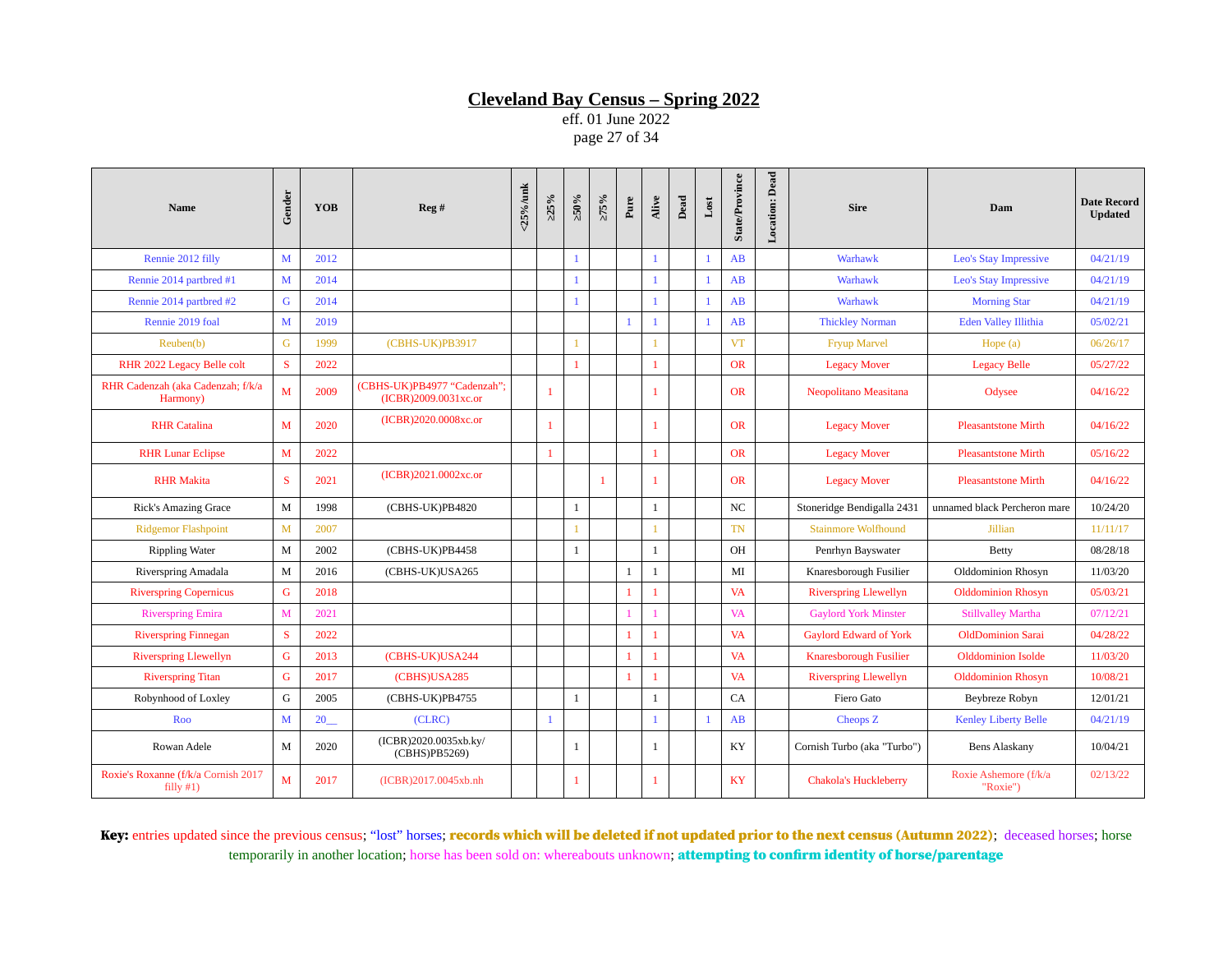# Cleveland Bay Census – Spring 2022

eff. 01 June 2022

| Name | Gender | YOB | Reg # | <25%/unk | ≥25% | ≥50% | ≥75% | Pure | Alive | Dead | Lost | State/Province | Location: Dead | Sire | Dam | Date Record Updated |
|---|---|---|---|---|---|---|---|---|---|---|---|---|---|---|---|---|
| Rennie 2012 filly | M | 2012 | | | | 1 | | | 1 | | 1 | AB | | Warhawk | Leo's Stay Impressive | 04/21/19 |
| Rennie 2014 partbred #1 | M | 2014 | | | | 1 | | | 1 | | 1 | AB | | Warhawk | Leo's Stay Impressive | 04/21/19 |
| Rennie 2014 partbred #2 | G | 2014 | | | | 1 | | | 1 | | 1 | AB | | Warhawk | Morning Star | 04/21/19 |
| Rennie 2019 foal | M | 2019 | | | | | | 1 | 1 | | 1 | AB | | Thickley Norman | Eden Valley Illithia | 05/02/21 |
| Reuben(b) | G | 1999 | (CBHS-UK)PB3917 | | | 1 | | | 1 | | | VT | | Fryup Marvel | Hope (a) | 06/26/17 |
| RHR 2022 Legacy Belle colt | S | 2022 | | | | 1 | | | 1 | | | OR | | Legacy Mover | Legacy Belle | 05/27/22 |
| RHR Cadenzah (aka Cadenzah; f/k/a Harmony) | M | 2009 | (CBHS-UK)PB4977 "Cadenzah"; (ICBR)2009.0031xc.or | | 1 | | | | 1 | | | OR | | Neopolitano Measitana | Odysee | 04/16/22 |
| RHR Catalina | M | 2020 | (ICBR)2020.0008xc.or | | 1 | | | | 1 | | | OR | | Legacy Mover | Pleasantstone Mirth | 04/16/22 |
| RHR Lunar Eclipse | M | 2022 | | | 1 | | | | 1 | | | OR | | Legacy Mover | Pleasantstone Mirth | 05/16/22 |
| RHR Makita | S | 2021 | (ICBR)2021.0002xc.or | | | | 1 | | 1 | | | OR | | Legacy Mover | Pleasantstone Mirth | 04/16/22 |
| Rick's Amazing Grace | M | 1998 | (CBHS-UK)PB4820 | | | 1 | | | 1 | | | NC | | Stoneridge Bendigalla 2431 | unnamed black Percheron mare | 10/24/20 |
| Ridgemor Flashpoint | M | 2007 | | | | 1 | | | 1 | | | TN | | Stainmore Wolfhound | Jillian | 11/11/17 |
| Rippling Water | M | 2002 | (CBHS-UK)PB4458 | | | 1 | | | 1 | | | OH | | Penrhyn Bayswater | Betty | 08/28/18 |
| Riverspring Amadala | M | 2016 | (CBHS-UK)USA265 | | | | | 1 | 1 | | | MI | | Knaresborough Fusilier | Olddominion Rhosyn | 11/03/20 |
| Riverspring Copernicus | G | 2018 | | | | | | 1 | 1 | | | VA | | Riverspring Llewellyn | Olddominion Rhosyn | 05/03/21 |
| Riverspring Emira | M | 2021 | | | | | | 1 | 1 | | | VA | | Gaylord York Minster | Stillvalley Martha | 07/12/21 |
| Riverspring Finnegan | S | 2022 | | | | | | 1 | 1 | | | VA | | Gaylord Edward of York | OldDominion Sarai | 04/28/22 |
| Riverspring Llewellyn | G | 2013 | (CBHS-UK)USA244 | | | | | 1 | 1 | | | VA | | Knaresborough Fusilier | Olddominion Isolde | 11/03/20 |
| Riverspring Titan | G | 2017 | (CBHS)USA285 | | | | | 1 | 1 | | | VA | | Riverspring Llewellyn | Olddominion Rhosyn | 10/08/21 |
| Robynhood of Loxley | G | 2005 | (CBHS-UK)PB4755 | | | 1 | | | 1 | | | CA | | Fiero Gato | Beybreze Robyn | 12/01/21 |
| Roo | M | 20__ | (CLRC) | | 1 | | | | 1 | | 1 | AB | | Cheops Z | Kenley Liberty Belle | 04/21/19 |
| Rowan Adele | M | 2020 | (ICBR)2020.0035xb.ky/ (CBHS)PB5269) | | | 1 | | | 1 | | | KY | | Cornish Turbo (aka "Turbo") | Bens Alaskany | 10/04/21 |
| Roxie's Roxanne (f/k/a Cornish 2017 filly #1) | M | 2017 | (ICBR)2017.0045xb.nh | | | 1 | | | 1 | | | KY | | Chakola's Huckleberry | Roxie Ashemore (f/k/a "Roxie") | 02/13/22 |

**Key:** entries updated since the previous census; "lost" horses; **records which will be deleted if not updated prior to the next census (Autumn 2022)**; deceased horses; horse temporarily in another location; horse has been sold on: whereabouts unknown; **attempting to confirm identity of horse/parentage**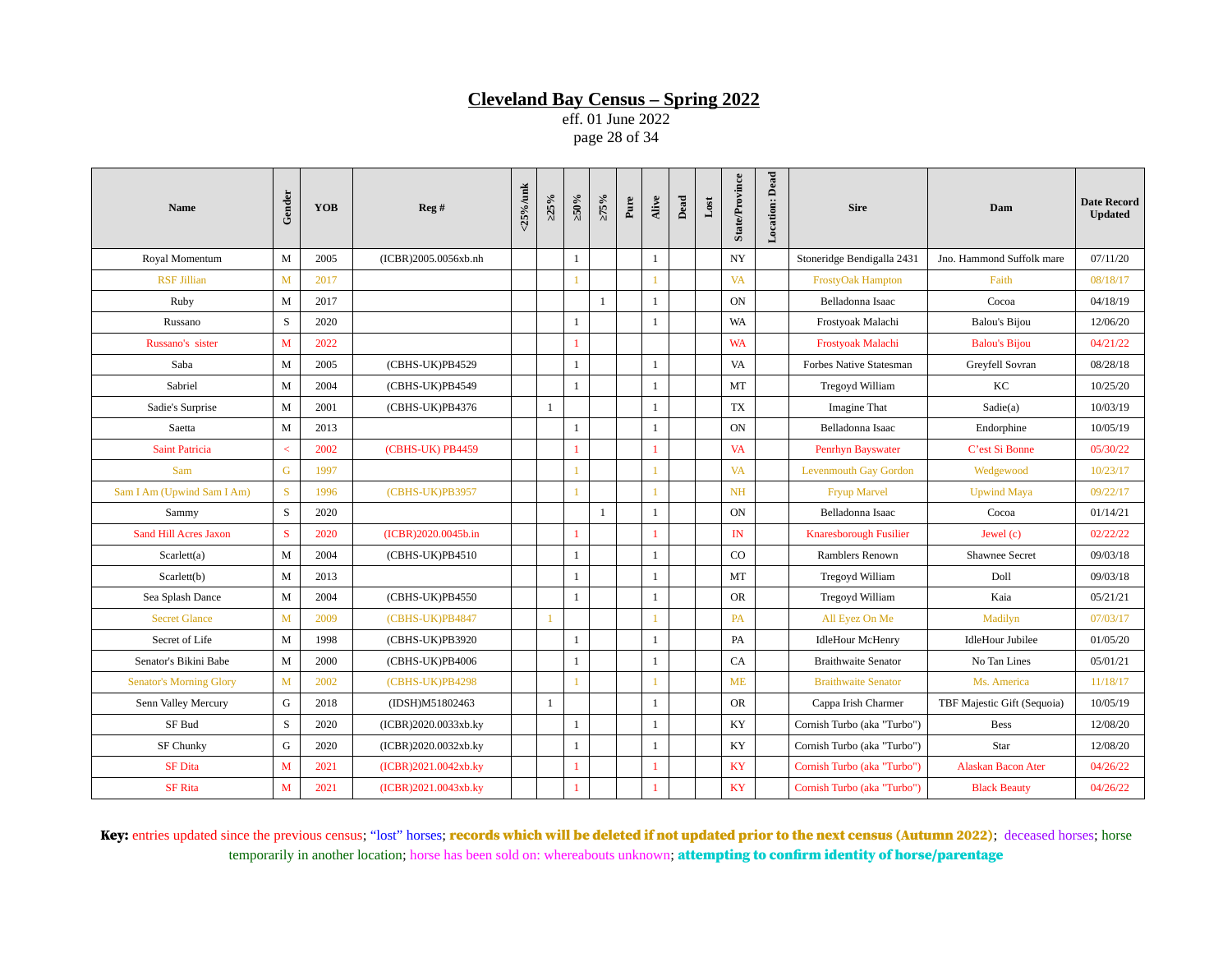# Cleveland Bay Census – Spring 2022

eff. 01 June 2022

| Name | Gender | YOB | Reg # | <25%/unk | ≥25% | ≥50% | ≥75% | Pure | Alive | Dead | Lost | State/Province | Location: Dead | Sire | Dam | Date Record Updated |
|---|---|---|---|---|---|---|---|---|---|---|---|---|---|---|---|---|
| Royal Momentum | M | 2005 | (ICBR)2005.0056xb.nh | | | 1 | | | 1 | | | NY | | Stoneridge Bendigalla 2431 | Jno. Hammond Suffolk mare | 07/11/20 |
| RSF Jillian | M | 2017 | | | | 1 | | | 1 | | | VA | | FrostyOak Hampton | Faith | 08/18/17 |
| Ruby | M | 2017 | | | | | 1 | | 1 | | | ON | | Belladonna Isaac | Cocoa | 04/18/19 |
| Russano | S | 2020 | | | | 1 | | | 1 | | | WA | | Frostyoak Malachi | Balou's Bijou | 12/06/20 |
| Russano's sister | M | 2022 | | | | 1 | | | | | | WA | | Frostyoak Malachi | Balou's Bijou | 04/21/22 |
| Saba | M | 2005 | (CBHS-UK)PB4529 | | | 1 | | | 1 | | | VA | | Forbes Native Statesman | Greyfell Sovran | 08/28/18 |
| Sabriel | M | 2004 | (CBHS-UK)PB4549 | | | 1 | | | 1 | | | MT | | Tregoyd William | KC | 10/25/20 |
| Sadie's Surprise | M | 2001 | (CBHS-UK)PB4376 | | 1 | | | | 1 | | | TX | | Imagine That | Sadie(a) | 10/03/19 |
| Saetta | M | 2013 | | | | 1 | | | 1 | | | ON | | Belladonna Isaac | Endorphine | 10/05/19 |
| Saint Patricia | < | 2002 | (CBHS-UK) PB4459 | | | 1 | | | 1 | | | VA | | Penrhyn Bayswater | C'est Si Bonne | 05/30/22 |
| Sam | G | 1997 | | | | 1 | | | 1 | | | VA | | Levenmouth Gay Gordon | Wedgewood | 10/23/17 |
| Sam I Am (Upwind Sam I Am) | S | 1996 | (CBHS-UK)PB3957 | | | 1 | | | 1 | | | NH | | Fryup Marvel | Upwind Maya | 09/22/17 |
| Sammy | S | 2020 | | | | | 1 | | 1 | | | ON | | Belladonna Isaac | Cocoa | 01/14/21 |
| Sand Hill Acres Jaxon | S | 2020 | (ICBR)2020.0045b.in | | | 1 | | | 1 | | | IN | | Knaresborough Fusilier | Jewel (c) | 02/22/22 |
| Scarlett(a) | M | 2004 | (CBHS-UK)PB4510 | | | 1 | | | 1 | | | CO | | Ramblers Renown | Shawnee Secret | 09/03/18 |
| Scarlett(b) | M | 2013 | | | | 1 | | | 1 | | | MT | | Tregoyd William | Doll | 09/03/18 |
| Sea Splash Dance | M | 2004 | (CBHS-UK)PB4550 | | | 1 | | | 1 | | | OR | | Tregoyd William | Kaia | 05/21/21 |
| Secret Glance | M | 2009 | (CBHS-UK)PB4847 | | 1 | | | | 1 | | | PA | | All Eyez On Me | Madilyn | 07/03/17 |
| Secret of Life | M | 1998 | (CBHS-UK)PB3920 | | | 1 | | | 1 | | | PA | | IdleHour McHenry | IdleHour Jubilee | 01/05/20 |
| Senator's Bikini Babe | M | 2000 | (CBHS-UK)PB4006 | | | 1 | | | 1 | | | CA | | Braithwaite Senator | No Tan Lines | 05/01/21 |
| Senator's Morning Glory | M | 2002 | (CBHS-UK)PB4298 | | | 1 | | | 1 | | | ME | | Braithwaite Senator | Ms. America | 11/18/17 |
| Senn Valley Mercury | G | 2018 | (IDSH)M51802463 | | 1 | | | | 1 | | | OR | | Cappa Irish Charmer | TBF Majestic Gift (Sequoia) | 10/05/19 |
| SF Bud | S | 2020 | (ICBR)2020.0033xb.ky | | | 1 | | | 1 | | | KY | | Cornish Turbo (aka "Turbo") | Bess | 12/08/20 |
| SF Chunky | G | 2020 | (ICBR)2020.0032xb.ky | | | 1 | | | 1 | | | KY | | Cornish Turbo (aka "Turbo") | Star | 12/08/20 |
| SF Dita | M | 2021 | (ICBR)2021.0042xb.ky | | | 1 | | | 1 | | | KY | | Cornish Turbo (aka "Turbo") | Alaskan Bacon Ater | 04/26/22 |
| SF Rita | M | 2021 | (ICBR)2021.0043xb.ky | | | 1 | | | 1 | | | KY | | Cornish Turbo (aka "Turbo") | Black Beauty | 04/26/22 |

**Key:** entries updated since the previous census; "lost" horses; **records which will be deleted if not updated prior to the next census (Autumn 2022)**; deceased horses; horse temporarily in another location; horse has been sold on: whereabouts unknown; **attempting to confirm identity of horse/parentage**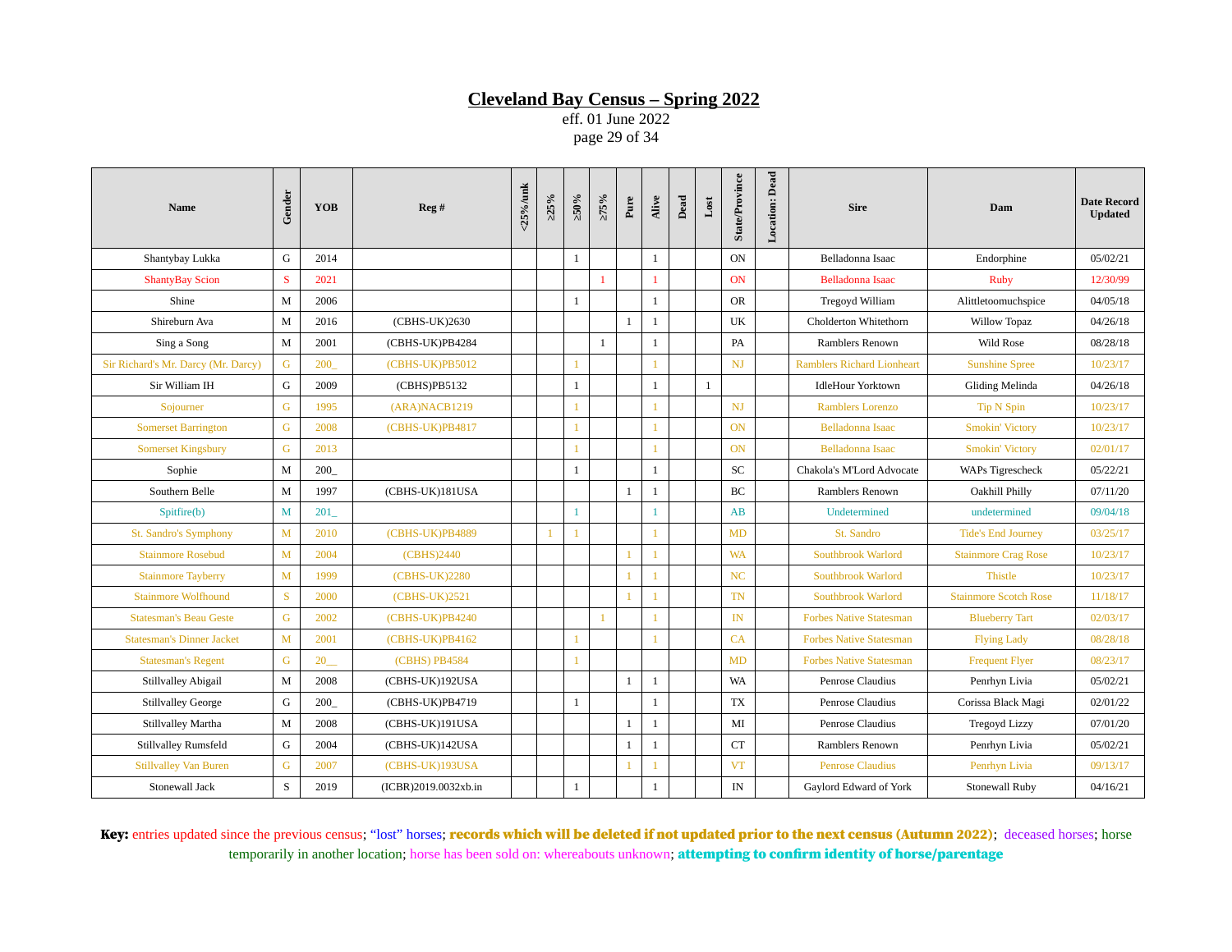# Cleveland Bay Census – Spring 2022

eff. 01 June 2022

| Name | Gender | YOB | Reg # | <25%/unk | ≥25% | ≥50% | ≥75% | Pure | Alive | Dead | Lost | State/Province | Location: Dead | Sire | Dam | Date Record Updated |
|---|---|---|---|---|---|---|---|---|---|---|---|---|---|---|---|---|
| Shantybay Lukka | G | 2014 | | | | 1 | | | 1 | | | ON | | Belladonna Isaac | Endorphine | 05/02/21 |
| ShantyBay Scion | S | 2021 | | | | | 1 | | 1 | | | ON | | Belladonna Isaac | Ruby | 12/30/99 |
| Shine | M | 2006 | | | | 1 | | | 1 | | | OR | | Tregoyd William | Alittletoomuchspice | 04/05/18 |
| Shireburn Ava | M | 2016 | (CBHS-UK)2630 | | | | | 1 | 1 | | | UK | | Cholderton Whitethorn | Willow Topaz | 04/26/18 |
| Sing a Song | M | 2001 | (CBHS-UK)PB4284 | | | | 1 | | 1 | | | PA | | Ramblers Renown | Wild Rose | 08/28/18 |
| Sir Richard's Mr. Darcy (Mr. Darcy) | G | 200_ | (CBHS-UK)PB5012 | | | 1 | | | 1 | | | NJ | | Ramblers Richard Lionheart | Sunshine Spree | 10/23/17 |
| Sir William IH | G | 2009 | (CBHS)PB5132 | | | 1 | | | 1 | | 1 | | | IdleHour Yorktown | Gliding Melinda | 04/26/18 |
| Sojourner | G | 1995 | (ARA)NACB1219 | | | 1 | | | 1 | | | NJ | | Ramblers Lorenzo | Tip N Spin | 10/23/17 |
| Somerset Barrington | G | 2008 | (CBHS-UK)PB4817 | | | 1 | | | 1 | | | ON | | Belladonna Isaac | Smokin' Victory | 10/23/17 |
| Somerset Kingsbury | G | 2013 | | | | 1 | | | 1 | | | ON | | Belladonna Isaac | Smokin' Victory | 02/01/17 |
| Sophie | M | 200_ | | | | 1 | | | 1 | | | SC | | Chakola's M'Lord Advocate | WAPs Tigrescheck | 05/22/21 |
| Southern Belle | M | 1997 | (CBHS-UK)181USA | | | | | 1 | 1 | | | BC | | Ramblers Renown | Oakhill Philly | 07/11/20 |
| Spitfire(b) | M | 201_ | | | | 1 | | | 1 | | | AB | | Undetermined | undetermined | 09/04/18 |
| St. Sandro's Symphony | M | 2010 | (CBHS-UK)PB4889 | | 1 | 1 | | | 1 | | | MD | | St. Sandro | Tide's End Journey | 03/25/17 |
| Stainmore Rosebud | M | 2004 | (CBHS)2440 | | | | | 1 | 1 | | | WA | | Southbrook Warlord | Stainmore Crag Rose | 10/23/17 |
| Stainmore Tayberry | M | 1999 | (CBHS-UK)2280 | | | | | 1 | 1 | | | NC | | Southbrook Warlord | Thistle | 10/23/17 |
| Stainmore Wolfhound | S | 2000 | (CBHS-UK)2521 | | | | | 1 | 1 | | | TN | | Southbrook Warlord | Stainmore Scotch Rose | 11/18/17 |
| Statesman's Beau Geste | G | 2002 | (CBHS-UK)PB4240 | | | | 1 | | 1 | | | IN | | Forbes Native Statesman | Blueberry Tart | 02/03/17 |
| Statesman's Dinner Jacket | M | 2001 | (CBHS-UK)PB4162 | | | 1 | | | 1 | | | CA | | Forbes Native Statesman | Flying Lady | 08/28/18 |
| Statesman's Regent | G | 20__ | (CBHS) PB4584 | | | 1 | | | | | | MD | | Forbes Native Statesman | Frequent Flyer | 08/23/17 |
| Stillvalley Abigail | M | 2008 | (CBHS-UK)192USA | | | | | 1 | 1 | | | WA | | Penrose Claudius | Penrhyn Livia | 05/02/21 |
| Stillvalley George | G | 200_ | (CBHS-UK)PB4719 | | | 1 | | | 1 | | | TX | | Penrose Claudius | Corissa Black Magi | 02/01/22 |
| Stillvalley Martha | M | 2008 | (CBHS-UK)191USA | | | | | 1 | 1 | | | MI | | Penrose Claudius | Tregoyd Lizzy | 07/01/20 |
| Stillvalley Rumsfeld | G | 2004 | (CBHS-UK)142USA | | | | | 1 | 1 | | | CT | | Ramblers Renown | Penrhyn Livia | 05/02/21 |
| Stillvalley Van Buren | G | 2007 | (CBHS-UK)193USA | | | | | 1 | 1 | | | VT | | Penrose Claudius | Penrhyn Livia | 09/13/17 |
| Stonewall Jack | S | 2019 | (ICBR)2019.0032xb.in | | | 1 | | | 1 | | | IN | | Gaylord Edward of York | Stonewall Ruby | 04/16/21 |

**Key:** entries updated since the previous census; "lost" horses; **records which will be deleted if not updated prior to the next census (Autumn 2022)**; deceased horses; horse temporarily in another location; horse has been sold on: whereabouts unknown; **attempting to confirm identity of horse/parentage**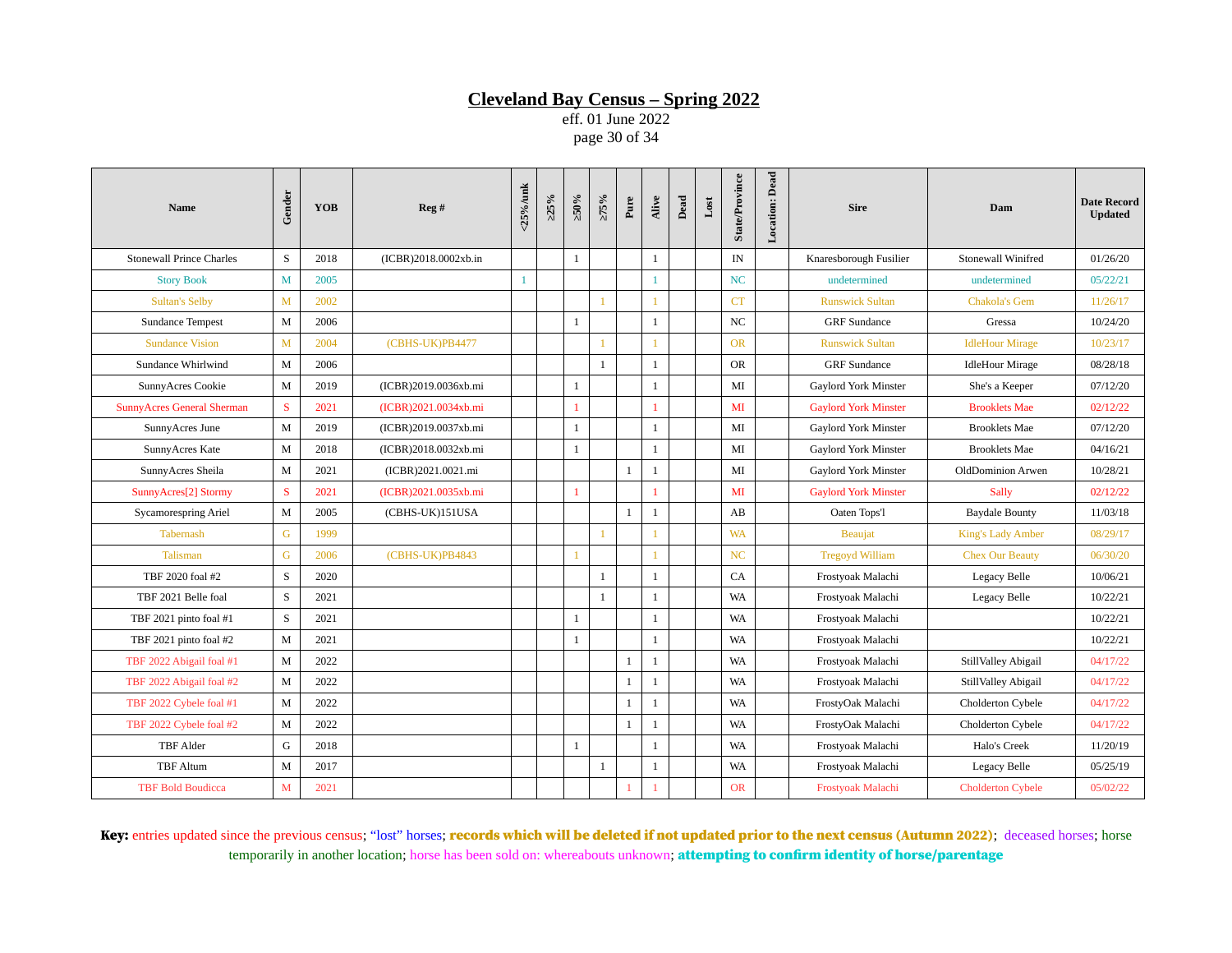# Cleveland Bay Census – Spring 2022

eff. 01 June 2022

| Name | Gender | YOB | Reg # | <25%/unk | ≥25% | ≥50% | ≥75% | Pure | Alive | Dead | Lost | State/Province | Location: Dead | Sire | Dam | Date Record Updated |
|---|---|---|---|---|---|---|---|---|---|---|---|---|---|---|---|---|
| Stonewall Prince Charles | S | 2018 | (ICBR)2018.0002xb.in | | | 1 | | | 1 | | | IN | | Knaresborough Fusilier | Stonewall Winifred | 01/26/20 |
| Story Book | M | 2005 | | 1 | | | | | 1 | | | NC | | undetermined | undetermined | 05/22/21 |
| Sultan's Selby | M | 2002 | | | | | 1 | | 1 | | | CT | | Runswick Sultan | Chakola's Gem | 11/26/17 |
| Sundance Tempest | M | 2006 | | | | 1 | | | 1 | | | NC | | GRF Sundance | Gressa | 10/24/20 |
| Sundance Vision | M | 2004 | (CBHS-UK)PB4477 | | | | 1 | | 1 | | | OR | | Runswick Sultan | IdleHour Mirage | 10/23/17 |
| Sundance Whirlwind | M | 2006 | | | | | 1 | | 1 | | | OR | | GRF Sundance | IdleHour Mirage | 08/28/18 |
| SunnyAcres Cookie | M | 2019 | (ICBR)2019.0036xb.mi | | | 1 | | | 1 | | | MI | | Gaylord York Minster | She's a Keeper | 07/12/20 |
| SunnyAcres General Sherman | S | 2021 | (ICBR)2021.0034xb.mi | | | 1 | | | 1 | | | MI | | Gaylord York Minster | Brooklets Mae | 02/12/22 |
| SunnyAcres June | M | 2019 | (ICBR)2019.0037xb.mi | | | 1 | | | 1 | | | MI | | Gaylord York Minster | Brooklets Mae | 07/12/20 |
| SunnyAcres Kate | M | 2018 | (ICBR)2018.0032xb.mi | | | 1 | | | 1 | | | MI | | Gaylord York Minster | Brooklets Mae | 04/16/21 |
| SunnyAcres Sheila | M | 2021 | (ICBR)2021.0021.mi | | | | | 1 | 1 | | | MI | | Gaylord York Minster | OldDominion Arwen | 10/28/21 |
| SunnyAcres[2] Stormy | S | 2021 | (ICBR)2021.0035xb.mi | | | 1 | | | 1 | | | MI | | Gaylord York Minster | Sally | 02/12/22 |
| Sycamorespring Ariel | M | 2005 | (CBHS-UK)151USA | | | | | 1 | 1 | | | AB | | Oaten Tops'l | Baydale Bounty | 11/03/18 |
| Tabernash | G | 1999 | | | | | 1 | | 1 | | | WA | | Beaujat | King's Lady Amber | 08/29/17 |
| Talisman | G | 2006 | (CBHS-UK)PB4843 | | | 1 | | | 1 | | | NC | | Tregoyd William | Chex Our Beauty | 06/30/20 |
| TBF 2020 foal #2 | S | 2020 | | | | | 1 | | 1 | | | CA | | Frostyoak Malachi | Legacy Belle | 10/06/21 |
| TBF 2021 Belle foal | S | 2021 | | | | | 1 | | 1 | | | WA | | Frostyoak Malachi | Legacy Belle | 10/22/21 |
| TBF 2021 pinto foal #1 | S | 2021 | | | | 1 | | | 1 | | | WA | | Frostyoak Malachi | | 10/22/21 |
| TBF 2021 pinto foal #2 | M | 2021 | | | | 1 | | | 1 | | | WA | | Frostyoak Malachi | | 10/22/21 |
| TBF 2022 Abigail foal #1 | M | 2022 | | | | | | 1 | 1 | | | WA | | Frostyoak Malachi | StillValley Abigail | 04/17/22 |
| TBF 2022 Abigail foal #2 | M | 2022 | | | | | | 1 | 1 | | | WA | | Frostyoak Malachi | StillValley Abigail | 04/17/22 |
| TBF 2022 Cybele foal #1 | M | 2022 | | | | | | 1 | 1 | | | WA | | FrostyOak Malachi | Cholderton Cybele | 04/17/22 |
| TBF 2022 Cybele foal #2 | M | 2022 | | | | | | 1 | 1 | | | WA | | FrostyOak Malachi | Cholderton Cybele | 04/17/22 |
| TBF Alder | G | 2018 | | | | 1 | | | 1 | | | WA | | Frostyoak Malachi | Halo's Creek | 11/20/19 |
| TBF Altum | M | 2017 | | | | | 1 | | 1 | | | WA | | Frostyoak Malachi | Legacy Belle | 05/25/19 |
| TBF Bold Boudicca | M | 2021 | | | | | | 1 | 1 | | | OR | | Frostyoak Malachi | Cholderton Cybele | 05/02/22 |

**Key:** entries updated since the previous census; "lost" horses; **records which will be deleted if not updated prior to the next census (Autumn 2022)**; deceased horses; horse temporarily in another location; horse has been sold on: whereabouts unknown; **attempting to confirm identity of horse/parentage**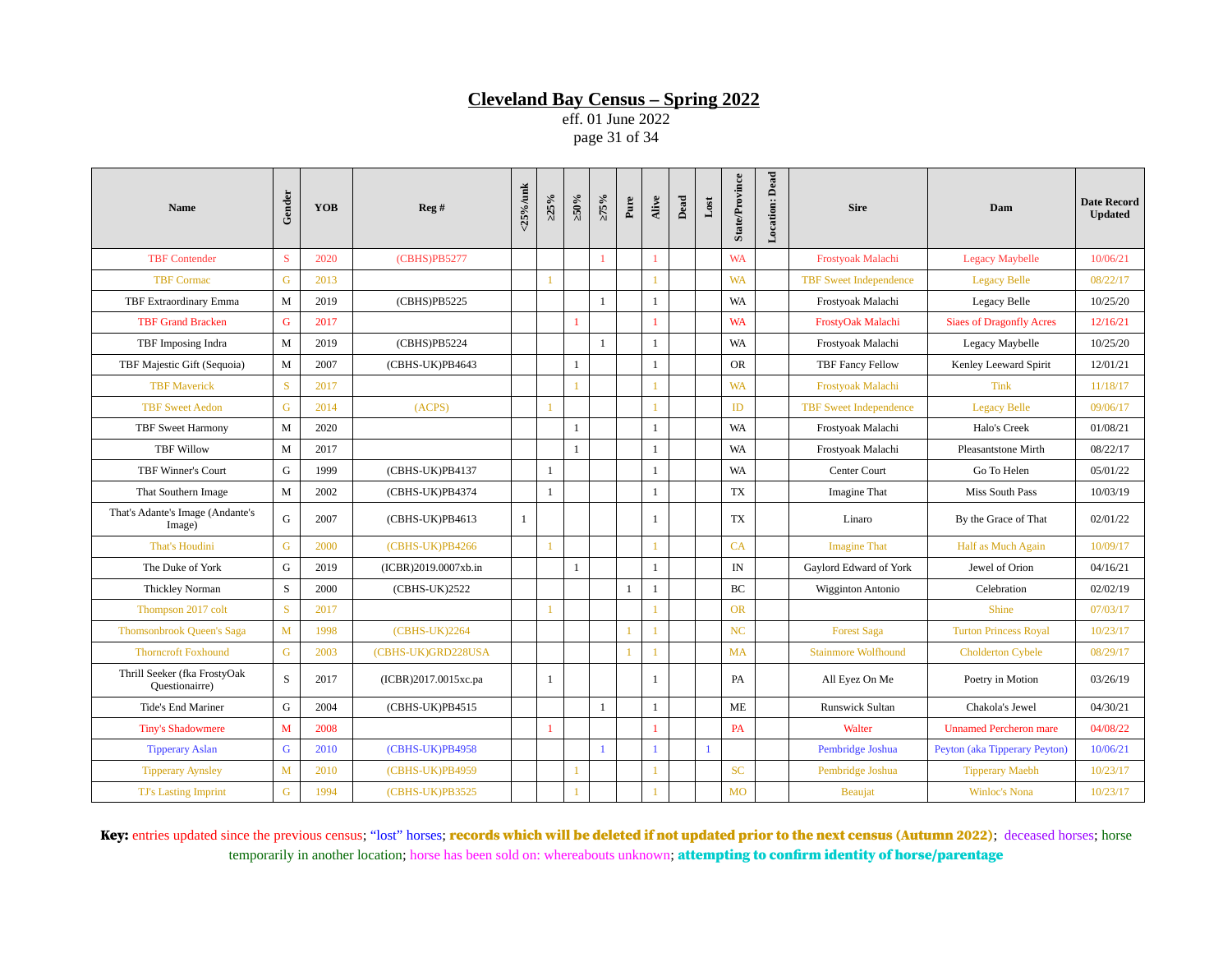# Cleveland Bay Census – Spring 2022

eff. 01 June 2022

| Name | Gender | YOB | Reg # | <25%/unk | ≥25% | ≥50% | ≥75% | Pure | Alive | Dead | Lost | State/Province | Location: Dead | Sire | Dam | Date Record Updated |
|---|---|---|---|---|---|---|---|---|---|---|---|---|---|---|---|---|
| TBF Contender | S | 2020 | (CBHS)PB5277 | | | | 1 | | 1 | | | WA | | Frostyoak Malachi | Legacy Maybelle | 10/06/21 |
| TBF Cormac | G | 2013 | | | 1 | | | | 1 | | | WA | | TBF Sweet Independence | Legacy Belle | 08/22/17 |
| TBF Extraordinary Emma | M | 2019 | (CBHS)PB5225 | | | | 1 | | 1 | | | WA | | Frostyoak Malachi | Legacy Belle | 10/25/20 |
| TBF Grand Bracken | G | 2017 | | | | 1 | | | 1 | | | WA | | FrostyOak Malachi | Siaes of Dragonfly Acres | 12/16/21 |
| TBF Imposing Indra | M | 2019 | (CBHS)PB5224 | | | | 1 | | 1 | | | WA | | Frostyoak Malachi | Legacy Maybelle | 10/25/20 |
| TBF Majestic Gift (Sequoia) | M | 2007 | (CBHS-UK)PB4643 | | | 1 | | | 1 | | | OR | | TBF Fancy Fellow | Kenley Leeward Spirit | 12/01/21 |
| TBF Maverick | S | 2017 | | | | 1 | | | 1 | | | WA | | Frostyoak Malachi | Tink | 11/18/17 |
| TBF Sweet Aedon | G | 2014 | (ACPS) | | 1 | | | | 1 | | | ID | | TBF Sweet Independence | Legacy Belle | 09/06/17 |
| TBF Sweet Harmony | M | 2020 | | | | 1 | | | 1 | | | WA | | Frostyoak Malachi | Halo's Creek | 01/08/21 |
| TBF Willow | M | 2017 | | | | 1 | | | 1 | | | WA | | Frostyoak Malachi | Pleasantstone Mirth | 08/22/17 |
| TBF Winner's Court | G | 1999 | (CBHS-UK)PB4137 | | 1 | | | | 1 | | | WA | | Center Court | Go To Helen | 05/01/22 |
| That Southern Image | M | 2002 | (CBHS-UK)PB4374 | | 1 | | | | 1 | | | TX | | Imagine That | Miss South Pass | 10/03/19 |
| That's Adante's Image (Andante's Image) | G | 2007 | (CBHS-UK)PB4613 | 1 | | | | | 1 | | | TX | | Linaro | By the Grace of That | 02/01/22 |
| That's Houdini | G | 2000 | (CBHS-UK)PB4266 | | 1 | | | | 1 | | | CA | | Imagine That | Half as Much Again | 10/09/17 |
| The Duke of York | G | 2019 | (ICBR)2019.0007xb.in | | | 1 | | | 1 | | | IN | | Gaylord Edward of York | Jewel of Orion | 04/16/21 |
| Thickley Norman | S | 2000 | (CBHS-UK)2522 | | | | | 1 | 1 | | | BC | | Wigginton Antonio | Celebration | 02/02/19 |
| Thompson 2017 colt | S | 2017 | | | 1 | | | | 1 | | | OR | | | Shine | 07/03/17 |
| Thomsonbrook Queen's Saga | M | 1998 | (CBHS-UK)2264 | | | | | 1 | 1 | | | NC | | Forest Saga | Turton Princess Royal | 10/23/17 |
| Thorncroft Foxhound | G | 2003 | (CBHS-UK)GRD228USA | | | | | 1 | 1 | | | MA | | Stainmore Wolfhound | Cholderton Cybele | 08/29/17 |
| Thrill Seeker (fka FrostyOak Questionairre) | S | 2017 | (ICBR)2017.0015xc.pa | | 1 | | | | 1 | | | PA | | All Eyez On Me | Poetry in Motion | 03/26/19 |
| Tide's End Mariner | G | 2004 | (CBHS-UK)PB4515 | | | | 1 | | 1 | | | ME | | Runswick Sultan | Chakola's Jewel | 04/30/21 |
| Tiny's Shadowmere | M | 2008 | | | 1 | | | | 1 | | | PA | | Walter | Unnamed Percheron mare | 04/08/22 |
| Tipperary Aslan | G | 2010 | (CBHS-UK)PB4958 | | | | 1 | | 1 | | 1 | | | Pembridge Joshua | Peyton (aka Tipperary Peyton) | 10/06/21 |
| Tipperary Aynsley | M | 2010 | (CBHS-UK)PB4959 | | | 1 | | | 1 | | | SC | | Pembridge Joshua | Tipperary Maebh | 10/23/17 |
| TJ's Lasting Imprint | G | 1994 | (CBHS-UK)PB3525 | | | 1 | | | 1 | | | MO | | Beaujat | Winloc's Nona | 10/23/17 |

**Key:** entries updated since the previous census; "lost" horses; **records which will be deleted if not updated prior to the next census (Autumn 2022)**; deceased horses; horse temporarily in another location; horse has been sold on: whereabouts unknown; **attempting to confirm identity of horse/parentage**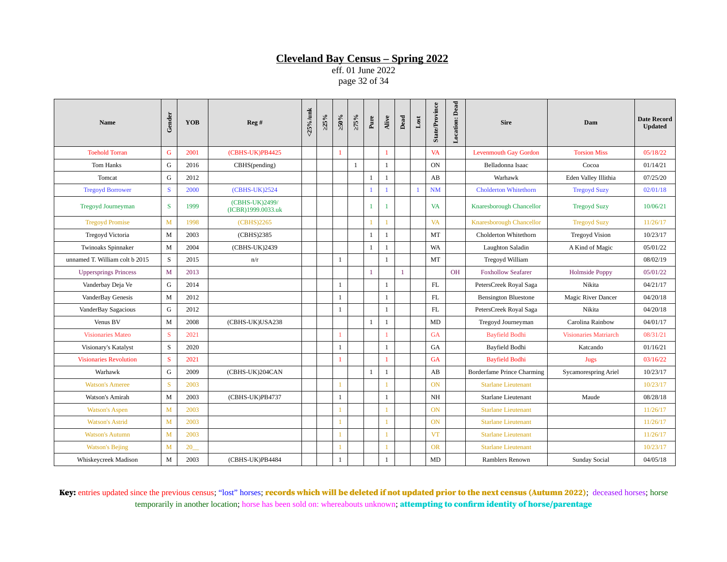# Cleveland Bay Census – Spring 2022

eff. 01 June 2022

| Name | Gender | YOB | Reg # | <25%/unk | ≥25% | ≥50% | ≥75% | Pure | Alive | Dead | Lost | State/Province | Location: Dead | Sire | Dam | Date Record Updated |
|---|---|---|---|---|---|---|---|---|---|---|---|---|---|---|---|---|
| Toehold Torran | G | 2001 | (CBHS-UK)PB4425 | | | 1 | | | 1 | | | VA | | Levenmouth Gay Gordon | Torsion Miss | 05/18/22 |
| Tom Hanks | G | 2016 | CBHS(pending) | | | | 1 | | 1 | | | ON | | Belladonna Isaac | Cocoa | 01/14/21 |
| Tomcat | G | 2012 | | | | | | 1 | 1 | | | AB | | Warhawk | Eden Valley Illithia | 07/25/20 |
| Tregoyd Borrower | S | 2000 | (CBHS-UK)2524 | | | | | 1 | 1 | | 1 | NM | | Cholderton Whitethorn | Tregoyd Suzy | 02/01/18 |
| Tregoyd Journeyman | S | 1999 | (CBHS-UK)2499/ (ICBR)1999.0033.uk | | | | | 1 | 1 | | | VA | | Knaresborough Chancellor | Tregoyd Suzy | 10/06/21 |
| Tregoyd Promise | M | 1998 | (CBHS)2265 | | | | | 1 | 1 | | | VA | | Knaresborough Chancellor | Tregoyd Suzy | 11/26/17 |
| Tregoyd Victoria | M | 2003 | (CBHS)2385 | | | | | 1 | 1 | | | MT | | Cholderton Whitethorn | Tregoyd Vision | 10/23/17 |
| Twinoaks Spinnaker | M | 2004 | (CBHS-UK)2439 | | | | | 1 | 1 | | | WA | | Laughton Saladin | A Kind of Magic | 05/01/22 |
| unnamed T. William colt b 2015 | S | 2015 | n/r | | | 1 | | | 1 | | | MT | | Tregoyd William | | 08/02/19 |
| Uppersprings Princess | M | 2013 | | | | | | 1 | | 1 | | | OH | Foxhollow Seafarer | Holmside Poppy | 05/01/22 |
| Vanderbay Deja Ve | G | 2014 | | | | 1 | | | 1 | | | FL | | PetersCreek Royal Saga | Nikita | 04/21/17 |
| VanderBay Genesis | M | 2012 | | | | 1 | | | 1 | | | FL | | Bensington Bluestone | Magic River Dancer | 04/20/18 |
| VanderBay Sagacious | G | 2012 | | | | 1 | | | 1 | | | FL | | PetersCreek Royal Saga | Nikita | 04/20/18 |
| Venus BV | M | 2008 | (CBHS-UK)USA238 | | | | | 1 | 1 | | | MD | | Tregoyd Journeyman | Carolina Rainbow | 04/01/17 |
| Visionaries Mateo | S | 2021 | | | | 1 | | | 1 | | | GA | | Bayfield Bodhi | Visionaries Matriarch | 08/31/21 |
| Visionary's Katalyst | S | 2020 | | | | 1 | | | 1 | | | GA | | Bayfield Bodhi | Katcando | 01/16/21 |
| Visionaries Revolution | S | 2021 | | | | 1 | | | 1 | | | GA | | Bayfield Bodhi | Jugs | 03/16/22 |
| Warhawk | G | 2009 | (CBHS-UK)204CAN | | | | | 1 | 1 | | | AB | | Borderfame Prince Charming | Sycamorespring Ariel | 10/23/17 |
| Watson's Ameree | S | 2003 | | | | 1 | | | 1 | | | ON | | Starlane Lieutenant | | 10/23/17 |
| Watson's Amirah | M | 2003 | (CBHS-UK)PB4737 | | | 1 | | | 1 | | | NH | | Starlane Lieutenant | Maude | 08/28/18 |
| Watson's Aspen | M | 2003 | | | | 1 | | | 1 | | | ON | | Starlane Lieutenant | | 11/26/17 |
| Watson's Astrid | M | 2003 | | | | 1 | | | 1 | | | ON | | Starlane Lieutenant | | 11/26/17 |
| Watson's Autumn | M | 2003 | | | | 1 | | | 1 | | | VT | | Starlane Lieutenant | | 11/26/17 |
| Watson's Bejing | M | 20__ | | | | 1 | | | 1 | | | OR | | Starlane Lieutenant | | 10/23/17 |
| Whiskeycreek Madison | M | 2003 | (CBHS-UK)PB4484 | | | 1 | | | 1 | | | MD | | Ramblers Renown | Sunday Social | 04/05/18 |

**Key:** entries updated since the previous census; "lost" horses; **records which will be deleted if not updated prior to the next census (Autumn 2022)**; deceased horses; horse temporarily in another location; horse has been sold on: whereabouts unknown; **attempting to confirm identity of horse/parentage**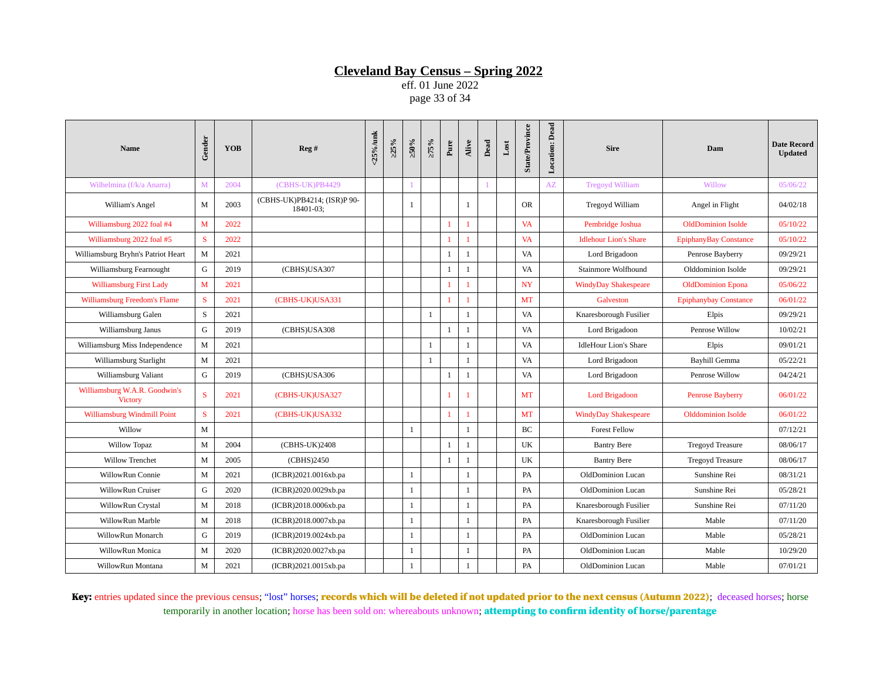# Cleveland Bay Census – Spring 2022

eff. 01 June 2022

| Name | Gender | YOB | Reg # | <25%/unk | ≥25% | ≥50% | ≥75% | Pure | Alive | Dead | Lost | State/Province | Location: Dead | Sire | Dam | Date Record Updated |
|---|---|---|---|---|---|---|---|---|---|---|---|---|---|---|---|---|
| Wilhelmina (f/k/a Anarra) | M | 2004 | (CBHS-UK)PB4429 | | | 1 | | | | 1 | | | AZ | Tregoyd William | Willow | 05/06/22 |
| William's Angel | M | 2003 | (CBHS-UK)PB4214; (ISR)P 90-18401-03; | | | 1 | | | 1 | | | OR | | Tregoyd William | Angel in Flight | 04/02/18 |
| Williamsburg 2022 foal #4 | M | 2022 | | | | | | 1 | 1 | | | VA | | Pembridge Joshua | OldDominion Isolde | 05/10/22 |
| Williamsburg 2022 foal #5 | S | 2022 | | | | | | 1 | 1 | | | VA | | Idlehour Lion's Share | EpiphanyBay Constance | 05/10/22 |
| Williamsburg Bryhn's Patriot Heart | M | 2021 | | | | | | 1 | 1 | | | VA | | Lord Brigadoon | Penrose Bayberry | 09/29/21 |
| Williamsburg Fearnought | G | 2019 | (CBHS)USA307 | | | | | 1 | 1 | | | VA | | Stainmore Wolfhound | Olddominion Isolde | 09/29/21 |
| Williamsburg First Lady | M | 2021 | | | | | | 1 | 1 | | | NY | | WindyDay Shakespeare | OldDominion Epona | 05/06/22 |
| Williamsburg Freedom's Flame | S | 2021 | (CBHS-UK)USA331 | | | | | 1 | 1 | | | MT | | Galveston | Epiphanybay Constance | 06/01/22 |
| Williamsburg Galen | S | 2021 | | | | | 1 | | 1 | | | VA | | Knaresborough Fusilier | Elpis | 09/29/21 |
| Williamsburg Janus | G | 2019 | (CBHS)USA308 | | | | | 1 | 1 | | | VA | | Lord Brigadoon | Penrose Willow | 10/02/21 |
| Williamsburg Miss Independence | M | 2021 | | | | | 1 | | 1 | | | VA | | IdleHour Lion's Share | Elpis | 09/01/21 |
| Williamsburg Starlight | M | 2021 | | | | | 1 | | 1 | | | VA | | Lord Brigadoon | Bayhill Gemma | 05/22/21 |
| Williamsburg Valiant | G | 2019 | (CBHS)USA306 | | | | | 1 | 1 | | | VA | | Lord Brigadoon | Penrose Willow | 04/24/21 |
| Williamsburg W.A.R. Goodwin's Victory | S | 2021 | (CBHS-UK)USA327 | | | | | 1 | 1 | | | MT | | Lord Brigadoon | Penrose Bayberry | 06/01/22 |
| Williamsburg Windmill Point | S | 2021 | (CBHS-UK)USA332 | | | | | 1 | 1 | | | MT | | WindyDay Shakespeare | Olddominion Isolde | 06/01/22 |
| Willow | M | | | | | 1 | | | 1 | | | BC | | Forest Fellow | | 07/12/21 |
| Willow Topaz | M | 2004 | (CBHS-UK)2408 | | | | | 1 | 1 | | | UK | | Bantry Bere | Tregoyd Treasure | 08/06/17 |
| Willow Trenchet | M | 2005 | (CBHS)2450 | | | | | 1 | 1 | | | UK | | Bantry Bere | Tregoyd Treasure | 08/06/17 |
| WillowRun Connie | M | 2021 | (ICBR)2021.0016xb.pa | | | 1 | | | 1 | | | PA | | OldDominion Lucan | Sunshine Rei | 08/31/21 |
| WillowRun Cruiser | G | 2020 | (ICBR)2020.0029xb.pa | | | 1 | | | 1 | | | PA | | OldDominion Lucan | Sunshine Rei | 05/28/21 |
| WillowRun Crystal | M | 2018 | (ICBR)2018.0006xb.pa | | | 1 | | | 1 | | | PA | | Knaresborough Fusilier | Sunshine Rei | 07/11/20 |
| WillowRun Marble | M | 2018 | (ICBR)2018.0007xb.pa | | | 1 | | | 1 | | | PA | | Knaresborough Fusilier | Mable | 07/11/20 |
| WillowRun Monarch | G | 2019 | (ICBR)2019.0024xb.pa | | | 1 | | | 1 | | | PA | | OldDominion Lucan | Mable | 05/28/21 |
| WillowRun Monica | M | 2020 | (ICBR)2020.0027xb.pa | | | 1 | | | 1 | | | PA | | OldDominion Lucan | Mable | 10/29/20 |
| WillowRun Montana | M | 2021 | (ICBR)2021.0015xb.pa | | | 1 | | | 1 | | | PA | | OldDominion Lucan | Mable | 07/01/21 |

**Key:** entries updated since the previous census; "lost" horses; **records which will be deleted if not updated prior to the next census (Autumn 2022)**; deceased horses; horse temporarily in another location; horse has been sold on: whereabouts unknown; **attempting to confirm identity of horse/parentage**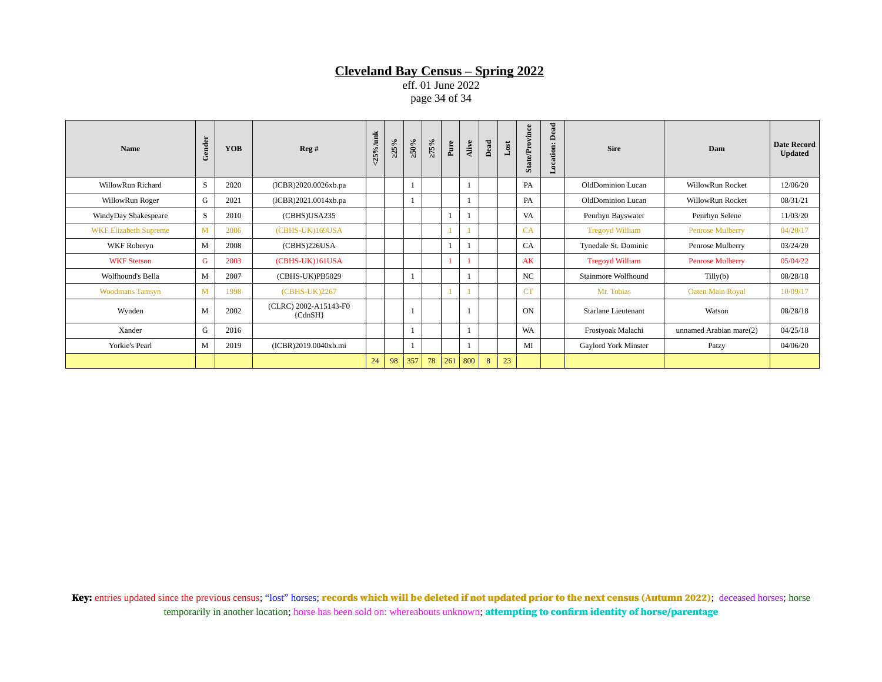# Cleveland Bay Census – Spring 2022

eff. 01 June 2022

| Name | Gender | YOB | Reg # | <25%/unk | ≥25% | ≥50% | ≥75% | Pure | Alive | Dead | Lost | State/Province | Location: Dead | Sire | Dam | Date Record Updated |
|---|---|---|---|---|---|---|---|---|---|---|---|---|---|---|---|---|
| WillowRun Richard | S | 2020 | (ICBR)2020.0026xb.pa | | | 1 | | | 1 | | | PA | | OldDominion Lucan | WillowRun Rocket | 12/06/20 |
| WillowRun Roger | G | 2021 | (ICBR)2021.0014xb.pa | | | 1 | | | 1 | | | PA | | OldDominion Lucan | WillowRun Rocket | 08/31/21 |
| WindyDay Shakespeare | S | 2010 | (CBHS)USA235 | | | | | 1 | 1 | | | VA | | Penrhyn Bayswater | Penrhyn Selene | 11/03/20 |
| WKF Elizabeth Supreme | M | 2006 | (CBHS-UK)169USA | | | | | 1 | 1 | | | CA | | Tregoyd William | Penrose Mulberry | 04/20/17 |
| WKF Roheryn | M | 2008 | (CBHS)226USA | | | | | 1 | 1 | | | CA | | Tynedale St. Dominic | Penrose Mulberry | 03/24/20 |
| WKF Stetson | G | 2003 | (CBHS-UK)161USA | | | | | 1 | 1 | | | AK | | Tregoyd William | Penrose Mulberry | 05/04/22 |
| Wolfhound's Bella | M | 2007 | (CBHS-UK)PB5029 | | | 1 | | | 1 | | | NC | | Stainmore Wolfhound | Tilly(b) | 08/28/18 |
| Woodmans Tamsyn | M | 1998 | (CBHS-UK)2267 | | | | | 1 | 1 | | | CT | | Mr. Tobias | Oaten Main Royal | 10/09/17 |
| Wynden | M | 2002 | (CLRC) 2002-A15143-F0 {CdnSH} | | | 1 | | | 1 | | | ON | | Starlane Lieutenant | Watson | 08/28/18 |
| Xander | G | 2016 | | | | 1 | | | 1 | | | WA | | Frostyoak Malachi | unnamed Arabian mare(2) | 04/25/18 |
| Yorkie's Pearl | M | 2019 | (ICBR)2019.0040xb.mi | | | 1 | | | 1 | | | MI | | Gaylord York Minster | Patzy | 04/06/20 |
| | | | | 24 | 98 | 357 | 78 | 261 | 800 | 8 | 23 | | | | | |

**Key:** entries updated since the previous census; "lost" horses; **records which will be deleted if not updated prior to the next census (Autumn 2022)**; deceased horses; horse temporarily in another location; horse has been sold on: whereabouts unknown; **attempting to confirm identity of horse/parentage**